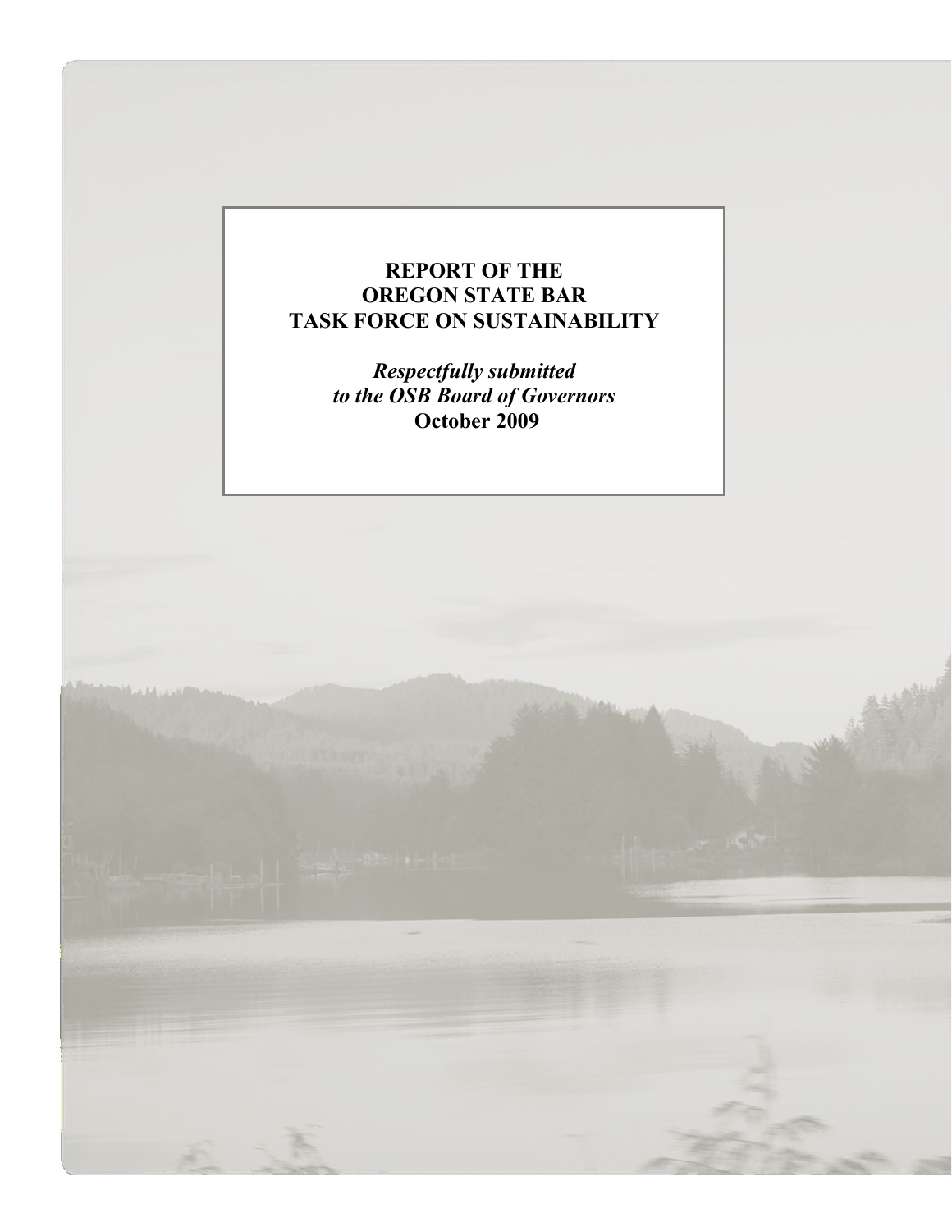# REPORT OF THE OREGON STATE BAR TASK FORCE ON SUSTAINABILITY

***Respectfully submitted to the OSB Board of Governors***

**October 2009**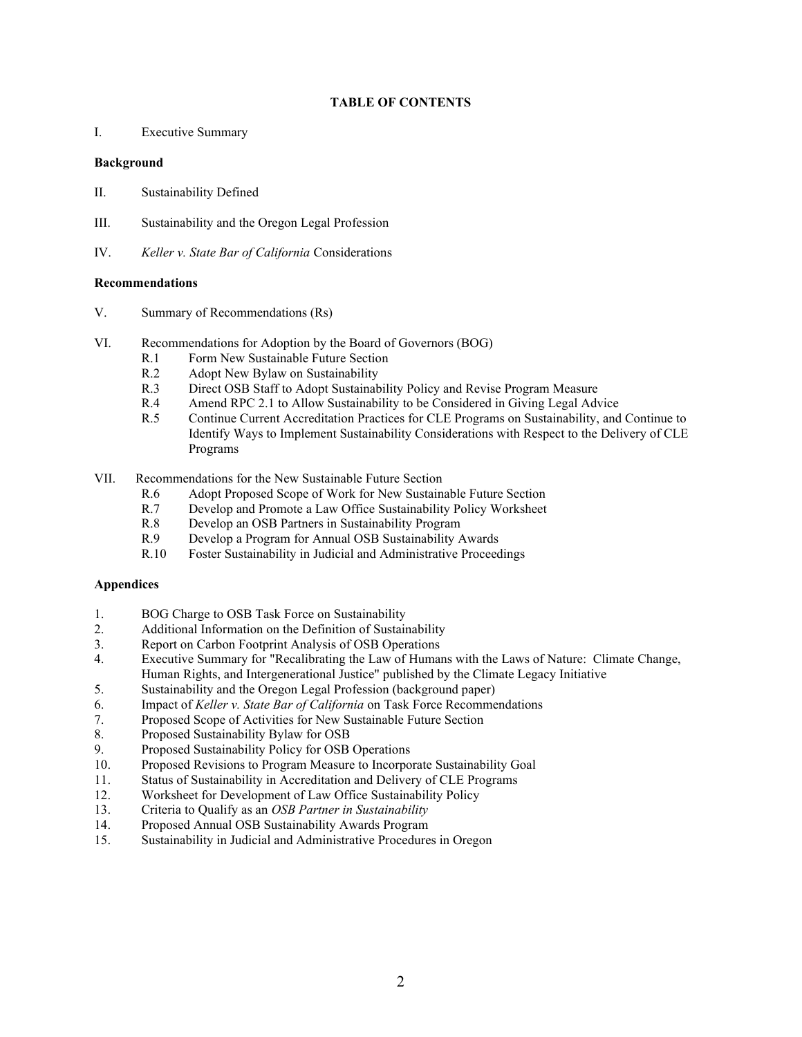**TABLE OF CONTENTS**

I. Executive Summary

**Background**

II. Sustainability Defined

III. Sustainability and the Oregon Legal Profession

IV. *Keller v. State Bar of California* Considerations

**Recommendations**

V. Summary of Recommendations (Rs)

VI. Recommendations for Adoption by the Board of Governors (BOG)
- R.1 Form New Sustainable Future Section
- R.2 Adopt New Bylaw on Sustainability
- R.3 Direct OSB Staff to Adopt Sustainability Policy and Revise Program Measure
- R.4 Amend RPC 2.1 to Allow Sustainability to be Considered in Giving Legal Advice
- R.5 Continue Current Accreditation Practices for CLE Programs on Sustainability, and Continue to Identify Ways to Implement Sustainability Considerations with Respect to the Delivery of CLE Programs

VII. Recommendations for the New Sustainable Future Section
- R.6 Adopt Proposed Scope of Work for New Sustainable Future Section
- R.7 Develop and Promote a Law Office Sustainability Policy Worksheet
- R.8 Develop an OSB Partners in Sustainability Program
- R.9 Develop a Program for Annual OSB Sustainability Awards
- R.10 Foster Sustainability in Judicial and Administrative Proceedings

**Appendices**

1. BOG Charge to OSB Task Force on Sustainability
2. Additional Information on the Definition of Sustainability
3. Report on Carbon Footprint Analysis of OSB Operations
4. Executive Summary for "Recalibrating the Law of Humans with the Laws of Nature: Climate Change, Human Rights, and Intergenerational Justice" published by the Climate Legacy Initiative
5. Sustainability and the Oregon Legal Profession (background paper)
6. Impact of *Keller v. State Bar of California* on Task Force Recommendations
7. Proposed Scope of Activities for New Sustainable Future Section
8. Proposed Sustainability Bylaw for OSB
9. Proposed Sustainability Policy for OSB Operations
10. Proposed Revisions to Program Measure to Incorporate Sustainability Goal
11. Status of Sustainability in Accreditation and Delivery of CLE Programs
12. Worksheet for Development of Law Office Sustainability Policy
13. Criteria to Qualify as an *OSB Partner in Sustainability*
14. Proposed Annual OSB Sustainability Awards Program
15. Sustainability in Judicial and Administrative Procedures in Oregon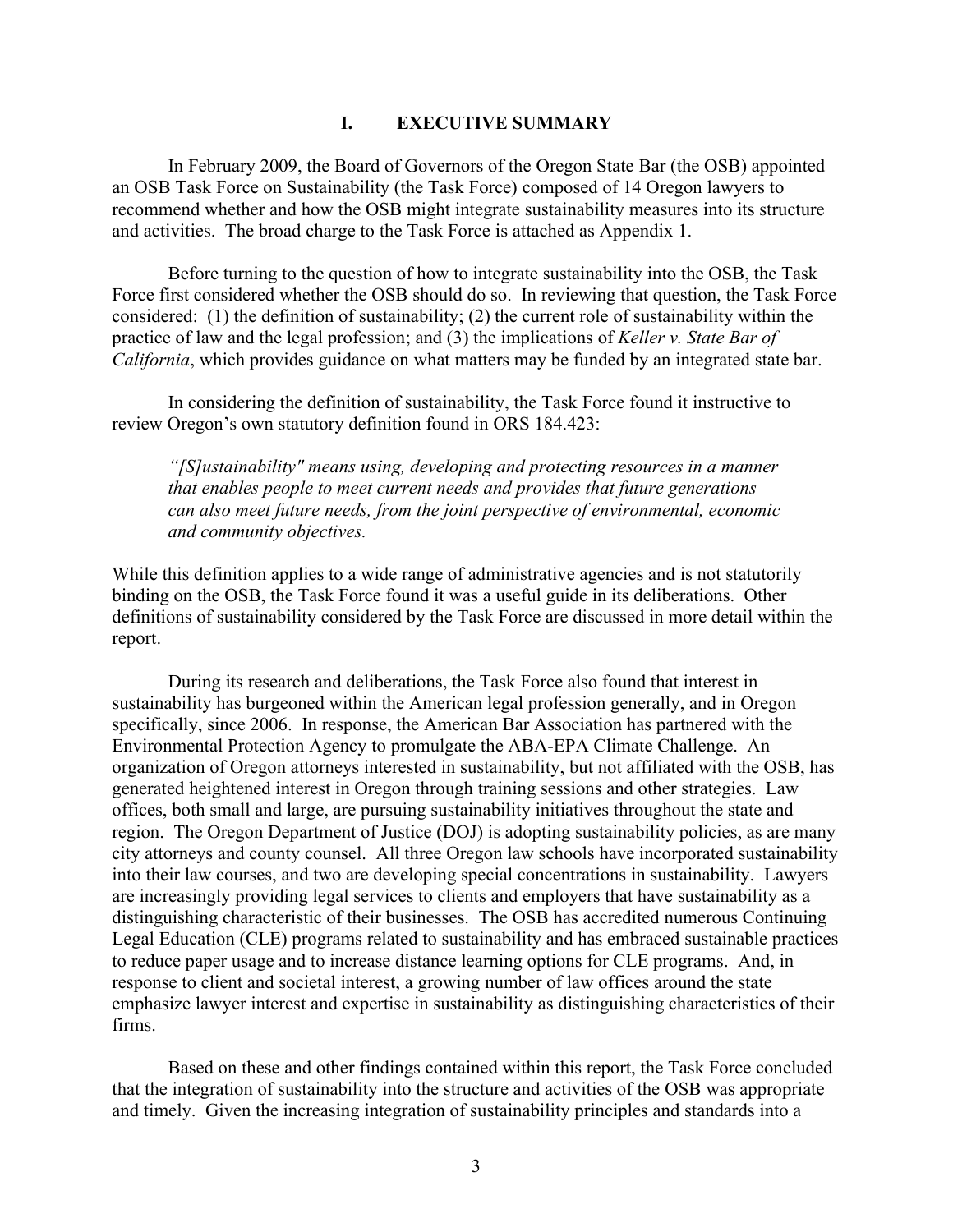# I. EXECUTIVE SUMMARY

In February 2009, the Board of Governors of the Oregon State Bar (the OSB) appointed an OSB Task Force on Sustainability (the Task Force) composed of 14 Oregon lawyers to recommend whether and how the OSB might integrate sustainability measures into its structure and activities. The broad charge to the Task Force is attached as Appendix 1.

Before turning to the question of how to integrate sustainability into the OSB, the Task Force first considered whether the OSB should do so. In reviewing that question, the Task Force considered: (1) the definition of sustainability; (2) the current role of sustainability within the practice of law and the legal profession; and (3) the implications of *Keller v. State Bar of California*, which provides guidance on what matters may be funded by an integrated state bar.

In considering the definition of sustainability, the Task Force found it instructive to review Oregon's own statutory definition found in ORS 184.423:

> *"[S]ustainability" means using, developing and protecting resources in a manner that enables people to meet current needs and provides that future generations can also meet future needs, from the joint perspective of environmental, economic and community objectives.*

While this definition applies to a wide range of administrative agencies and is not statutorily binding on the OSB, the Task Force found it was a useful guide in its deliberations. Other definitions of sustainability considered by the Task Force are discussed in more detail within the report.

During its research and deliberations, the Task Force also found that interest in sustainability has burgeoned within the American legal profession generally, and in Oregon specifically, since 2006. In response, the American Bar Association has partnered with the Environmental Protection Agency to promulgate the ABA-EPA Climate Challenge. An organization of Oregon attorneys interested in sustainability, but not affiliated with the OSB, has generated heightened interest in Oregon through training sessions and other strategies. Law offices, both small and large, are pursuing sustainability initiatives throughout the state and region. The Oregon Department of Justice (DOJ) is adopting sustainability policies, as are many city attorneys and county counsel. All three Oregon law schools have incorporated sustainability into their law courses, and two are developing special concentrations in sustainability. Lawyers are increasingly providing legal services to clients and employers that have sustainability as a distinguishing characteristic of their businesses. The OSB has accredited numerous Continuing Legal Education (CLE) programs related to sustainability and has embraced sustainable practices to reduce paper usage and to increase distance learning options for CLE programs. And, in response to client and societal interest, a growing number of law offices around the state emphasize lawyer interest and expertise in sustainability as distinguishing characteristics of their firms.

Based on these and other findings contained within this report, the Task Force concluded that the integration of sustainability into the structure and activities of the OSB was appropriate and timely. Given the increasing integration of sustainability principles and standards into a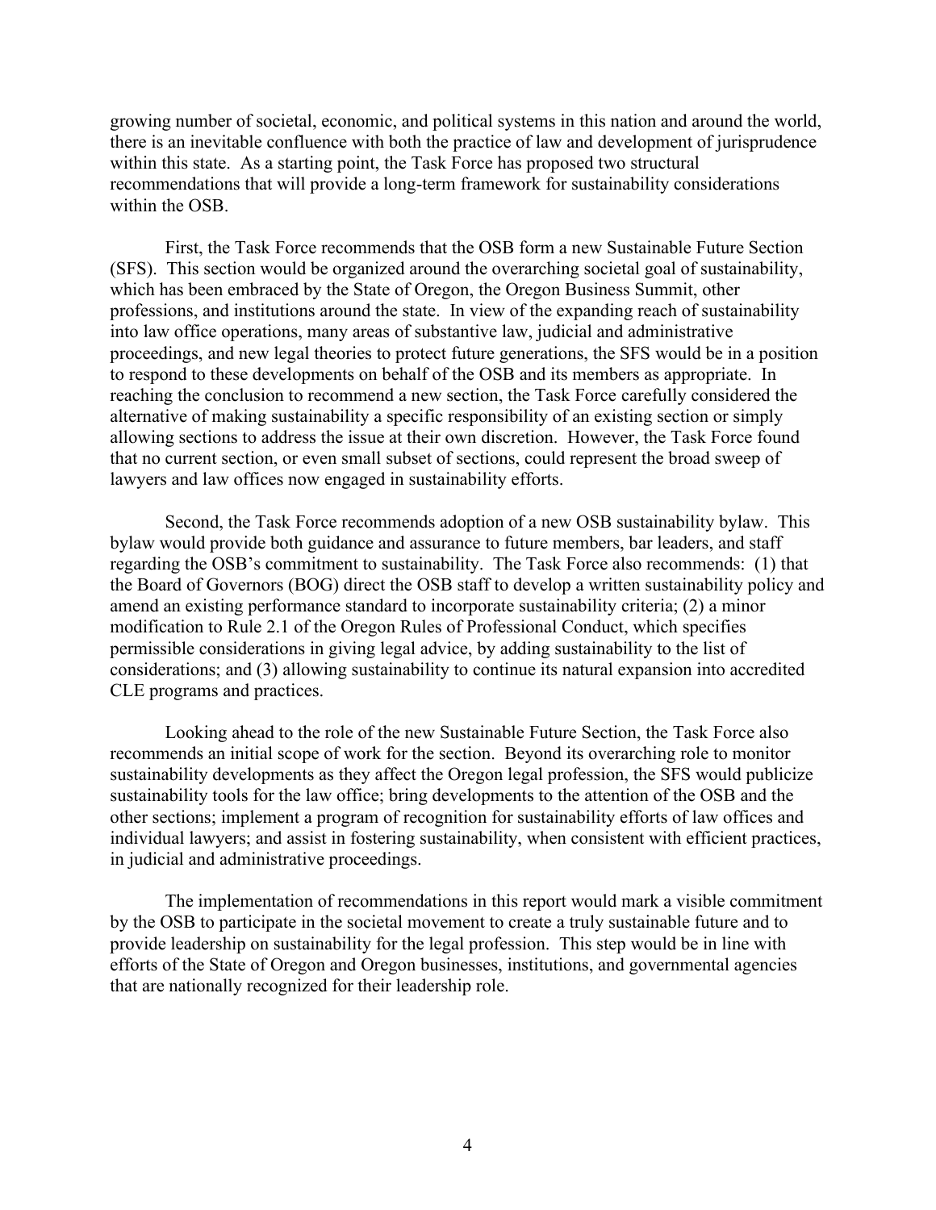growing number of societal, economic, and political systems in this nation and around the world, there is an inevitable confluence with both the practice of law and development of jurisprudence within this state. As a starting point, the Task Force has proposed two structural recommendations that will provide a long-term framework for sustainability considerations within the OSB.

First, the Task Force recommends that the OSB form a new Sustainable Future Section (SFS). This section would be organized around the overarching societal goal of sustainability, which has been embraced by the State of Oregon, the Oregon Business Summit, other professions, and institutions around the state. In view of the expanding reach of sustainability into law office operations, many areas of substantive law, judicial and administrative proceedings, and new legal theories to protect future generations, the SFS would be in a position to respond to these developments on behalf of the OSB and its members as appropriate. In reaching the conclusion to recommend a new section, the Task Force carefully considered the alternative of making sustainability a specific responsibility of an existing section or simply allowing sections to address the issue at their own discretion. However, the Task Force found that no current section, or even small subset of sections, could represent the broad sweep of lawyers and law offices now engaged in sustainability efforts.

Second, the Task Force recommends adoption of a new OSB sustainability bylaw. This bylaw would provide both guidance and assurance to future members, bar leaders, and staff regarding the OSB's commitment to sustainability. The Task Force also recommends: (1) that the Board of Governors (BOG) direct the OSB staff to develop a written sustainability policy and amend an existing performance standard to incorporate sustainability criteria; (2) a minor modification to Rule 2.1 of the Oregon Rules of Professional Conduct, which specifies permissible considerations in giving legal advice, by adding sustainability to the list of considerations; and (3) allowing sustainability to continue its natural expansion into accredited CLE programs and practices.

Looking ahead to the role of the new Sustainable Future Section, the Task Force also recommends an initial scope of work for the section. Beyond its overarching role to monitor sustainability developments as they affect the Oregon legal profession, the SFS would publicize sustainability tools for the law office; bring developments to the attention of the OSB and the other sections; implement a program of recognition for sustainability efforts of law offices and individual lawyers; and assist in fostering sustainability, when consistent with efficient practices, in judicial and administrative proceedings.

The implementation of recommendations in this report would mark a visible commitment by the OSB to participate in the societal movement to create a truly sustainable future and to provide leadership on sustainability for the legal profession. This step would be in line with efforts of the State of Oregon and Oregon businesses, institutions, and governmental agencies that are nationally recognized for their leadership role.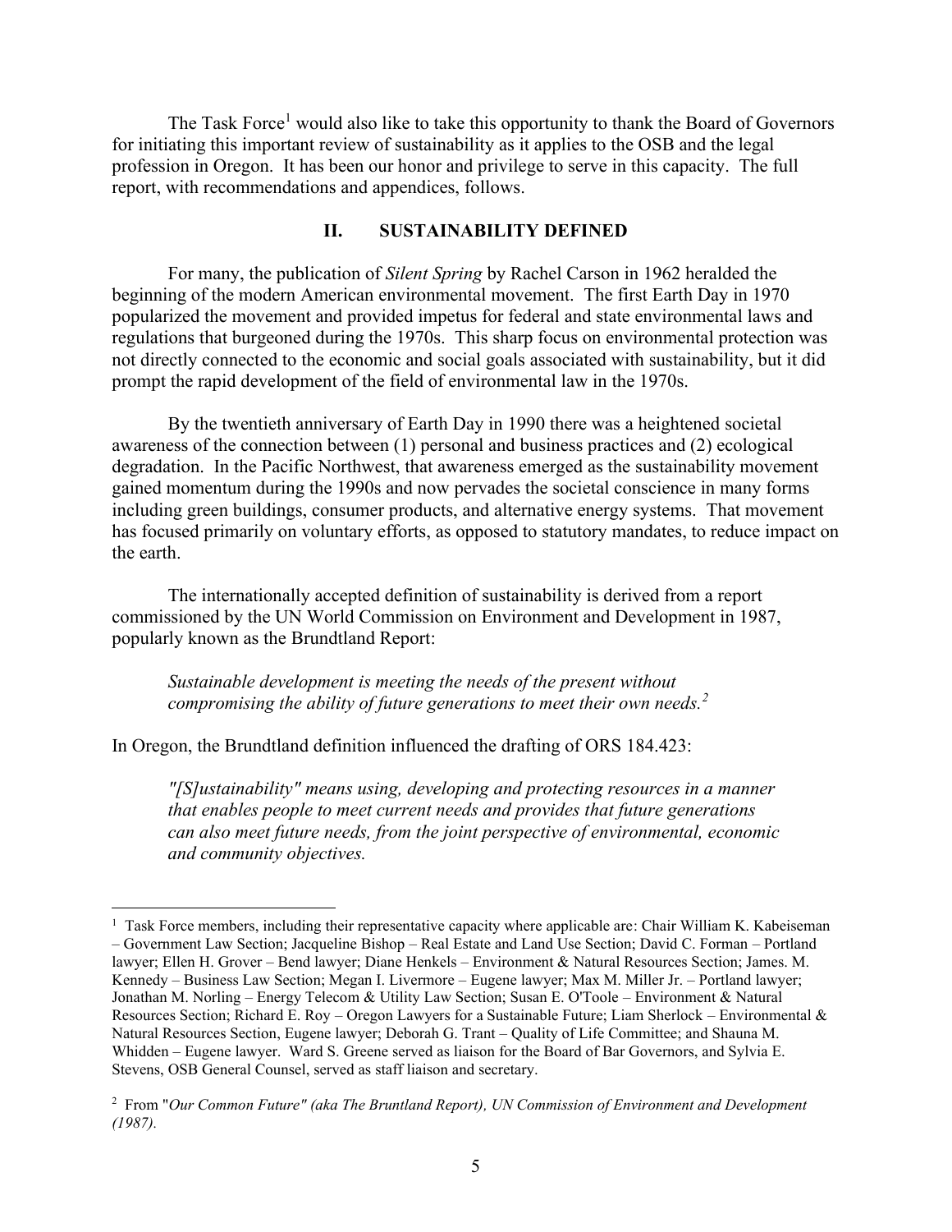The Task Force[1] would also like to take this opportunity to thank the Board of Governors for initiating this important review of sustainability as it applies to the OSB and the legal profession in Oregon. It has been our honor and privilege to serve in this capacity. The full report, with recommendations and appendices, follows.

## II. SUSTAINABILITY DEFINED

For many, the publication of *Silent Spring* by Rachel Carson in 1962 heralded the beginning of the modern American environmental movement. The first Earth Day in 1970 popularized the movement and provided impetus for federal and state environmental laws and regulations that burgeoned during the 1970s. This sharp focus on environmental protection was not directly connected to the economic and social goals associated with sustainability, but it did prompt the rapid development of the field of environmental law in the 1970s.

By the twentieth anniversary of Earth Day in 1990 there was a heightened societal awareness of the connection between (1) personal and business practices and (2) ecological degradation. In the Pacific Northwest, that awareness emerged as the sustainability movement gained momentum during the 1990s and now pervades the societal conscience in many forms including green buildings, consumer products, and alternative energy systems. That movement has focused primarily on voluntary efforts, as opposed to statutory mandates, to reduce impact on the earth.

The internationally accepted definition of sustainability is derived from a report commissioned by the UN World Commission on Environment and Development in 1987, popularly known as the Brundtland Report:

> *Sustainable development is meeting the needs of the present without compromising the ability of future generations to meet their own needs.*[2]

In Oregon, the Brundtland definition influenced the drafting of ORS 184.423:

> *"[S]ustainability" means using, developing and protecting resources in a manner that enables people to meet current needs and provides that future generations can also meet future needs, from the joint perspective of environmental, economic and community objectives.*

---

[1] Task Force members, including their representative capacity where applicable are: Chair William K. Kabeiseman – Government Law Section; Jacqueline Bishop – Real Estate and Land Use Section; David C. Forman – Portland lawyer; Ellen H. Grover – Bend lawyer; Diane Henkels – Environment & Natural Resources Section; James. M. Kennedy – Business Law Section; Megan I. Livermore – Eugene lawyer; Max M. Miller Jr. – Portland lawyer; Jonathan M. Norling – Energy Telecom & Utility Law Section; Susan E. O'Toole – Environment & Natural Resources Section; Richard E. Roy – Oregon Lawyers for a Sustainable Future; Liam Sherlock – Environmental & Natural Resources Section, Eugene lawyer; Deborah G. Trant – Quality of Life Committee; and Shauna M. Whidden – Eugene lawyer. Ward S. Greene served as liaison for the Board of Bar Governors, and Sylvia E. Stevens, OSB General Counsel, served as staff liaison and secretary.

[2] From "*Our Common Future" (aka The Bruntland Report), UN Commission of Environment and Development (1987).*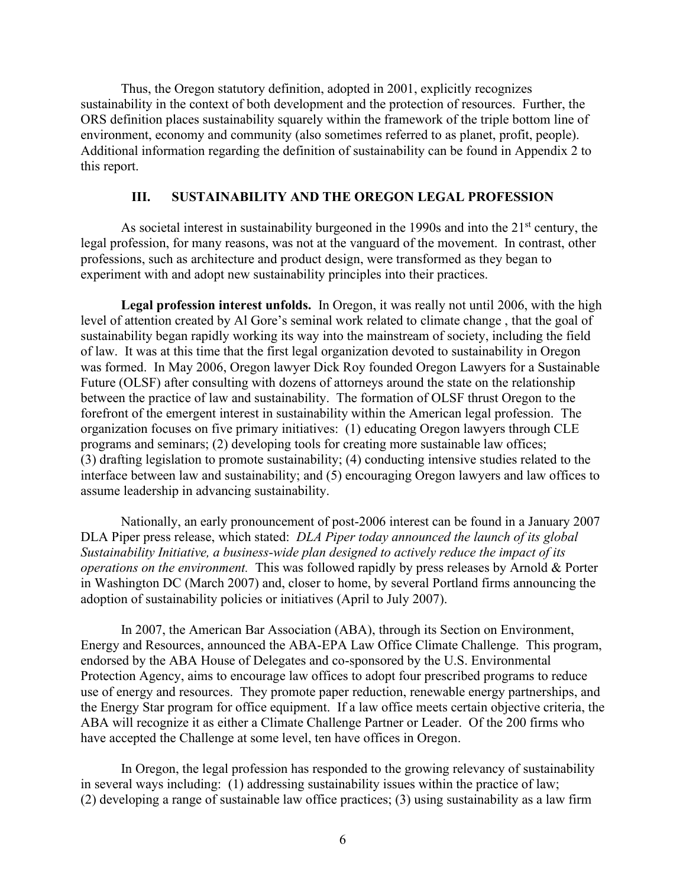Thus, the Oregon statutory definition, adopted in 2001, explicitly recognizes sustainability in the context of both development and the protection of resources. Further, the ORS definition places sustainability squarely within the framework of the triple bottom line of environment, economy and community (also sometimes referred to as planet, profit, people). Additional information regarding the definition of sustainability can be found in Appendix 2 to this report.

## III. SUSTAINABILITY AND THE OREGON LEGAL PROFESSION

As societal interest in sustainability burgeoned in the 1990s and into the 21st century, the legal profession, for many reasons, was not at the vanguard of the movement. In contrast, other professions, such as architecture and product design, were transformed as they began to experiment with and adopt new sustainability principles into their practices.

**Legal profession interest unfolds.** In Oregon, it was really not until 2006, with the high level of attention created by Al Gore's seminal work related to climate change , that the goal of sustainability began rapidly working its way into the mainstream of society, including the field of law. It was at this time that the first legal organization devoted to sustainability in Oregon was formed. In May 2006, Oregon lawyer Dick Roy founded Oregon Lawyers for a Sustainable Future (OLSF) after consulting with dozens of attorneys around the state on the relationship between the practice of law and sustainability. The formation of OLSF thrust Oregon to the forefront of the emergent interest in sustainability within the American legal profession. The organization focuses on five primary initiatives: (1) educating Oregon lawyers through CLE programs and seminars; (2) developing tools for creating more sustainable law offices; (3) drafting legislation to promote sustainability; (4) conducting intensive studies related to the interface between law and sustainability; and (5) encouraging Oregon lawyers and law offices to assume leadership in advancing sustainability.

Nationally, an early pronouncement of post-2006 interest can be found in a January 2007 DLA Piper press release, which stated: *DLA Piper today announced the launch of its global Sustainability Initiative, a business-wide plan designed to actively reduce the impact of its operations on the environment.* This was followed rapidly by press releases by Arnold & Porter in Washington DC (March 2007) and, closer to home, by several Portland firms announcing the adoption of sustainability policies or initiatives (April to July 2007).

In 2007, the American Bar Association (ABA), through its Section on Environment, Energy and Resources, announced the ABA-EPA Law Office Climate Challenge. This program, endorsed by the ABA House of Delegates and co-sponsored by the U.S. Environmental Protection Agency, aims to encourage law offices to adopt four prescribed programs to reduce use of energy and resources. They promote paper reduction, renewable energy partnerships, and the Energy Star program for office equipment. If a law office meets certain objective criteria, the ABA will recognize it as either a Climate Challenge Partner or Leader. Of the 200 firms who have accepted the Challenge at some level, ten have offices in Oregon.

In Oregon, the legal profession has responded to the growing relevancy of sustainability in several ways including: (1) addressing sustainability issues within the practice of law; (2) developing a range of sustainable law office practices; (3) using sustainability as a law firm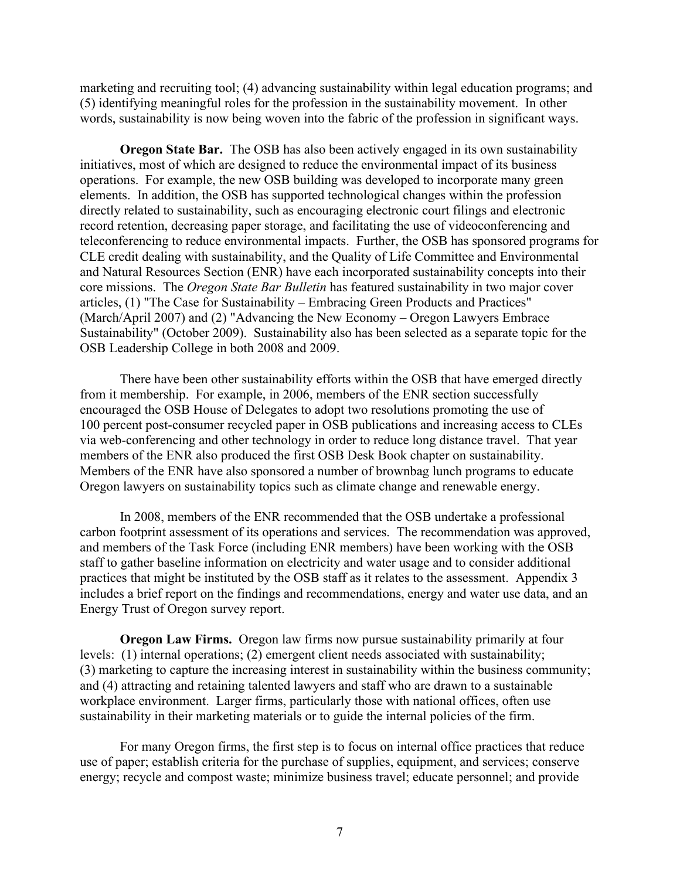marketing and recruiting tool; (4) advancing sustainability within legal education programs; and (5) identifying meaningful roles for the profession in the sustainability movement. In other words, sustainability is now being woven into the fabric of the profession in significant ways.

**Oregon State Bar.** The OSB has also been actively engaged in its own sustainability initiatives, most of which are designed to reduce the environmental impact of its business operations. For example, the new OSB building was developed to incorporate many green elements. In addition, the OSB has supported technological changes within the profession directly related to sustainability, such as encouraging electronic court filings and electronic record retention, decreasing paper storage, and facilitating the use of videoconferencing and teleconferencing to reduce environmental impacts. Further, the OSB has sponsored programs for CLE credit dealing with sustainability, and the Quality of Life Committee and Environmental and Natural Resources Section (ENR) have each incorporated sustainability concepts into their core missions. The *Oregon State Bar Bulletin* has featured sustainability in two major cover articles, (1) "The Case for Sustainability – Embracing Green Products and Practices" (March/April 2007) and (2) "Advancing the New Economy – Oregon Lawyers Embrace Sustainability" (October 2009). Sustainability also has been selected as a separate topic for the OSB Leadership College in both 2008 and 2009.

There have been other sustainability efforts within the OSB that have emerged directly from it membership. For example, in 2006, members of the ENR section successfully encouraged the OSB House of Delegates to adopt two resolutions promoting the use of 100 percent post-consumer recycled paper in OSB publications and increasing access to CLEs via web-conferencing and other technology in order to reduce long distance travel. That year members of the ENR also produced the first OSB Desk Book chapter on sustainability. Members of the ENR have also sponsored a number of brownbag lunch programs to educate Oregon lawyers on sustainability topics such as climate change and renewable energy.

In 2008, members of the ENR recommended that the OSB undertake a professional carbon footprint assessment of its operations and services. The recommendation was approved, and members of the Task Force (including ENR members) have been working with the OSB staff to gather baseline information on electricity and water usage and to consider additional practices that might be instituted by the OSB staff as it relates to the assessment. Appendix 3 includes a brief report on the findings and recommendations, energy and water use data, and an Energy Trust of Oregon survey report.

**Oregon Law Firms.** Oregon law firms now pursue sustainability primarily at four levels: (1) internal operations; (2) emergent client needs associated with sustainability; (3) marketing to capture the increasing interest in sustainability within the business community; and (4) attracting and retaining talented lawyers and staff who are drawn to a sustainable workplace environment. Larger firms, particularly those with national offices, often use sustainability in their marketing materials or to guide the internal policies of the firm.

For many Oregon firms, the first step is to focus on internal office practices that reduce use of paper; establish criteria for the purchase of supplies, equipment, and services; conserve energy; recycle and compost waste; minimize business travel; educate personnel; and provide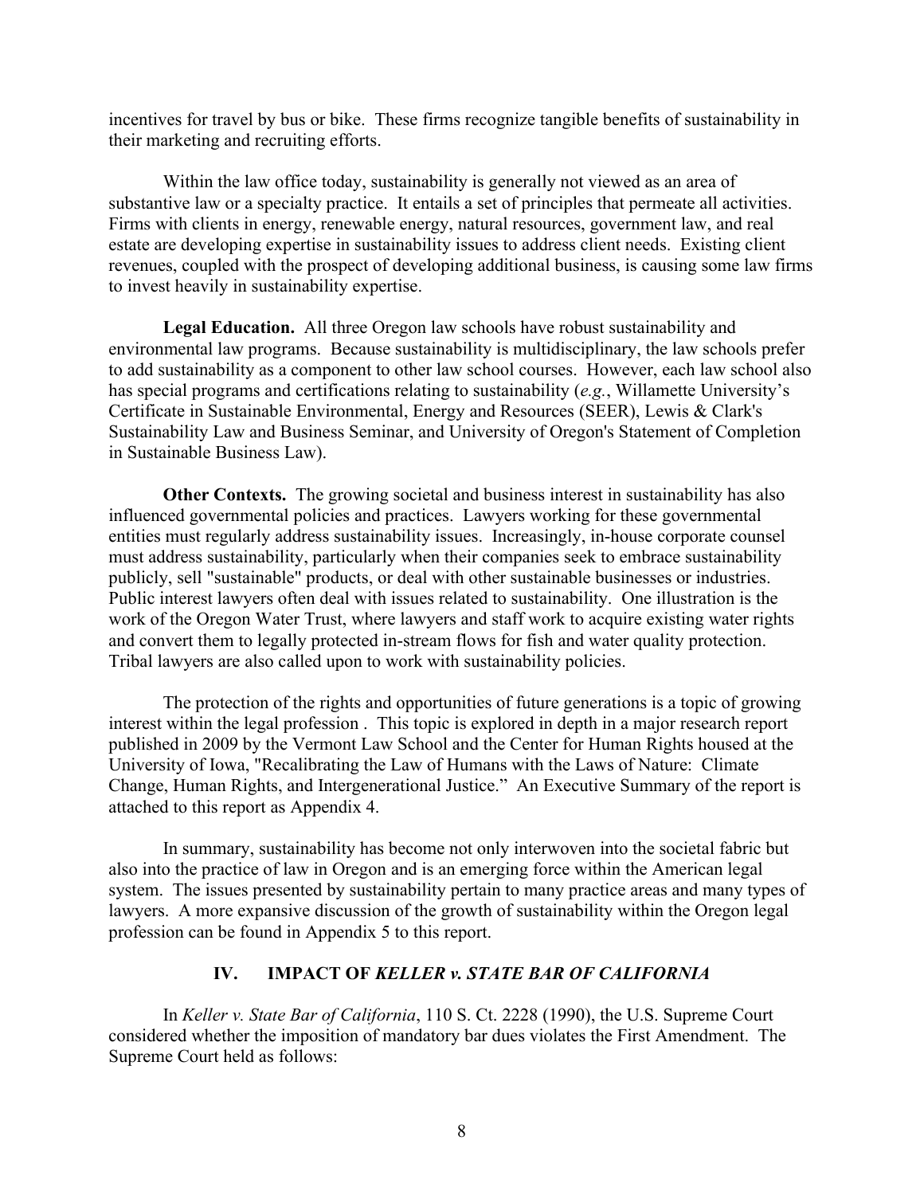incentives for travel by bus or bike. These firms recognize tangible benefits of sustainability in their marketing and recruiting efforts.

Within the law office today, sustainability is generally not viewed as an area of substantive law or a specialty practice. It entails a set of principles that permeate all activities. Firms with clients in energy, renewable energy, natural resources, government law, and real estate are developing expertise in sustainability issues to address client needs. Existing client revenues, coupled with the prospect of developing additional business, is causing some law firms to invest heavily in sustainability expertise.

**Legal Education.** All three Oregon law schools have robust sustainability and environmental law programs. Because sustainability is multidisciplinary, the law schools prefer to add sustainability as a component to other law school courses. However, each law school also has special programs and certifications relating to sustainability (*e.g.*, Willamette University's Certificate in Sustainable Environmental, Energy and Resources (SEER), Lewis & Clark's Sustainability Law and Business Seminar, and University of Oregon's Statement of Completion in Sustainable Business Law).

**Other Contexts.** The growing societal and business interest in sustainability has also influenced governmental policies and practices. Lawyers working for these governmental entities must regularly address sustainability issues. Increasingly, in-house corporate counsel must address sustainability, particularly when their companies seek to embrace sustainability publicly, sell "sustainable" products, or deal with other sustainable businesses or industries. Public interest lawyers often deal with issues related to sustainability. One illustration is the work of the Oregon Water Trust, where lawyers and staff work to acquire existing water rights and convert them to legally protected in-stream flows for fish and water quality protection. Tribal lawyers are also called upon to work with sustainability policies.

The protection of the rights and opportunities of future generations is a topic of growing interest within the legal profession . This topic is explored in depth in a major research report published in 2009 by the Vermont Law School and the Center for Human Rights housed at the University of Iowa, "Recalibrating the Law of Humans with the Laws of Nature: Climate Change, Human Rights, and Intergenerational Justice." An Executive Summary of the report is attached to this report as Appendix 4.

In summary, sustainability has become not only interwoven into the societal fabric but also into the practice of law in Oregon and is an emerging force within the American legal system. The issues presented by sustainability pertain to many practice areas and many types of lawyers. A more expansive discussion of the growth of sustainability within the Oregon legal profession can be found in Appendix 5 to this report.

## IV. IMPACT OF *KELLER v. STATE BAR OF CALIFORNIA*

In *Keller v. State Bar of California*, 110 S. Ct. 2228 (1990), the U.S. Supreme Court considered whether the imposition of mandatory bar dues violates the First Amendment. The Supreme Court held as follows: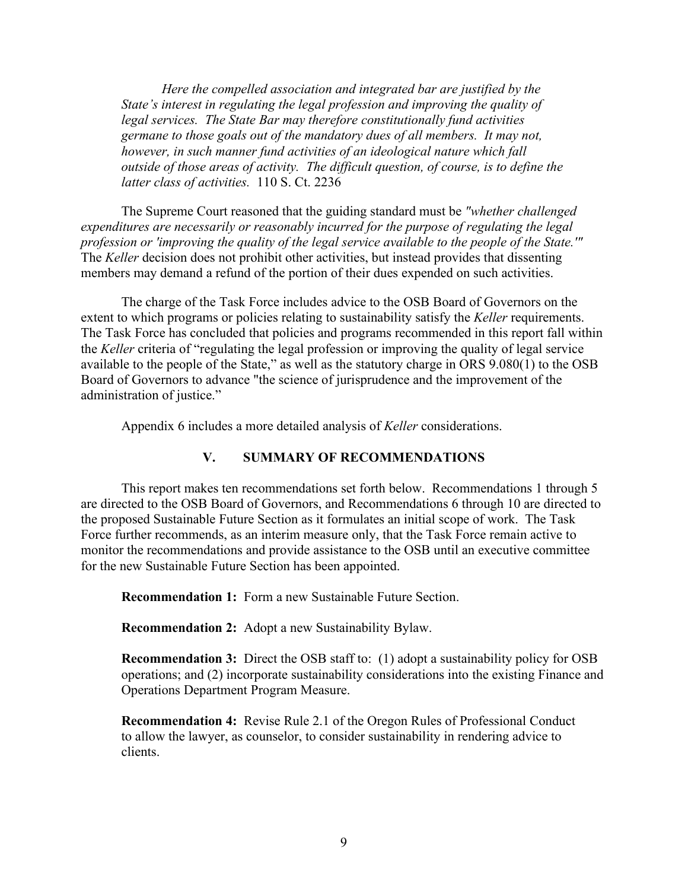> *Here the compelled association and integrated bar are justified by the State's interest in regulating the legal profession and improving the quality of legal services. The State Bar may therefore constitutionally fund activities germane to those goals out of the mandatory dues of all members. It may not, however, in such manner fund activities of an ideological nature which fall outside of those areas of activity. The difficult question, of course, is to define the latter class of activities.* 110 S. Ct. 2236

The Supreme Court reasoned that the guiding standard must be *"whether challenged expenditures are necessarily or reasonably incurred for the purpose of regulating the legal profession or 'improving the quality of the legal service available to the people of the State.'"* The *Keller* decision does not prohibit other activities, but instead provides that dissenting members may demand a refund of the portion of their dues expended on such activities.

The charge of the Task Force includes advice to the OSB Board of Governors on the extent to which programs or policies relating to sustainability satisfy the *Keller* requirements. The Task Force has concluded that policies and programs recommended in this report fall within the *Keller* criteria of "regulating the legal profession or improving the quality of legal service available to the people of the State," as well as the statutory charge in ORS 9.080(1) to the OSB Board of Governors to advance "the science of jurisprudence and the improvement of the administration of justice."

Appendix 6 includes a more detailed analysis of *Keller* considerations.

## V. SUMMARY OF RECOMMENDATIONS

This report makes ten recommendations set forth below. Recommendations 1 through 5 are directed to the OSB Board of Governors, and Recommendations 6 through 10 are directed to the proposed Sustainable Future Section as it formulates an initial scope of work. The Task Force further recommends, as an interim measure only, that the Task Force remain active to monitor the recommendations and provide assistance to the OSB until an executive committee for the new Sustainable Future Section has been appointed.

**Recommendation 1:** Form a new Sustainable Future Section.

**Recommendation 2:** Adopt a new Sustainability Bylaw.

**Recommendation 3:** Direct the OSB staff to: (1) adopt a sustainability policy for OSB operations; and (2) incorporate sustainability considerations into the existing Finance and Operations Department Program Measure.

**Recommendation 4:** Revise Rule 2.1 of the Oregon Rules of Professional Conduct to allow the lawyer, as counselor, to consider sustainability in rendering advice to clients.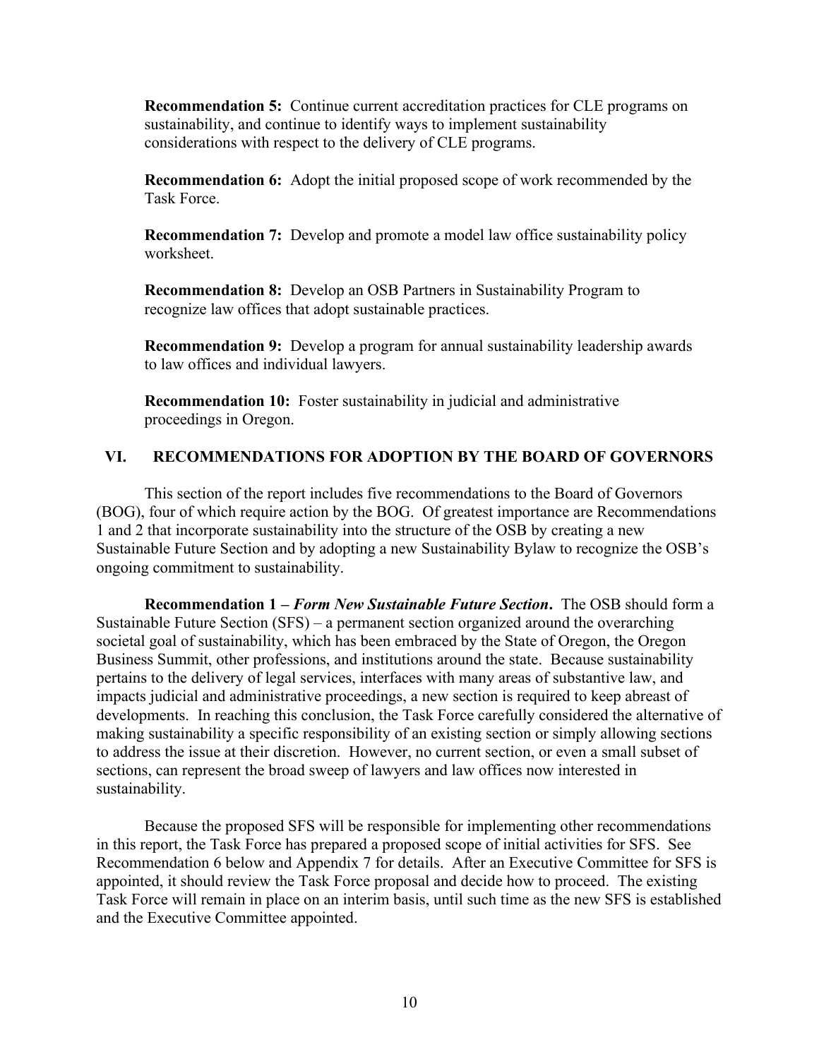**Recommendation 5:** Continue current accreditation practices for CLE programs on sustainability, and continue to identify ways to implement sustainability considerations with respect to the delivery of CLE programs.

**Recommendation 6:** Adopt the initial proposed scope of work recommended by the Task Force.

**Recommendation 7:** Develop and promote a model law office sustainability policy worksheet.

**Recommendation 8:** Develop an OSB Partners in Sustainability Program to recognize law offices that adopt sustainable practices.

**Recommendation 9:** Develop a program for annual sustainability leadership awards to law offices and individual lawyers.

**Recommendation 10:** Foster sustainability in judicial and administrative proceedings in Oregon.

## VI. RECOMMENDATIONS FOR ADOPTION BY THE BOARD OF GOVERNORS

This section of the report includes five recommendations to the Board of Governors (BOG), four of which require action by the BOG. Of greatest importance are Recommendations 1 and 2 that incorporate sustainability into the structure of the OSB by creating a new Sustainable Future Section and by adopting a new Sustainability Bylaw to recognize the OSB's ongoing commitment to sustainability.

**Recommendation 1 – *Form New Sustainable Future Section*.** The OSB should form a Sustainable Future Section (SFS) – a permanent section organized around the overarching societal goal of sustainability, which has been embraced by the State of Oregon, the Oregon Business Summit, other professions, and institutions around the state. Because sustainability pertains to the delivery of legal services, interfaces with many areas of substantive law, and impacts judicial and administrative proceedings, a new section is required to keep abreast of developments. In reaching this conclusion, the Task Force carefully considered the alternative of making sustainability a specific responsibility of an existing section or simply allowing sections to address the issue at their discretion. However, no current section, or even a small subset of sections, can represent the broad sweep of lawyers and law offices now interested in sustainability.

Because the proposed SFS will be responsible for implementing other recommendations in this report, the Task Force has prepared a proposed scope of initial activities for SFS. See Recommendation 6 below and Appendix 7 for details. After an Executive Committee for SFS is appointed, it should review the Task Force proposal and decide how to proceed. The existing Task Force will remain in place on an interim basis, until such time as the new SFS is established and the Executive Committee appointed.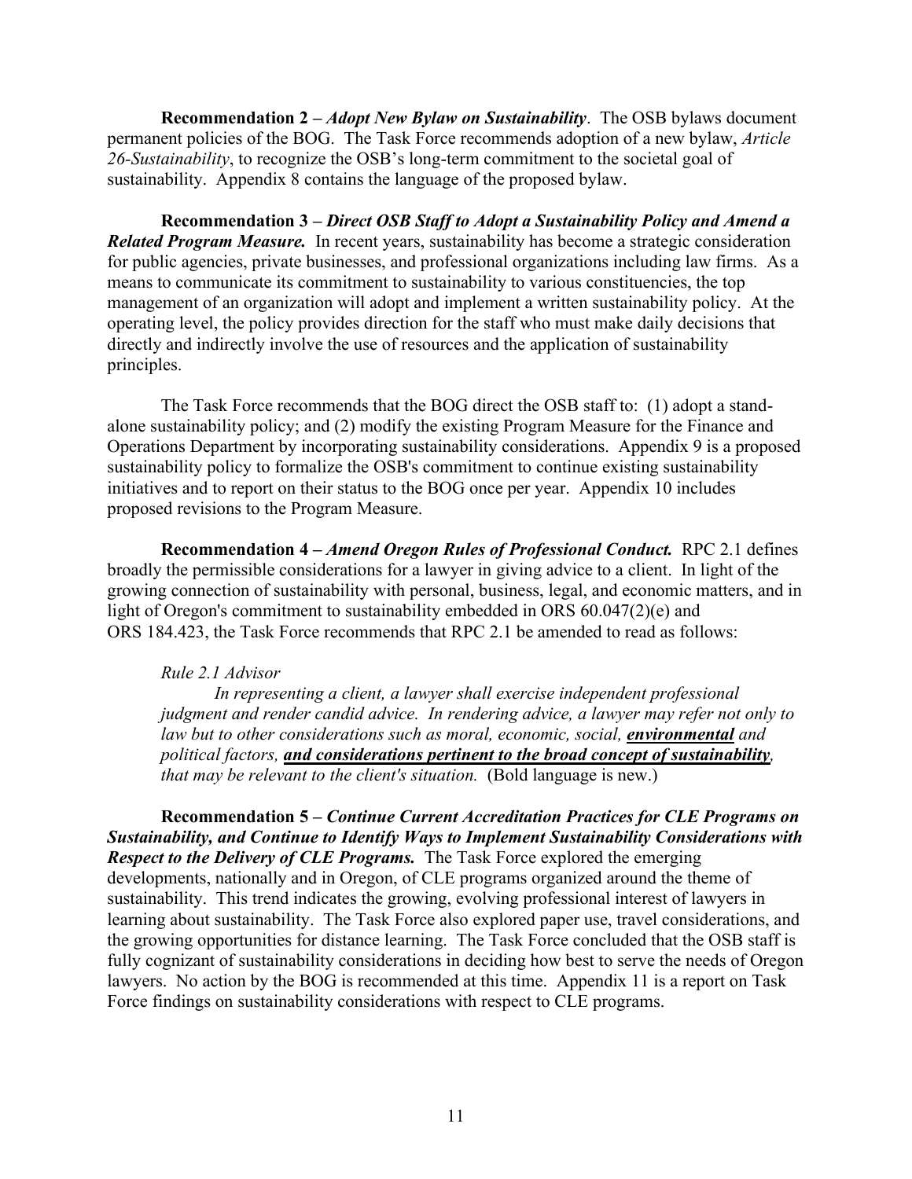**Recommendation 2 –** ***Adopt New Bylaw on Sustainability***. The OSB bylaws document permanent policies of the BOG. The Task Force recommends adoption of a new bylaw, *Article 26-Sustainability*, to recognize the OSB's long-term commitment to the societal goal of sustainability. Appendix 8 contains the language of the proposed bylaw.

**Recommendation 3 –** ***Direct OSB Staff to Adopt a Sustainability Policy and Amend a Related Program Measure.*** In recent years, sustainability has become a strategic consideration for public agencies, private businesses, and professional organizations including law firms. As a means to communicate its commitment to sustainability to various constituencies, the top management of an organization will adopt and implement a written sustainability policy. At the operating level, the policy provides direction for the staff who must make daily decisions that directly and indirectly involve the use of resources and the application of sustainability principles.

The Task Force recommends that the BOG direct the OSB staff to: (1) adopt a stand-alone sustainability policy; and (2) modify the existing Program Measure for the Finance and Operations Department by incorporating sustainability considerations. Appendix 9 is a proposed sustainability policy to formalize the OSB's commitment to continue existing sustainability initiatives and to report on their status to the BOG once per year. Appendix 10 includes proposed revisions to the Program Measure.

**Recommendation 4 –** ***Amend Oregon Rules of Professional Conduct.*** RPC 2.1 defines broadly the permissible considerations for a lawyer in giving advice to a client. In light of the growing connection of sustainability with personal, business, legal, and economic matters, and in light of Oregon's commitment to sustainability embedded in ORS 60.047(2)(e) and ORS 184.423, the Task Force recommends that RPC 2.1 be amended to read as follows:

> *Rule 2.1 Advisor*
>
> *In representing a client, a lawyer shall exercise independent professional judgment and render candid advice. In rendering advice, a lawyer may refer not only to law but to other considerations such as moral, economic, social,* ***environmental*** *and political factors,* ***and considerations pertinent to the broad concept of sustainability****, that may be relevant to the client's situation.* (Bold language is new.)

**Recommendation 5 –** ***Continue Current Accreditation Practices for CLE Programs on Sustainability, and Continue to Identify Ways to Implement Sustainability Considerations with Respect to the Delivery of CLE Programs.*** The Task Force explored the emerging developments, nationally and in Oregon, of CLE programs organized around the theme of sustainability. This trend indicates the growing, evolving professional interest of lawyers in learning about sustainability. The Task Force also explored paper use, travel considerations, and the growing opportunities for distance learning. The Task Force concluded that the OSB staff is fully cognizant of sustainability considerations in deciding how best to serve the needs of Oregon lawyers. No action by the BOG is recommended at this time. Appendix 11 is a report on Task Force findings on sustainability considerations with respect to CLE programs.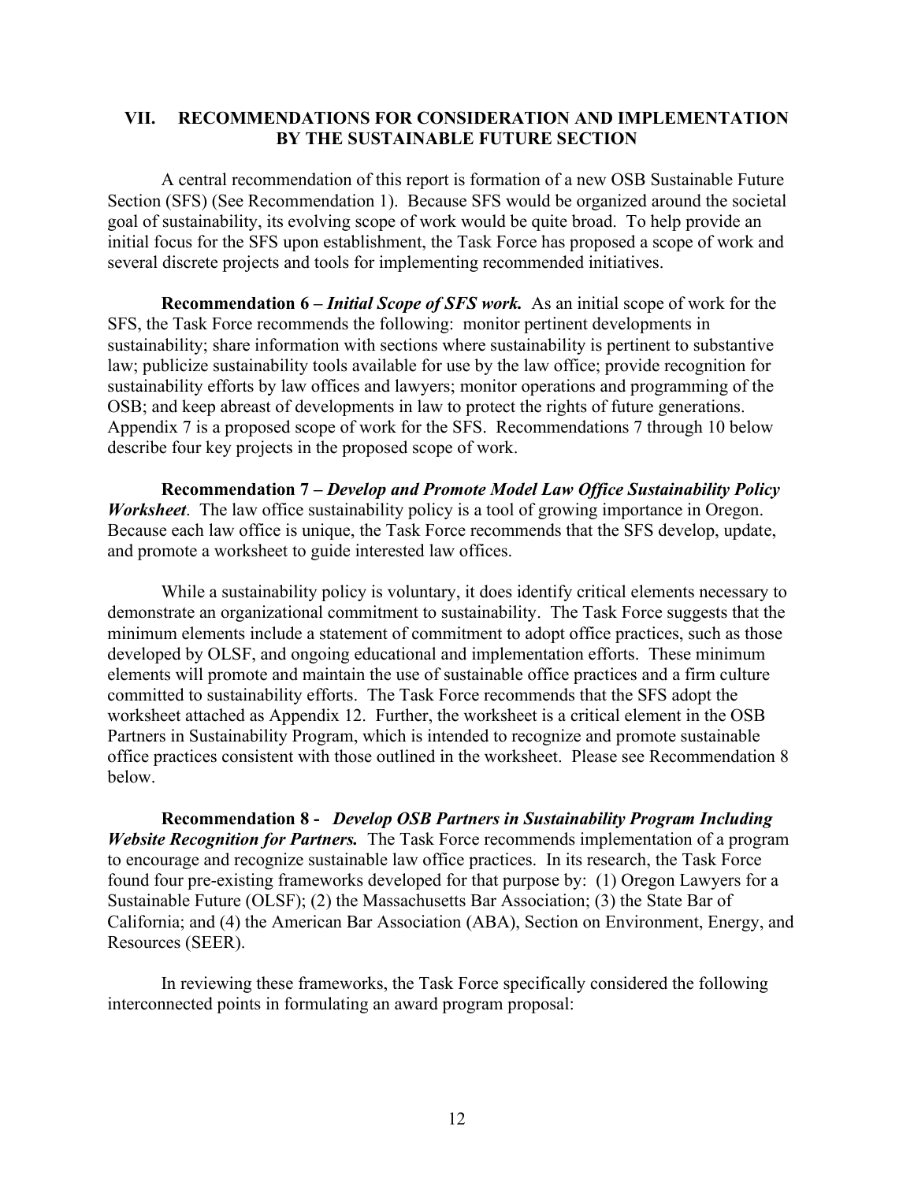## VII. RECOMMENDATIONS FOR CONSIDERATION AND IMPLEMENTATION BY THE SUSTAINABLE FUTURE SECTION

A central recommendation of this report is formation of a new OSB Sustainable Future Section (SFS) (See Recommendation 1). Because SFS would be organized around the societal goal of sustainability, its evolving scope of work would be quite broad. To help provide an initial focus for the SFS upon establishment, the Task Force has proposed a scope of work and several discrete projects and tools for implementing recommended initiatives.

**Recommendation 6 – *Initial Scope of SFS work.*** As an initial scope of work for the SFS, the Task Force recommends the following: monitor pertinent developments in sustainability; share information with sections where sustainability is pertinent to substantive law; publicize sustainability tools available for use by the law office; provide recognition for sustainability efforts by law offices and lawyers; monitor operations and programming of the OSB; and keep abreast of developments in law to protect the rights of future generations. Appendix 7 is a proposed scope of work for the SFS. Recommendations 7 through 10 below describe four key projects in the proposed scope of work.

**Recommendation 7 – *Develop and Promote Model Law Office Sustainability Policy Worksheet*.** The law office sustainability policy is a tool of growing importance in Oregon. Because each law office is unique, the Task Force recommends that the SFS develop, update, and promote a worksheet to guide interested law offices.

While a sustainability policy is voluntary, it does identify critical elements necessary to demonstrate an organizational commitment to sustainability. The Task Force suggests that the minimum elements include a statement of commitment to adopt office practices, such as those developed by OLSF, and ongoing educational and implementation efforts. These minimum elements will promote and maintain the use of sustainable office practices and a firm culture committed to sustainability efforts. The Task Force recommends that the SFS adopt the worksheet attached as Appendix 12. Further, the worksheet is a critical element in the OSB Partners in Sustainability Program, which is intended to recognize and promote sustainable office practices consistent with those outlined in the worksheet. Please see Recommendation 8 below.

**Recommendation 8 - *Develop OSB Partners in Sustainability Program Including Website Recognition for Partners.*** The Task Force recommends implementation of a program to encourage and recognize sustainable law office practices. In its research, the Task Force found four pre-existing frameworks developed for that purpose by: (1) Oregon Lawyers for a Sustainable Future (OLSF); (2) the Massachusetts Bar Association; (3) the State Bar of California; and (4) the American Bar Association (ABA), Section on Environment, Energy, and Resources (SEER).

In reviewing these frameworks, the Task Force specifically considered the following interconnected points in formulating an award program proposal: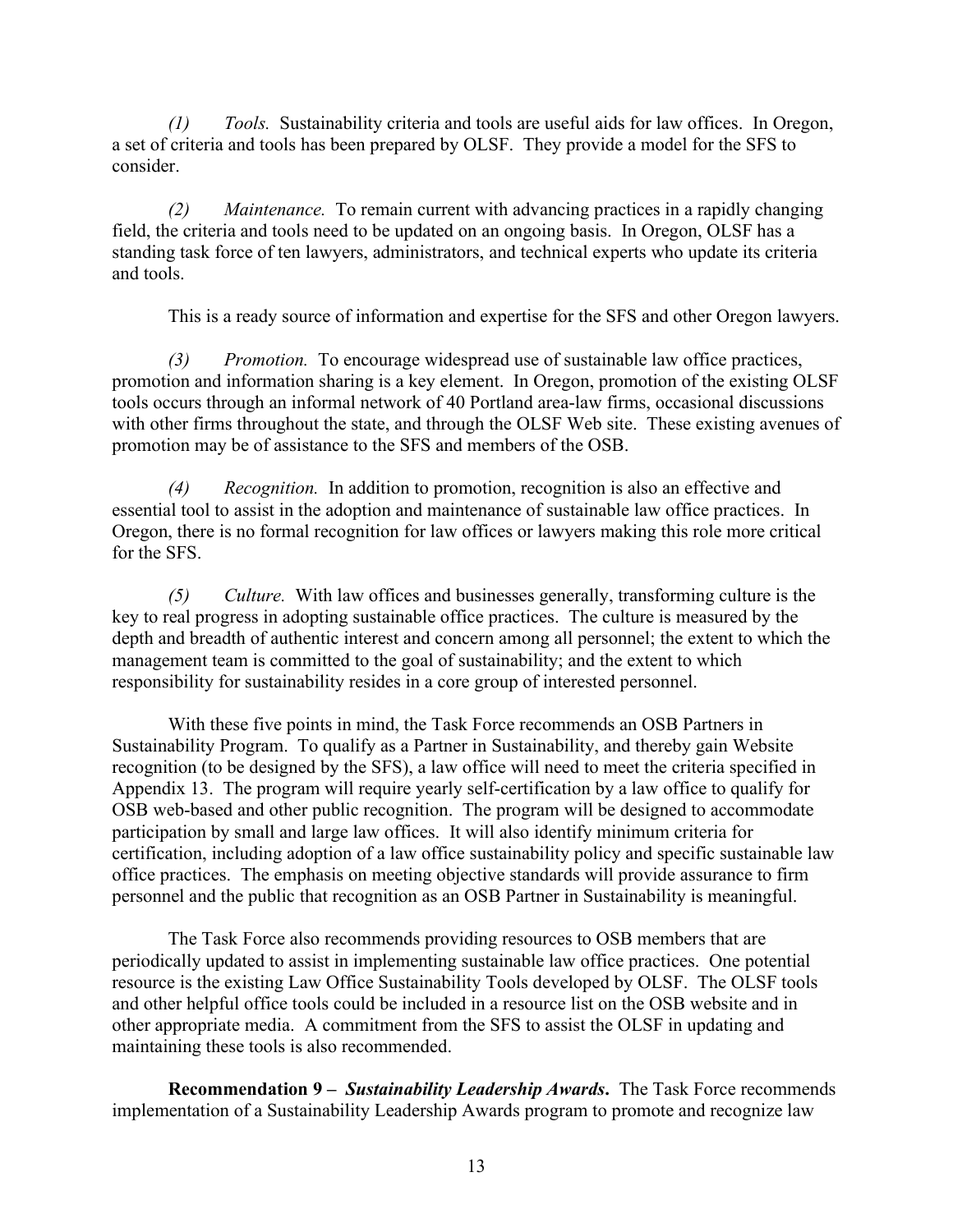*(1) Tools.* Sustainability criteria and tools are useful aids for law offices. In Oregon, a set of criteria and tools has been prepared by OLSF. They provide a model for the SFS to consider.

*(2) Maintenance.* To remain current with advancing practices in a rapidly changing field, the criteria and tools need to be updated on an ongoing basis. In Oregon, OLSF has a standing task force of ten lawyers, administrators, and technical experts who update its criteria and tools.

This is a ready source of information and expertise for the SFS and other Oregon lawyers.

*(3) Promotion.* To encourage widespread use of sustainable law office practices, promotion and information sharing is a key element. In Oregon, promotion of the existing OLSF tools occurs through an informal network of 40 Portland area-law firms, occasional discussions with other firms throughout the state, and through the OLSF Web site. These existing avenues of promotion may be of assistance to the SFS and members of the OSB.

*(4) Recognition.* In addition to promotion, recognition is also an effective and essential tool to assist in the adoption and maintenance of sustainable law office practices. In Oregon, there is no formal recognition for law offices or lawyers making this role more critical for the SFS.

*(5) Culture.* With law offices and businesses generally, transforming culture is the key to real progress in adopting sustainable office practices. The culture is measured by the depth and breadth of authentic interest and concern among all personnel; the extent to which the management team is committed to the goal of sustainability; and the extent to which responsibility for sustainability resides in a core group of interested personnel.

With these five points in mind, the Task Force recommends an OSB Partners in Sustainability Program. To qualify as a Partner in Sustainability, and thereby gain Website recognition (to be designed by the SFS), a law office will need to meet the criteria specified in Appendix 13. The program will require yearly self-certification by a law office to qualify for OSB web-based and other public recognition. The program will be designed to accommodate participation by small and large law offices. It will also identify minimum criteria for certification, including adoption of a law office sustainability policy and specific sustainable law office practices. The emphasis on meeting objective standards will provide assurance to firm personnel and the public that recognition as an OSB Partner in Sustainability is meaningful.

The Task Force also recommends providing resources to OSB members that are periodically updated to assist in implementing sustainable law office practices. One potential resource is the existing Law Office Sustainability Tools developed by OLSF. The OLSF tools and other helpful office tools could be included in a resource list on the OSB website and in other appropriate media. A commitment from the SFS to assist the OLSF in updating and maintaining these tools is also recommended.

**Recommendation 9 – *Sustainability Leadership Awards*.** The Task Force recommends implementation of a Sustainability Leadership Awards program to promote and recognize law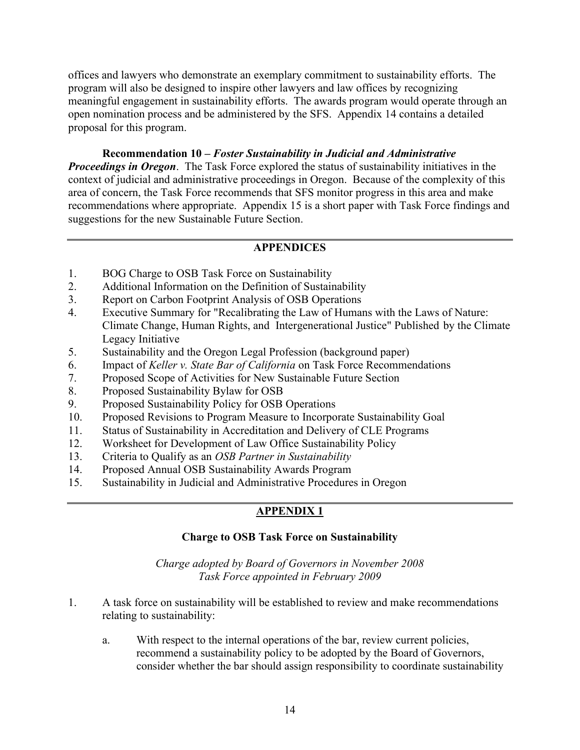offices and lawyers who demonstrate an exemplary commitment to sustainability efforts. The program will also be designed to inspire other lawyers and law offices by recognizing meaningful engagement in sustainability efforts. The awards program would operate through an open nomination process and be administered by the SFS. Appendix 14 contains a detailed proposal for this program.

**Recommendation 10 –** ***Foster Sustainability in Judicial and Administrative Proceedings in Oregon***. The Task Force explored the status of sustainability initiatives in the context of judicial and administrative proceedings in Oregon. Because of the complexity of this area of concern, the Task Force recommends that SFS monitor progress in this area and make recommendations where appropriate. Appendix 15 is a short paper with Task Force findings and suggestions for the new Sustainable Future Section.

---

## APPENDICES

1. BOG Charge to OSB Task Force on Sustainability
2. Additional Information on the Definition of Sustainability
3. Report on Carbon Footprint Analysis of OSB Operations
4. Executive Summary for "Recalibrating the Law of Humans with the Laws of Nature: Climate Change, Human Rights, and Intergenerational Justice" Published by the Climate Legacy Initiative
5. Sustainability and the Oregon Legal Profession (background paper)
6. Impact of *Keller v. State Bar of California* on Task Force Recommendations
7. Proposed Scope of Activities for New Sustainable Future Section
8. Proposed Sustainability Bylaw for OSB
9. Proposed Sustainability Policy for OSB Operations
10. Proposed Revisions to Program Measure to Incorporate Sustainability Goal
11. Status of Sustainability in Accreditation and Delivery of CLE Programs
12. Worksheet for Development of Law Office Sustainability Policy
13. Criteria to Qualify as an *OSB Partner in Sustainability*
14. Proposed Annual OSB Sustainability Awards Program
15. Sustainability in Judicial and Administrative Procedures in Oregon

---

## APPENDIX 1

### Charge to OSB Task Force on Sustainability

*Charge adopted by Board of Governors in November 2008*
*Task Force appointed in February 2009*

1. A task force on sustainability will be established to review and make recommendations relating to sustainability:

   a. With respect to the internal operations of the bar, review current policies, recommend a sustainability policy to be adopted by the Board of Governors, consider whether the bar should assign responsibility to coordinate sustainability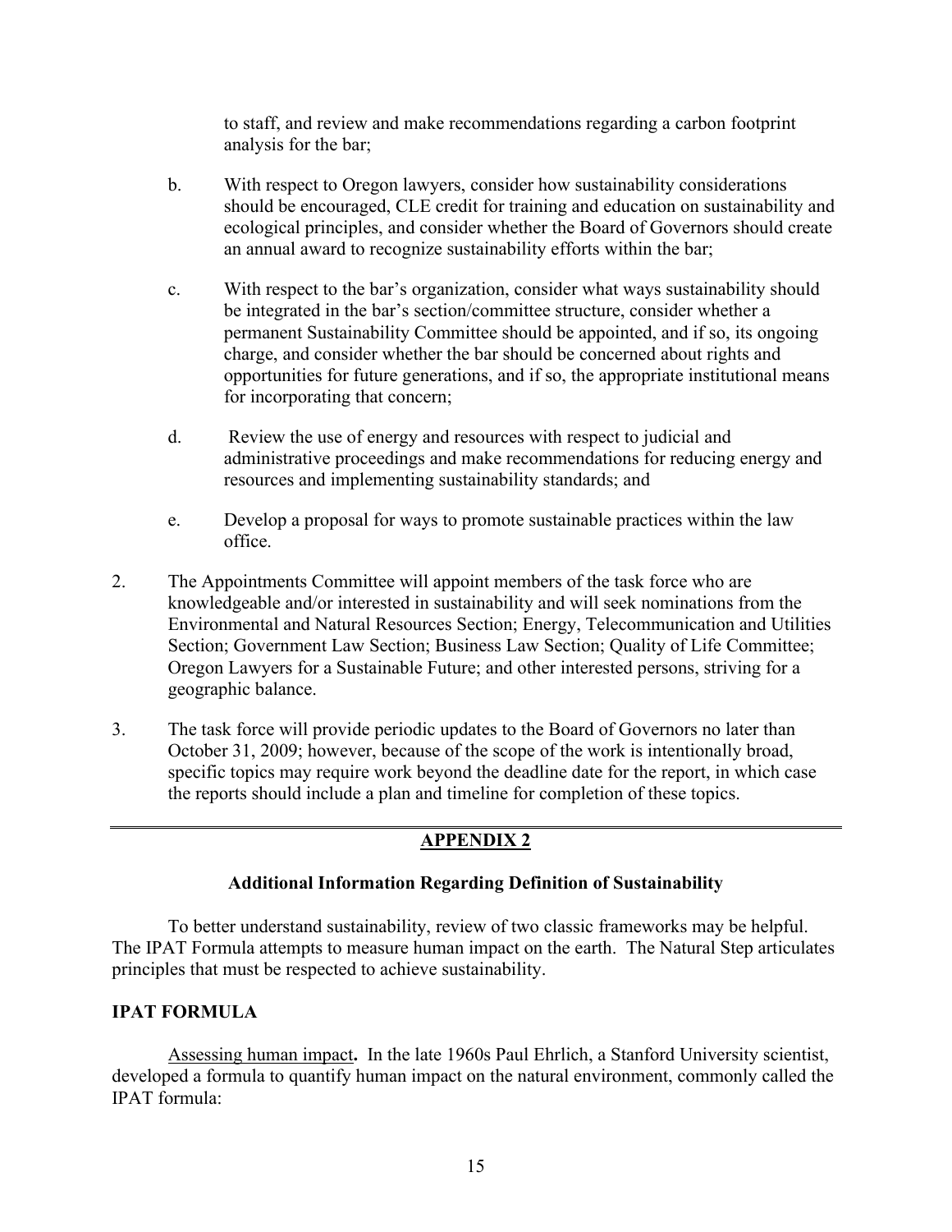to staff, and review and make recommendations regarding a carbon footprint analysis for the bar;

b. With respect to Oregon lawyers, consider how sustainability considerations should be encouraged, CLE credit for training and education on sustainability and ecological principles, and consider whether the Board of Governors should create an annual award to recognize sustainability efforts within the bar;

c. With respect to the bar's organization, consider what ways sustainability should be integrated in the bar's section/committee structure, consider whether a permanent Sustainability Committee should be appointed, and if so, its ongoing charge, and consider whether the bar should be concerned about rights and opportunities for future generations, and if so, the appropriate institutional means for incorporating that concern;

d. Review the use of energy and resources with respect to judicial and administrative proceedings and make recommendations for reducing energy and resources and implementing sustainability standards; and

e. Develop a proposal for ways to promote sustainable practices within the law office.

2. The Appointments Committee will appoint members of the task force who are knowledgeable and/or interested in sustainability and will seek nominations from the Environmental and Natural Resources Section; Energy, Telecommunication and Utilities Section; Government Law Section; Business Law Section; Quality of Life Committee; Oregon Lawyers for a Sustainable Future; and other interested persons, striving for a geographic balance.

3. The task force will provide periodic updates to the Board of Governors no later than October 31, 2009; however, because of the scope of the work is intentionally broad, specific topics may require work beyond the deadline date for the report, in which case the reports should include a plan and timeline for completion of these topics.

---

## APPENDIX 2

### Additional Information Regarding Definition of Sustainability

To better understand sustainability, review of two classic frameworks may be helpful. The IPAT Formula attempts to measure human impact on the earth. The Natural Step articulates principles that must be respected to achieve sustainability.

### IPAT FORMULA

Assessing human impact**.** In the late 1960s Paul Ehrlich, a Stanford University scientist, developed a formula to quantify human impact on the natural environment, commonly called the IPAT formula: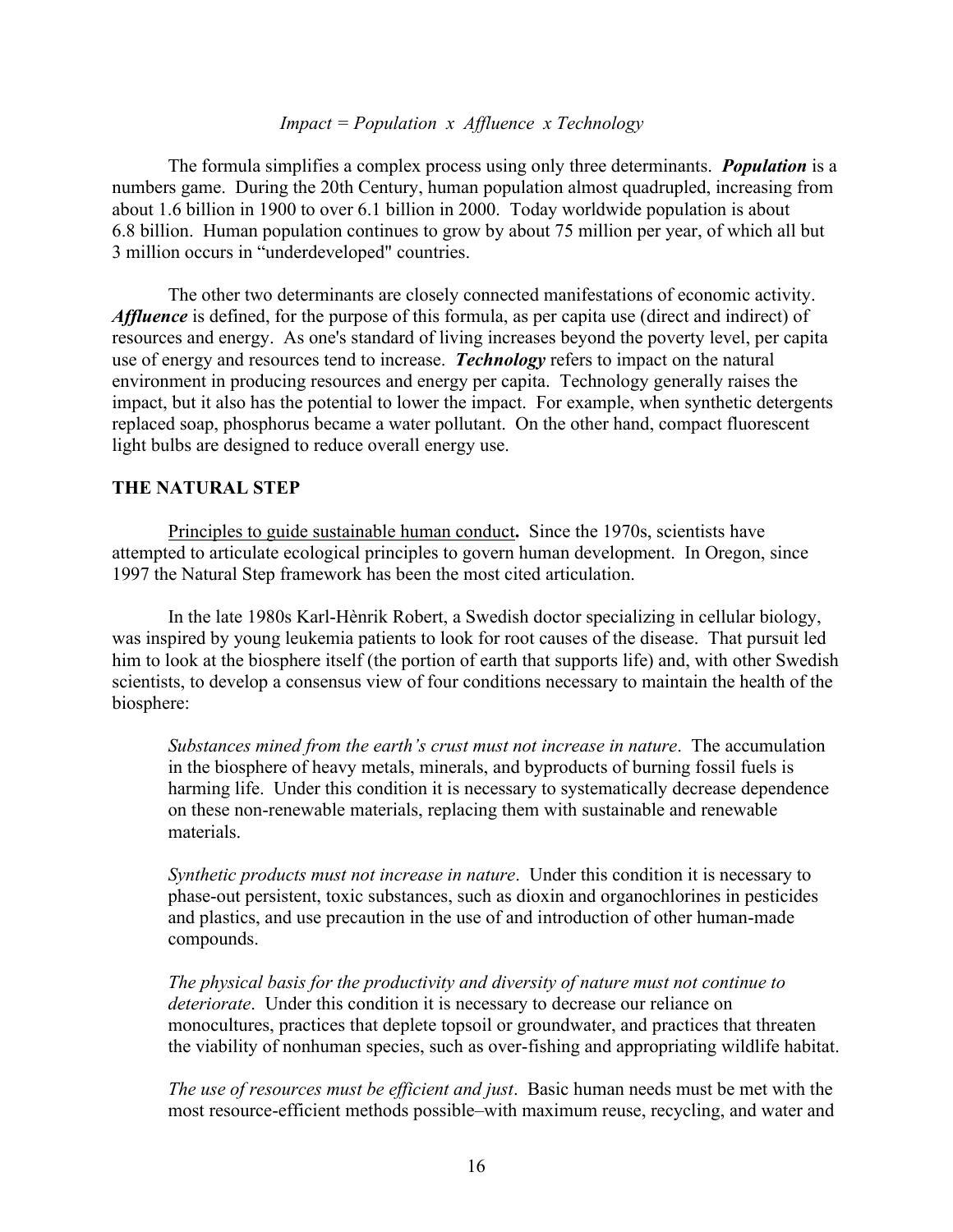*Impact = Population x Affluence x Technology*

The formula simplifies a complex process using only three determinants. ***Population*** is a numbers game. During the 20th Century, human population almost quadrupled, increasing from about 1.6 billion in 1900 to over 6.1 billion in 2000. Today worldwide population is about 6.8 billion. Human population continues to grow by about 75 million per year, of which all but 3 million occurs in "underdeveloped" countries.

The other two determinants are closely connected manifestations of economic activity. ***Affluence*** is defined, for the purpose of this formula, as per capita use (direct and indirect) of resources and energy. As one's standard of living increases beyond the poverty level, per capita use of energy and resources tend to increase. ***Technology*** refers to impact on the natural environment in producing resources and energy per capita. Technology generally raises the impact, but it also has the potential to lower the impact. For example, when synthetic detergents replaced soap, phosphorus became a water pollutant. On the other hand, compact fluorescent light bulbs are designed to reduce overall energy use.

## THE NATURAL STEP

Principles to guide sustainable human conduct**.** Since the 1970s, scientists have attempted to articulate ecological principles to govern human development. In Oregon, since 1997 the Natural Step framework has been the most cited articulation.

In the late 1980s Karl-Hènrik Robert, a Swedish doctor specializing in cellular biology, was inspired by young leukemia patients to look for root causes of the disease. That pursuit led him to look at the biosphere itself (the portion of earth that supports life) and, with other Swedish scientists, to develop a consensus view of four conditions necessary to maintain the health of the biosphere:

> *Substances mined from the earth's crust must not increase in nature*. The accumulation in the biosphere of heavy metals, minerals, and byproducts of burning fossil fuels is harming life. Under this condition it is necessary to systematically decrease dependence on these non-renewable materials, replacing them with sustainable and renewable materials.
>
> *Synthetic products must not increase in nature*. Under this condition it is necessary to phase-out persistent, toxic substances, such as dioxin and organochlorines in pesticides and plastics, and use precaution in the use of and introduction of other human-made compounds.
>
> *The physical basis for the productivity and diversity of nature must not continue to deteriorate*. Under this condition it is necessary to decrease our reliance on monocultures, practices that deplete topsoil or groundwater, and practices that threaten the viability of nonhuman species, such as over-fishing and appropriating wildlife habitat.
>
> *The use of resources must be efficient and just*. Basic human needs must be met with the most resource-efficient methods possible–with maximum reuse, recycling, and water and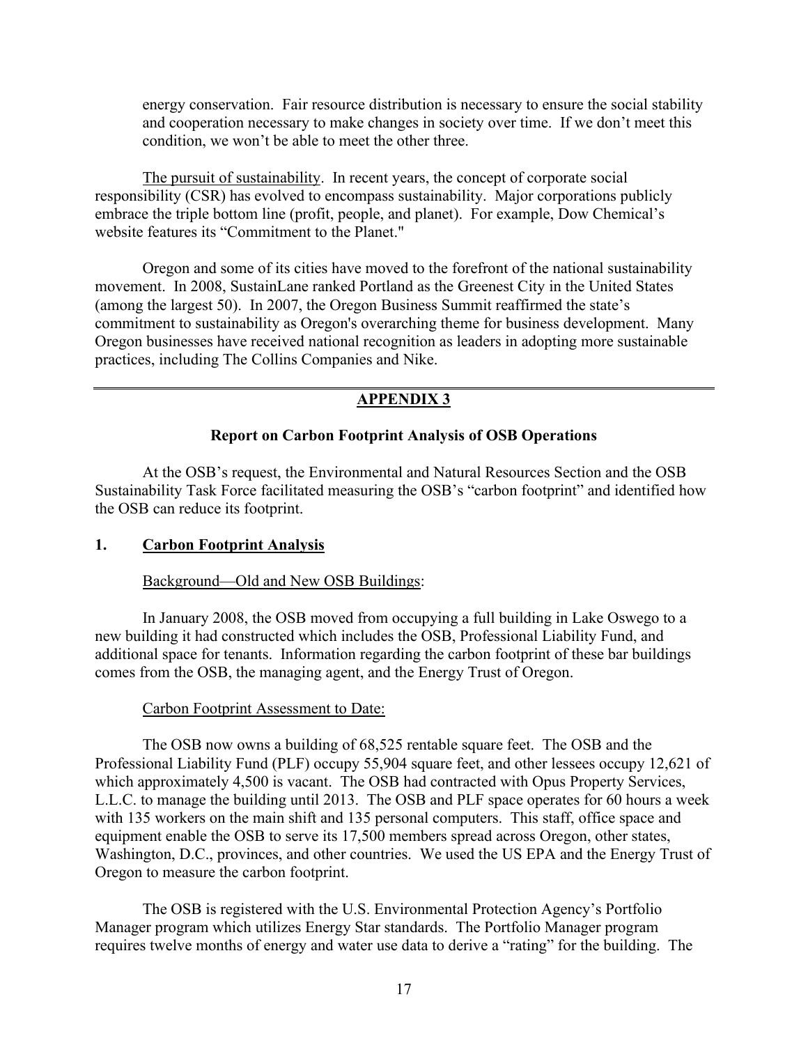energy conservation. Fair resource distribution is necessary to ensure the social stability and cooperation necessary to make changes in society over time. If we don't meet this condition, we won't be able to meet the other three.

The pursuit of sustainability. In recent years, the concept of corporate social responsibility (CSR) has evolved to encompass sustainability. Major corporations publicly embrace the triple bottom line (profit, people, and planet). For example, Dow Chemical's website features its "Commitment to the Planet."

Oregon and some of its cities have moved to the forefront of the national sustainability movement. In 2008, SustainLane ranked Portland as the Greenest City in the United States (among the largest 50). In 2007, the Oregon Business Summit reaffirmed the state's commitment to sustainability as Oregon's overarching theme for business development. Many Oregon businesses have received national recognition as leaders in adopting more sustainable practices, including The Collins Companies and Nike.

---

## APPENDIX 3

### Report on Carbon Footprint Analysis of OSB Operations

At the OSB's request, the Environmental and Natural Resources Section and the OSB Sustainability Task Force facilitated measuring the OSB's "carbon footprint" and identified how the OSB can reduce its footprint.

### 1. Carbon Footprint Analysis

Background—Old and New OSB Buildings:

In January 2008, the OSB moved from occupying a full building in Lake Oswego to a new building it had constructed which includes the OSB, Professional Liability Fund, and additional space for tenants. Information regarding the carbon footprint of these bar buildings comes from the OSB, the managing agent, and the Energy Trust of Oregon.

Carbon Footprint Assessment to Date:

The OSB now owns a building of 68,525 rentable square feet. The OSB and the Professional Liability Fund (PLF) occupy 55,904 square feet, and other lessees occupy 12,621 of which approximately 4,500 is vacant. The OSB had contracted with Opus Property Services, L.L.C. to manage the building until 2013. The OSB and PLF space operates for 60 hours a week with 135 workers on the main shift and 135 personal computers. This staff, office space and equipment enable the OSB to serve its 17,500 members spread across Oregon, other states, Washington, D.C., provinces, and other countries. We used the US EPA and the Energy Trust of Oregon to measure the carbon footprint.

The OSB is registered with the U.S. Environmental Protection Agency's Portfolio Manager program which utilizes Energy Star standards. The Portfolio Manager program requires twelve months of energy and water use data to derive a "rating" for the building. The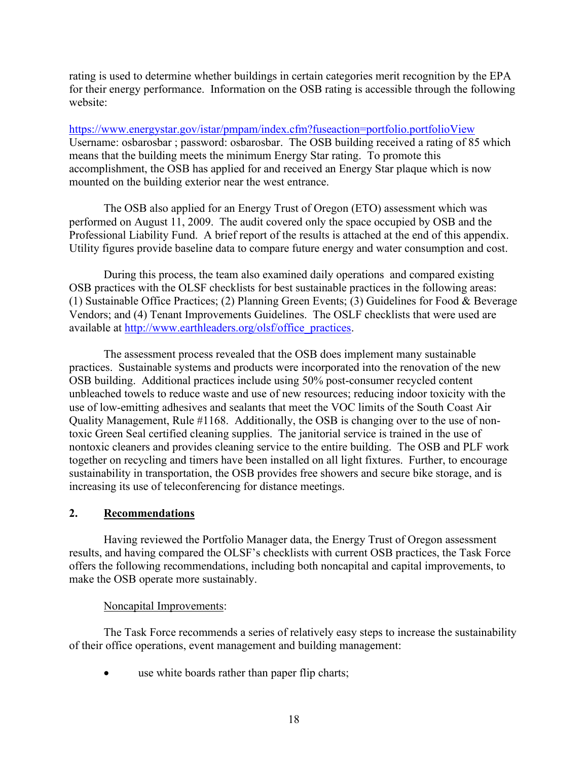rating is used to determine whether buildings in certain categories merit recognition by the EPA for their energy performance. Information on the OSB rating is accessible through the following website:

https://www.energystar.gov/istar/pmpam/index.cfm?fuseaction=portfolio.portfolioView
Username: osbarosbar ; password: osbarosbar. The OSB building received a rating of 85 which means that the building meets the minimum Energy Star rating. To promote this accomplishment, the OSB has applied for and received an Energy Star plaque which is now mounted on the building exterior near the west entrance.

The OSB also applied for an Energy Trust of Oregon (ETO) assessment which was performed on August 11, 2009. The audit covered only the space occupied by OSB and the Professional Liability Fund. A brief report of the results is attached at the end of this appendix. Utility figures provide baseline data to compare future energy and water consumption and cost.

During this process, the team also examined daily operations and compared existing OSB practices with the OLSF checklists for best sustainable practices in the following areas: (1) Sustainable Office Practices; (2) Planning Green Events; (3) Guidelines for Food & Beverage Vendors; and (4) Tenant Improvements Guidelines. The OSLF checklists that were used are available at http://www.earthleaders.org/olsf/office_practices.

The assessment process revealed that the OSB does implement many sustainable practices. Sustainable systems and products were incorporated into the renovation of the new OSB building. Additional practices include using 50% post-consumer recycled content unbleached towels to reduce waste and use of new resources; reducing indoor toxicity with the use of low-emitting adhesives and sealants that meet the VOC limits of the South Coast Air Quality Management, Rule #1168. Additionally, the OSB is changing over to the use of non-toxic Green Seal certified cleaning supplies. The janitorial service is trained in the use of nontoxic cleaners and provides cleaning service to the entire building. The OSB and PLF work together on recycling and timers have been installed on all light fixtures. Further, to encourage sustainability in transportation, the OSB provides free showers and secure bike storage, and is increasing its use of teleconferencing for distance meetings.

## 2. Recommendations

Having reviewed the Portfolio Manager data, the Energy Trust of Oregon assessment results, and having compared the OLSF's checklists with current OSB practices, the Task Force offers the following recommendations, including both noncapital and capital improvements, to make the OSB operate more sustainably.

Noncapital Improvements:

The Task Force recommends a series of relatively easy steps to increase the sustainability of their office operations, event management and building management:

- use white boards rather than paper flip charts;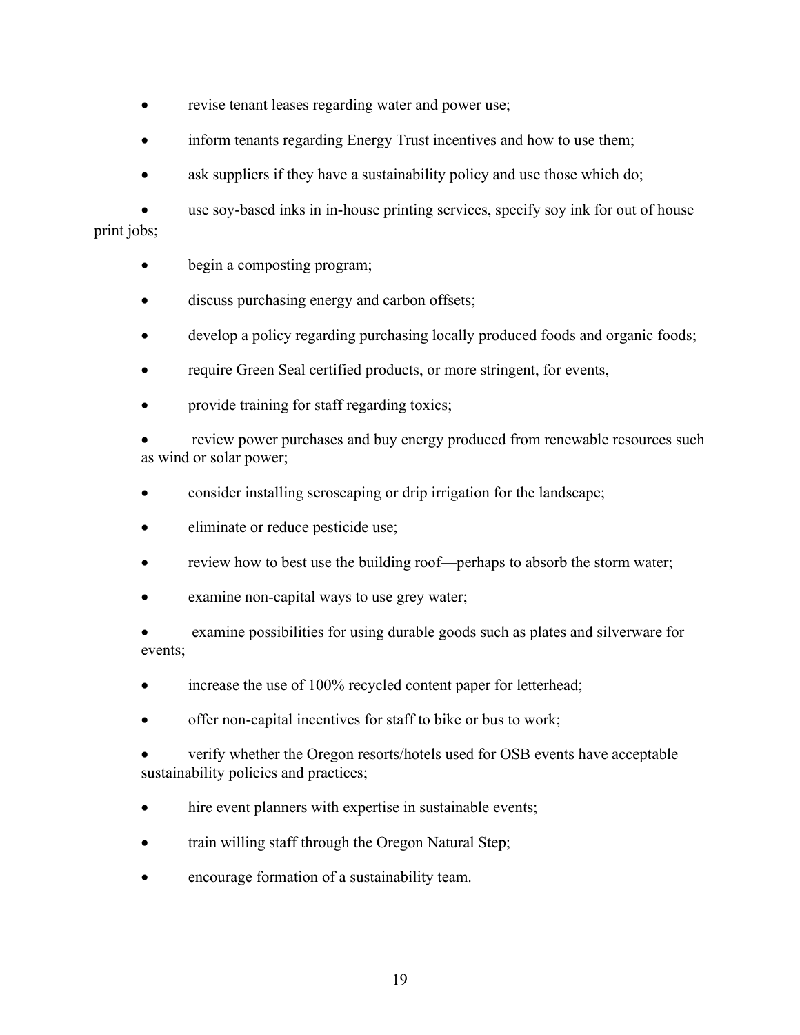- revise tenant leases regarding water and power use;
- inform tenants regarding Energy Trust incentives and how to use them;
- ask suppliers if they have a sustainability policy and use those which do;
- use soy-based inks in in-house printing services, specify soy ink for out of house print jobs;
- begin a composting program;
- discuss purchasing energy and carbon offsets;
- develop a policy regarding purchasing locally produced foods and organic foods;
- require Green Seal certified products, or more stringent, for events,
- provide training for staff regarding toxics;
- review power purchases and buy energy produced from renewable resources such as wind or solar power;
- consider installing seroscaping or drip irrigation for the landscape;
- eliminate or reduce pesticide use;
- review how to best use the building roof—perhaps to absorb the storm water;
- examine non-capital ways to use grey water;
- examine possibilities for using durable goods such as plates and silverware for events;
- increase the use of 100% recycled content paper for letterhead;
- offer non-capital incentives for staff to bike or bus to work;
- verify whether the Oregon resorts/hotels used for OSB events have acceptable sustainability policies and practices;
- hire event planners with expertise in sustainable events;
- train willing staff through the Oregon Natural Step;
- encourage formation of a sustainability team.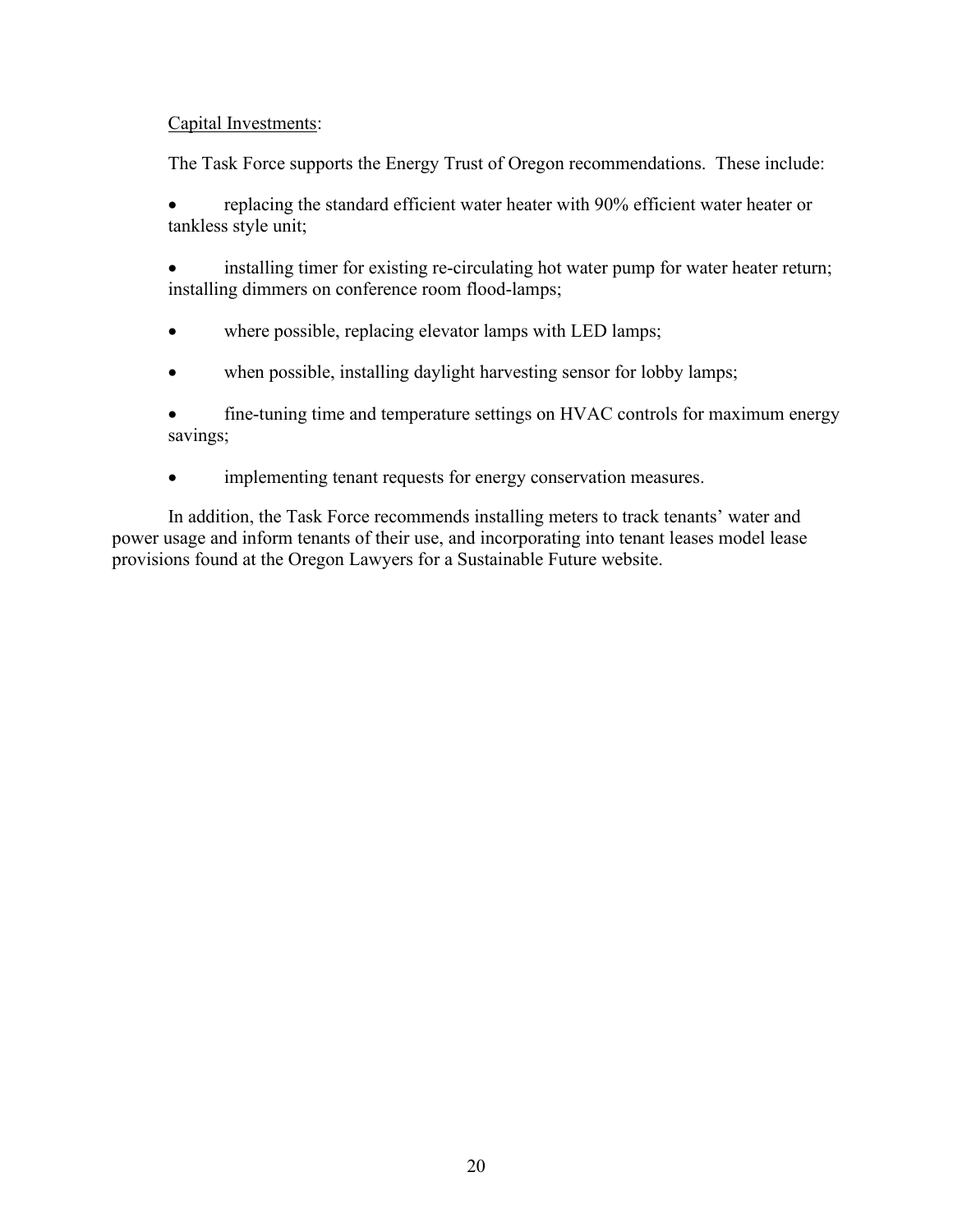<u>Capital Investments</u>:

The Task Force supports the Energy Trust of Oregon recommendations. These include:

- replacing the standard efficient water heater with 90% efficient water heater or tankless style unit;
- installing timer for existing re-circulating hot water pump for water heater return; installing dimmers on conference room flood-lamps;
- where possible, replacing elevator lamps with LED lamps;
- when possible, installing daylight harvesting sensor for lobby lamps;
- fine-tuning time and temperature settings on HVAC controls for maximum energy savings;
- implementing tenant requests for energy conservation measures.

In addition, the Task Force recommends installing meters to track tenants' water and power usage and inform tenants of their use, and incorporating into tenant leases model lease provisions found at the Oregon Lawyers for a Sustainable Future website.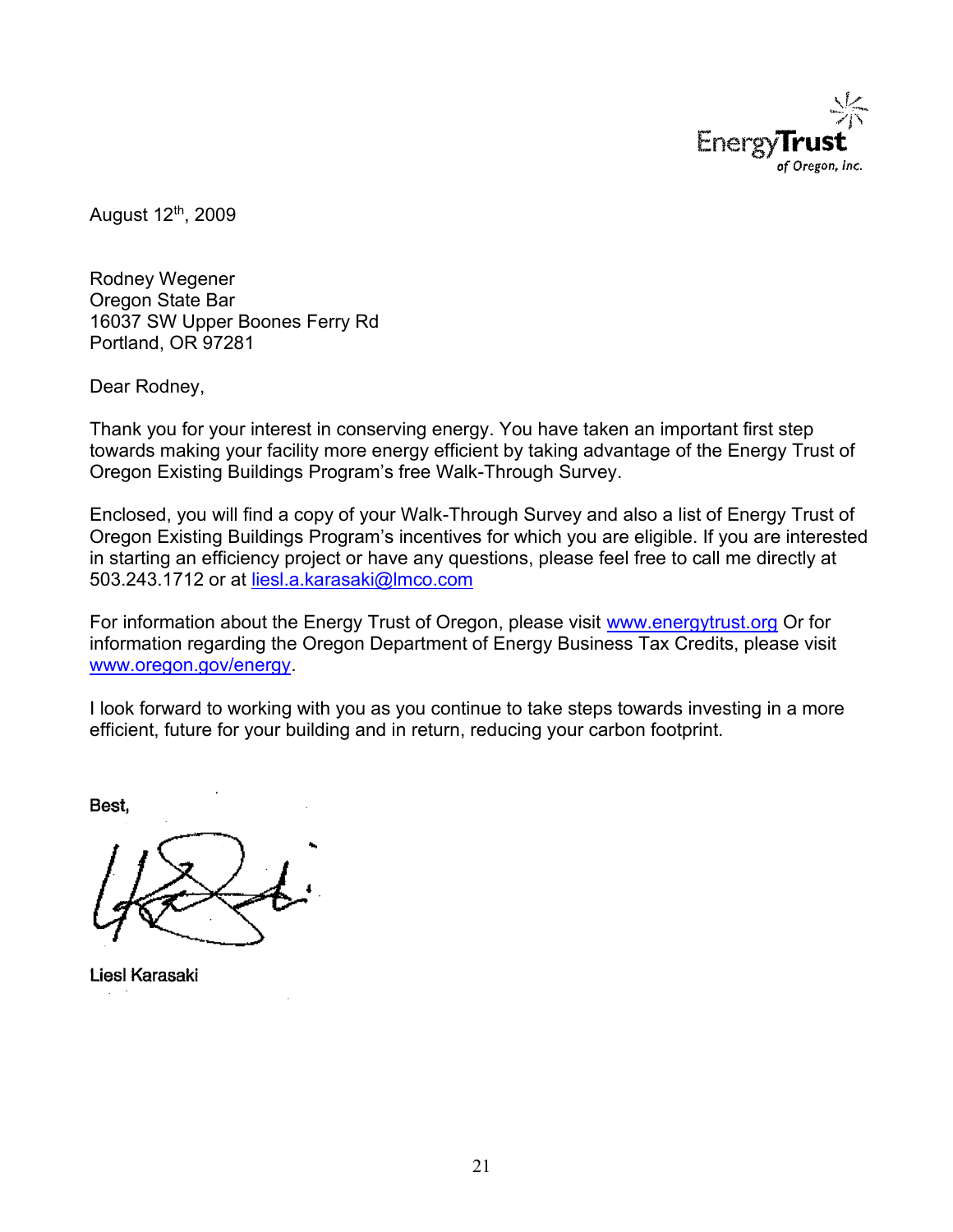Energy Trust of Oregon, Inc.

August 12th, 2009

Rodney Wegener
Oregon State Bar
16037 SW Upper Boones Ferry Rd
Portland, OR 97281

Dear Rodney,

Thank you for your interest in conserving energy. You have taken an important first step towards making your facility more energy efficient by taking advantage of the Energy Trust of Oregon Existing Buildings Program's free Walk-Through Survey.

Enclosed, you will find a copy of your Walk-Through Survey and also a list of Energy Trust of Oregon Existing Buildings Program's incentives for which you are eligible. If you are interested in starting an efficiency project or have any questions, please feel free to call me directly at 503.243.1712 or at liesl.a.karasaki@lmco.com

For information about the Energy Trust of Oregon, please visit www.energytrust.org Or for information regarding the Oregon Department of Energy Business Tax Credits, please visit www.oregon.gov/energy.

I look forward to working with you as you continue to take steps towards investing in a more efficient, future for your building and in return, reducing your carbon footprint.

Best,

Liesl Karasaki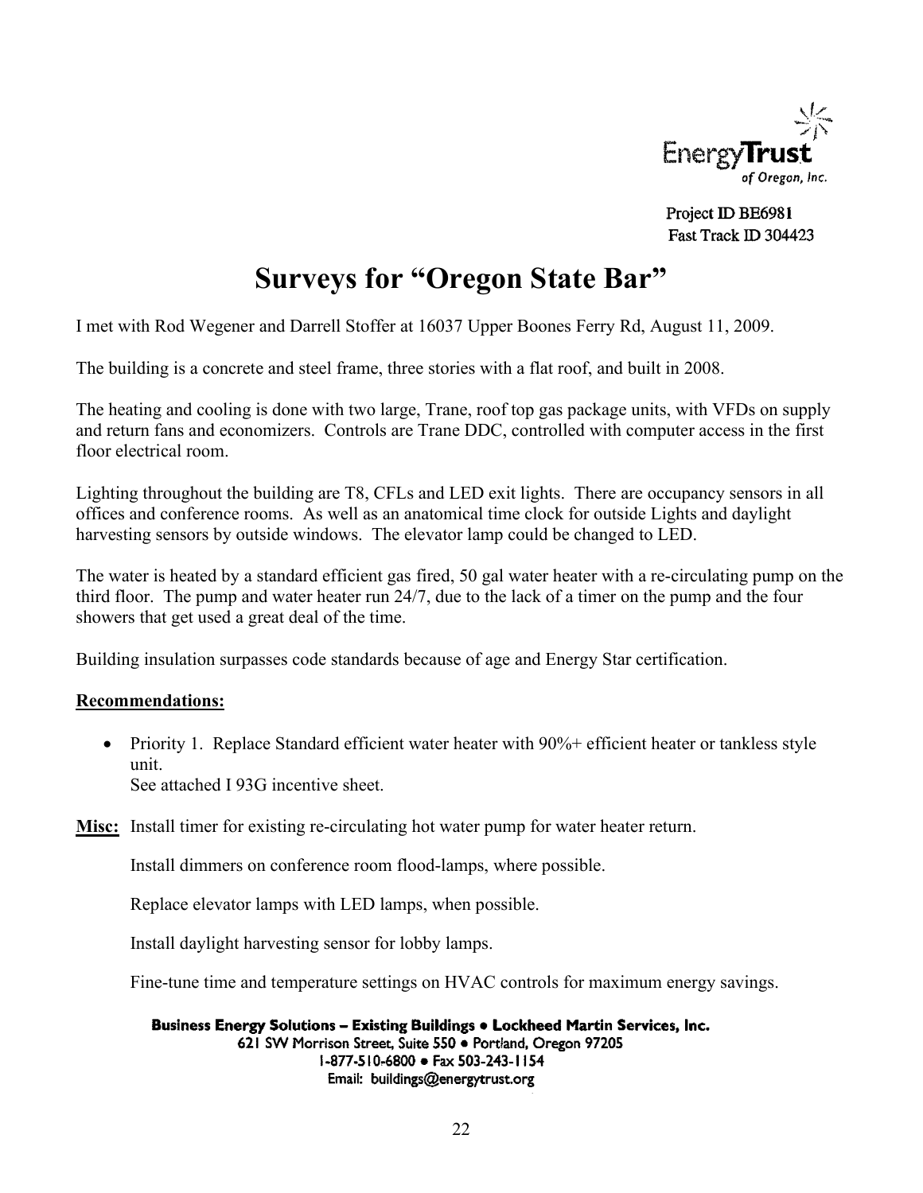Energy**Trust** of Oregon, Inc.

Project ID BE6981
Fast Track ID 304423

# Surveys for "Oregon State Bar"

I met with Rod Wegener and Darrell Stoffer at 16037 Upper Boones Ferry Rd, August 11, 2009.

The building is a concrete and steel frame, three stories with a flat roof, and built in 2008.

The heating and cooling is done with two large, Trane, roof top gas package units, with VFDs on supply and return fans and economizers. Controls are Trane DDC, controlled with computer access in the first floor electrical room.

Lighting throughout the building are T8, CFLs and LED exit lights. There are occupancy sensors in all offices and conference rooms. As well as an anatomical time clock for outside Lights and daylight harvesting sensors by outside windows. The elevator lamp could be changed to LED.

The water is heated by a standard efficient gas fired, 50 gal water heater with a re-circulating pump on the third floor. The pump and water heater run 24/7, due to the lack of a timer on the pump and the four showers that get used a great deal of the time.

Building insulation surpasses code standards because of age and Energy Star certification.

**Recommendations:**

- Priority 1. Replace Standard efficient water heater with 90%+ efficient heater or tankless style unit.
  See attached I 93G incentive sheet.

**Misc:** Install timer for existing re-circulating hot water pump for water heater return.

Install dimmers on conference room flood-lamps, where possible.

Replace elevator lamps with LED lamps, when possible.

Install daylight harvesting sensor for lobby lamps.

Fine-tune time and temperature settings on HVAC controls for maximum energy savings.

**Business Energy Solutions – Existing Buildings • Lockheed Martin Services, Inc.**
621 SW Morrison Street, Suite 550 • Portland, Oregon 97205
1-877-510-6800 • Fax 503-243-1154
Email: buildings@energytrust.org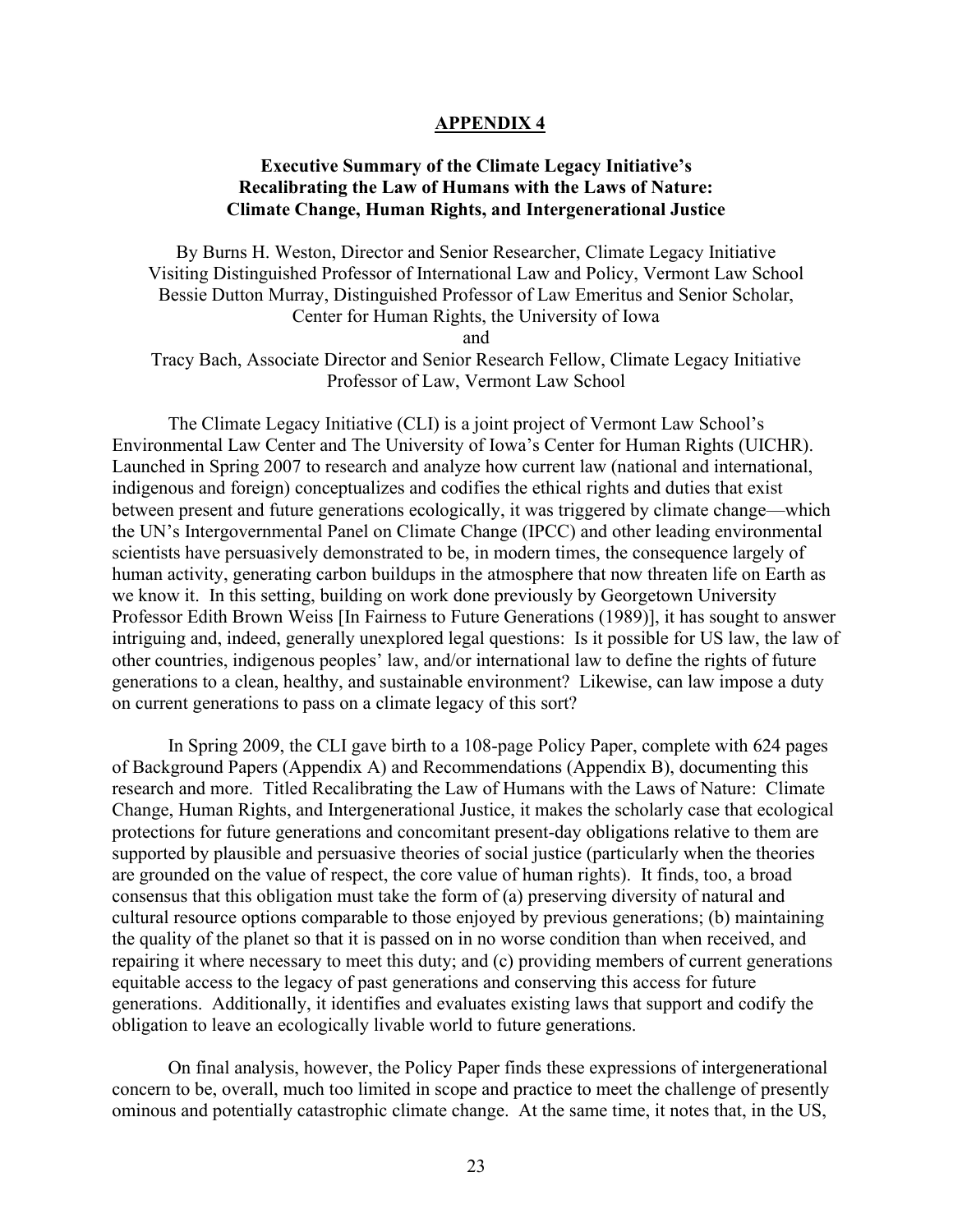## APPENDIX 4

### Executive Summary of the Climate Legacy Initiative's Recalibrating the Law of Humans with the Laws of Nature: Climate Change, Human Rights, and Intergenerational Justice

By Burns H. Weston, Director and Senior Researcher, Climate Legacy Initiative
Visiting Distinguished Professor of International Law and Policy, Vermont Law School
Bessie Dutton Murray, Distinguished Professor of Law Emeritus and Senior Scholar, Center for Human Rights, the University of Iowa
and
Tracy Bach, Associate Director and Senior Research Fellow, Climate Legacy Initiative
Professor of Law, Vermont Law School

The Climate Legacy Initiative (CLI) is a joint project of Vermont Law School's Environmental Law Center and The University of Iowa's Center for Human Rights (UICHR). Launched in Spring 2007 to research and analyze how current law (national and international, indigenous and foreign) conceptualizes and codifies the ethical rights and duties that exist between present and future generations ecologically, it was triggered by climate change—which the UN's Intergovernmental Panel on Climate Change (IPCC) and other leading environmental scientists have persuasively demonstrated to be, in modern times, the consequence largely of human activity, generating carbon buildups in the atmosphere that now threaten life on Earth as we know it. In this setting, building on work done previously by Georgetown University Professor Edith Brown Weiss [In Fairness to Future Generations (1989)], it has sought to answer intriguing and, indeed, generally unexplored legal questions: Is it possible for US law, the law of other countries, indigenous peoples' law, and/or international law to define the rights of future generations to a clean, healthy, and sustainable environment? Likewise, can law impose a duty on current generations to pass on a climate legacy of this sort?

In Spring 2009, the CLI gave birth to a 108-page Policy Paper, complete with 624 pages of Background Papers (Appendix A) and Recommendations (Appendix B), documenting this research and more. Titled Recalibrating the Law of Humans with the Laws of Nature: Climate Change, Human Rights, and Intergenerational Justice, it makes the scholarly case that ecological protections for future generations and concomitant present-day obligations relative to them are supported by plausible and persuasive theories of social justice (particularly when the theories are grounded on the value of respect, the core value of human rights). It finds, too, a broad consensus that this obligation must take the form of (a) preserving diversity of natural and cultural resource options comparable to those enjoyed by previous generations; (b) maintaining the quality of the planet so that it is passed on in no worse condition than when received, and repairing it where necessary to meet this duty; and (c) providing members of current generations equitable access to the legacy of past generations and conserving this access for future generations. Additionally, it identifies and evaluates existing laws that support and codify the obligation to leave an ecologically livable world to future generations.

On final analysis, however, the Policy Paper finds these expressions of intergenerational concern to be, overall, much too limited in scope and practice to meet the challenge of presently ominous and potentially catastrophic climate change. At the same time, it notes that, in the US,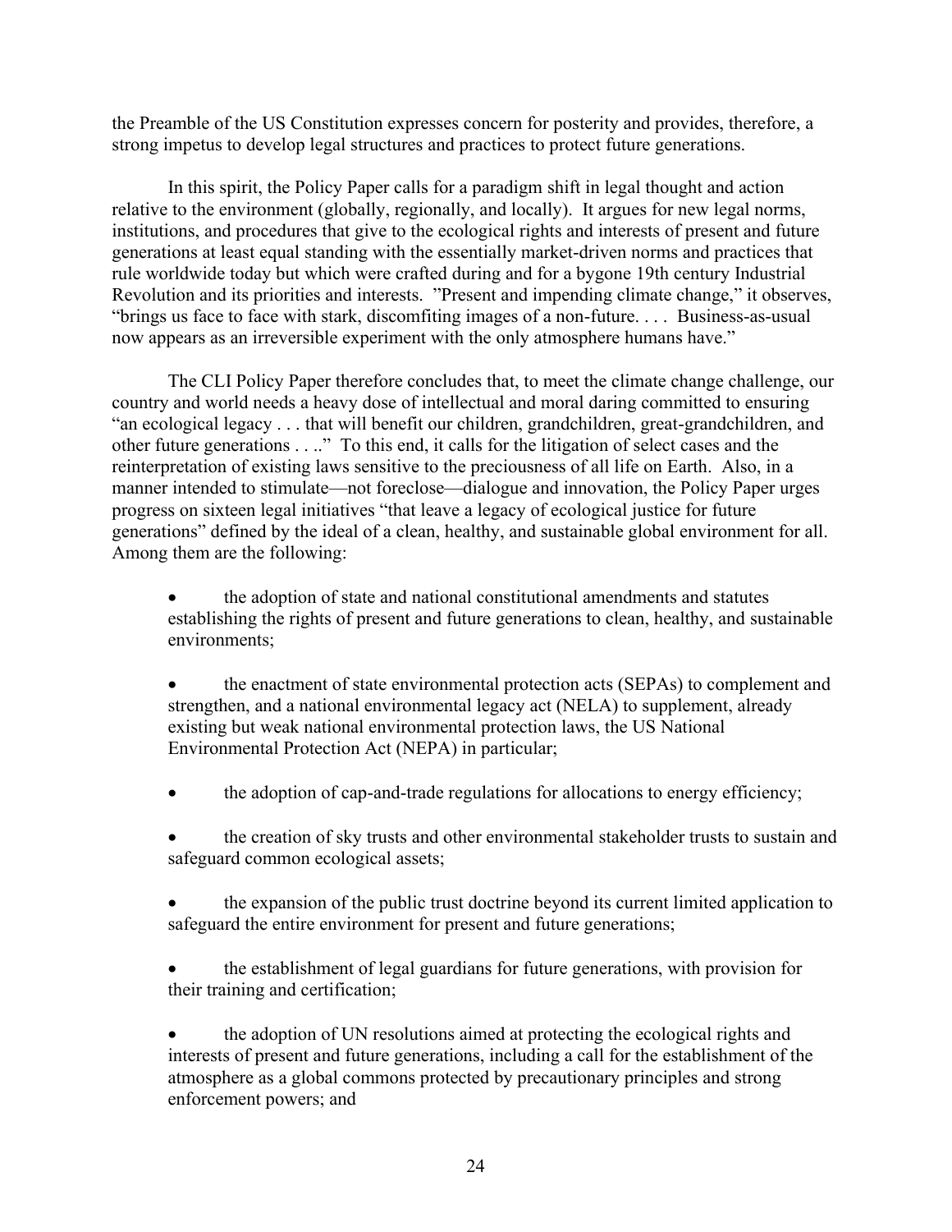the Preamble of the US Constitution expresses concern for posterity and provides, therefore, a strong impetus to develop legal structures and practices to protect future generations.

In this spirit, the Policy Paper calls for a paradigm shift in legal thought and action relative to the environment (globally, regionally, and locally). It argues for new legal norms, institutions, and procedures that give to the ecological rights and interests of present and future generations at least equal standing with the essentially market-driven norms and practices that rule worldwide today but which were crafted during and for a bygone 19th century Industrial Revolution and its priorities and interests. "Present and impending climate change," it observes, "brings us face to face with stark, discomfiting images of a non-future. . . . Business-as-usual now appears as an irreversible experiment with the only atmosphere humans have."

The CLI Policy Paper therefore concludes that, to meet the climate change challenge, our country and world needs a heavy dose of intellectual and moral daring committed to ensuring "an ecological legacy . . . that will benefit our children, grandchildren, great-grandchildren, and other future generations . . .." To this end, it calls for the litigation of select cases and the reinterpretation of existing laws sensitive to the preciousness of all life on Earth. Also, in a manner intended to stimulate—not foreclose—dialogue and innovation, the Policy Paper urges progress on sixteen legal initiatives "that leave a legacy of ecological justice for future generations" defined by the ideal of a clean, healthy, and sustainable global environment for all. Among them are the following:

- the adoption of state and national constitutional amendments and statutes establishing the rights of present and future generations to clean, healthy, and sustainable environments;

- the enactment of state environmental protection acts (SEPAs) to complement and strengthen, and a national environmental legacy act (NELA) to supplement, already existing but weak national environmental protection laws, the US National Environmental Protection Act (NEPA) in particular;

- the adoption of cap-and-trade regulations for allocations to energy efficiency;

- the creation of sky trusts and other environmental stakeholder trusts to sustain and safeguard common ecological assets;

- the expansion of the public trust doctrine beyond its current limited application to safeguard the entire environment for present and future generations;

- the establishment of legal guardians for future generations, with provision for their training and certification;

- the adoption of UN resolutions aimed at protecting the ecological rights and interests of present and future generations, including a call for the establishment of the atmosphere as a global commons protected by precautionary principles and strong enforcement powers; and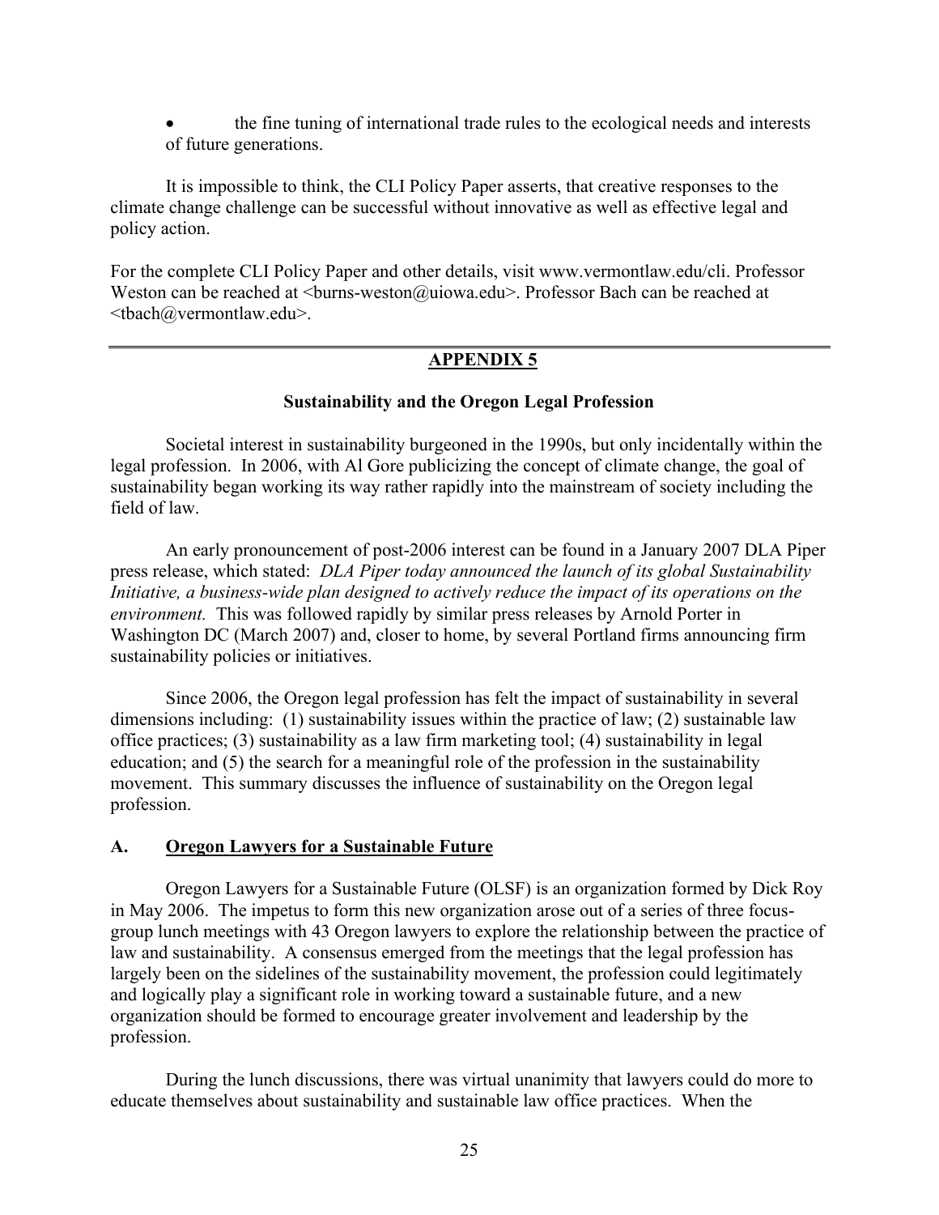- the fine tuning of international trade rules to the ecological needs and interests of future generations.

It is impossible to think, the CLI Policy Paper asserts, that creative responses to the climate change challenge can be successful without innovative as well as effective legal and policy action.

For the complete CLI Policy Paper and other details, visit www.vermontlaw.edu/cli. Professor Weston can be reached at <burns-weston@uiowa.edu>. Professor Bach can be reached at <tbach@vermontlaw.edu>.

---

## APPENDIX 5

### Sustainability and the Oregon Legal Profession

Societal interest in sustainability burgeoned in the 1990s, but only incidentally within the legal profession. In 2006, with Al Gore publicizing the concept of climate change, the goal of sustainability began working its way rather rapidly into the mainstream of society including the field of law.

An early pronouncement of post-2006 interest can be found in a January 2007 DLA Piper press release, which stated: *DLA Piper today announced the launch of its global Sustainability Initiative, a business-wide plan designed to actively reduce the impact of its operations on the environment.* This was followed rapidly by similar press releases by Arnold Porter in Washington DC (March 2007) and, closer to home, by several Portland firms announcing firm sustainability policies or initiatives.

Since 2006, the Oregon legal profession has felt the impact of sustainability in several dimensions including: (1) sustainability issues within the practice of law; (2) sustainable law office practices; (3) sustainability as a law firm marketing tool; (4) sustainability in legal education; and (5) the search for a meaningful role of the profession in the sustainability movement. This summary discusses the influence of sustainability on the Oregon legal profession.

### A. Oregon Lawyers for a Sustainable Future

Oregon Lawyers for a Sustainable Future (OLSF) is an organization formed by Dick Roy in May 2006. The impetus to form this new organization arose out of a series of three focus-group lunch meetings with 43 Oregon lawyers to explore the relationship between the practice of law and sustainability. A consensus emerged from the meetings that the legal profession has largely been on the sidelines of the sustainability movement, the profession could legitimately and logically play a significant role in working toward a sustainable future, and a new organization should be formed to encourage greater involvement and leadership by the profession.

During the lunch discussions, there was virtual unanimity that lawyers could do more to educate themselves about sustainability and sustainable law office practices. When the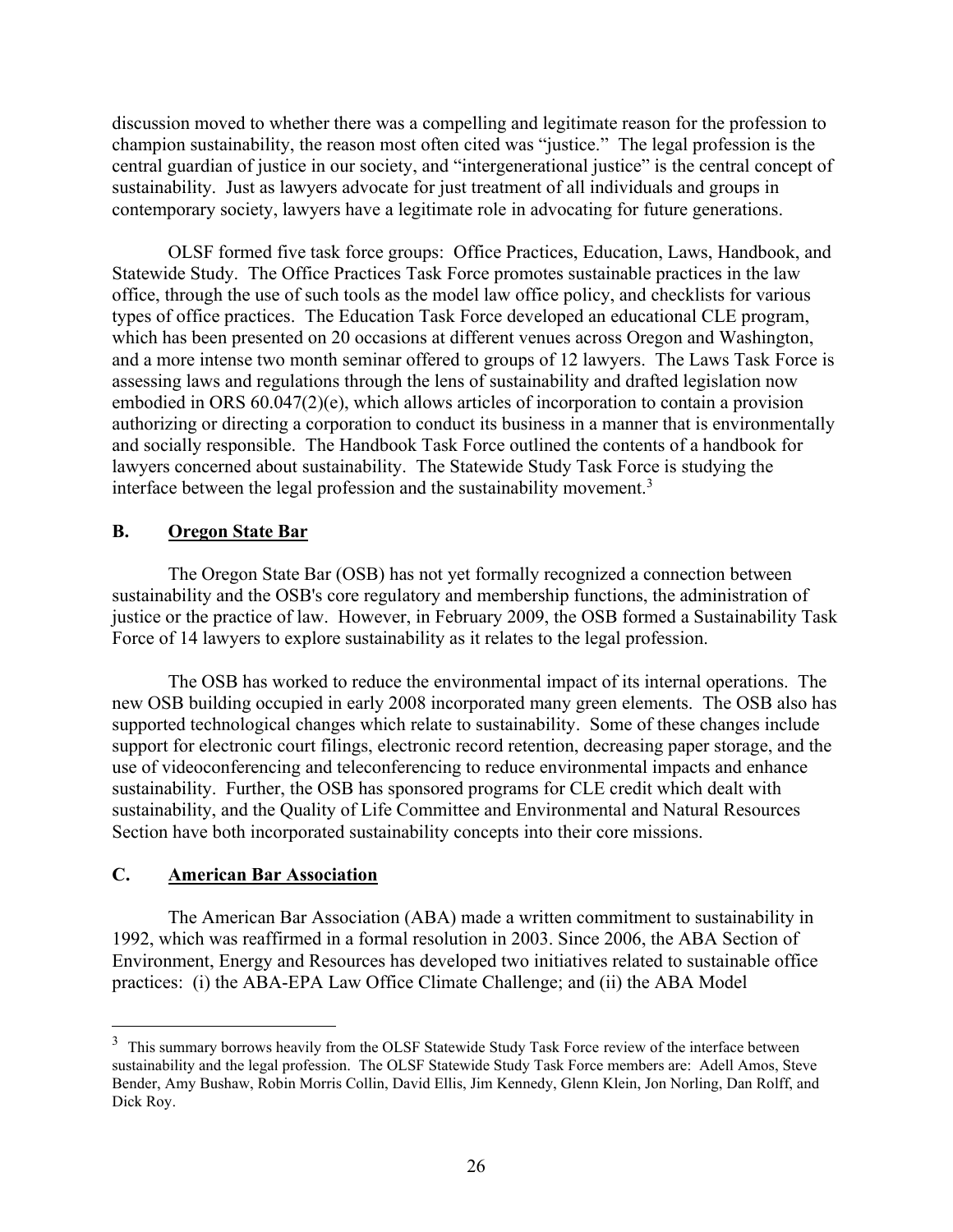discussion moved to whether there was a compelling and legitimate reason for the profession to champion sustainability, the reason most often cited was "justice." The legal profession is the central guardian of justice in our society, and "intergenerational justice" is the central concept of sustainability. Just as lawyers advocate for just treatment of all individuals and groups in contemporary society, lawyers have a legitimate role in advocating for future generations.

OLSF formed five task force groups: Office Practices, Education, Laws, Handbook, and Statewide Study. The Office Practices Task Force promotes sustainable practices in the law office, through the use of such tools as the model law office policy, and checklists for various types of office practices. The Education Task Force developed an educational CLE program, which has been presented on 20 occasions at different venues across Oregon and Washington, and a more intense two month seminar offered to groups of 12 lawyers. The Laws Task Force is assessing laws and regulations through the lens of sustainability and drafted legislation now embodied in ORS 60.047(2)(e), which allows articles of incorporation to contain a provision authorizing or directing a corporation to conduct its business in a manner that is environmentally and socially responsible. The Handbook Task Force outlined the contents of a handbook for lawyers concerned about sustainability. The Statewide Study Task Force is studying the interface between the legal profession and the sustainability movement.[3]

## B. Oregon State Bar

The Oregon State Bar (OSB) has not yet formally recognized a connection between sustainability and the OSB's core regulatory and membership functions, the administration of justice or the practice of law. However, in February 2009, the OSB formed a Sustainability Task Force of 14 lawyers to explore sustainability as it relates to the legal profession.

The OSB has worked to reduce the environmental impact of its internal operations. The new OSB building occupied in early 2008 incorporated many green elements. The OSB also has supported technological changes which relate to sustainability. Some of these changes include support for electronic court filings, electronic record retention, decreasing paper storage, and the use of videoconferencing and teleconferencing to reduce environmental impacts and enhance sustainability. Further, the OSB has sponsored programs for CLE credit which dealt with sustainability, and the Quality of Life Committee and Environmental and Natural Resources Section have both incorporated sustainability concepts into their core missions.

## C. American Bar Association

The American Bar Association (ABA) made a written commitment to sustainability in 1992, which was reaffirmed in a formal resolution in 2003. Since 2006, the ABA Section of Environment, Energy and Resources has developed two initiatives related to sustainable office practices: (i) the ABA-EPA Law Office Climate Challenge; and (ii) the ABA Model

---

[3] This summary borrows heavily from the OLSF Statewide Study Task Force review of the interface between sustainability and the legal profession. The OLSF Statewide Study Task Force members are: Adell Amos, Steve Bender, Amy Bushaw, Robin Morris Collin, David Ellis, Jim Kennedy, Glenn Klein, Jon Norling, Dan Rolff, and Dick Roy.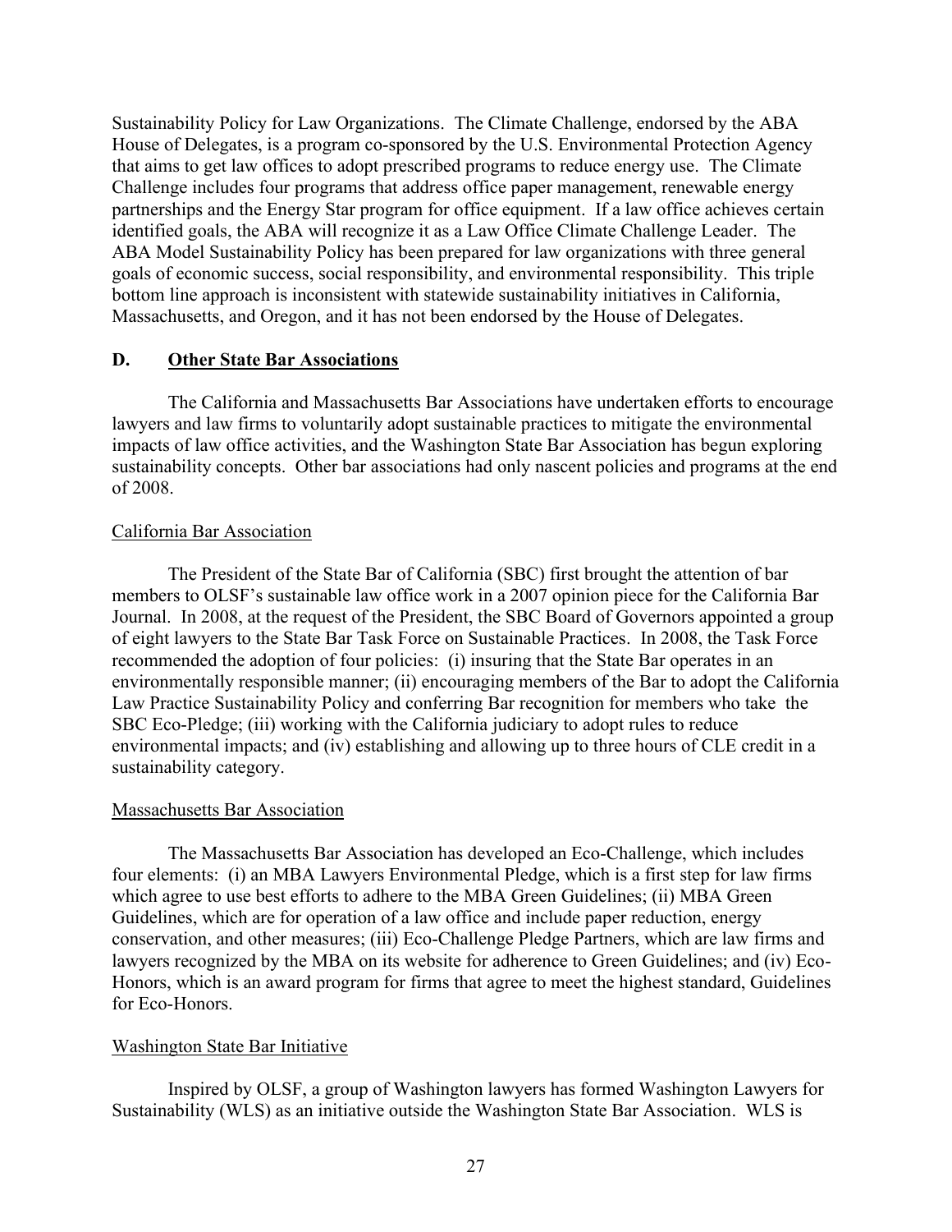Sustainability Policy for Law Organizations. The Climate Challenge, endorsed by the ABA House of Delegates, is a program co-sponsored by the U.S. Environmental Protection Agency that aims to get law offices to adopt prescribed programs to reduce energy use. The Climate Challenge includes four programs that address office paper management, renewable energy partnerships and the Energy Star program for office equipment. If a law office achieves certain identified goals, the ABA will recognize it as a Law Office Climate Challenge Leader. The ABA Model Sustainability Policy has been prepared for law organizations with three general goals of economic success, social responsibility, and environmental responsibility. This triple bottom line approach is inconsistent with statewide sustainability initiatives in California, Massachusetts, and Oregon, and it has not been endorsed by the House of Delegates.

## D. Other State Bar Associations

The California and Massachusetts Bar Associations have undertaken efforts to encourage lawyers and law firms to voluntarily adopt sustainable practices to mitigate the environmental impacts of law office activities, and the Washington State Bar Association has begun exploring sustainability concepts. Other bar associations had only nascent policies and programs at the end of 2008.

### California Bar Association

The President of the State Bar of California (SBC) first brought the attention of bar members to OLSF's sustainable law office work in a 2007 opinion piece for the California Bar Journal. In 2008, at the request of the President, the SBC Board of Governors appointed a group of eight lawyers to the State Bar Task Force on Sustainable Practices. In 2008, the Task Force recommended the adoption of four policies: (i) insuring that the State Bar operates in an environmentally responsible manner; (ii) encouraging members of the Bar to adopt the California Law Practice Sustainability Policy and conferring Bar recognition for members who take the SBC Eco-Pledge; (iii) working with the California judiciary to adopt rules to reduce environmental impacts; and (iv) establishing and allowing up to three hours of CLE credit in a sustainability category.

### Massachusetts Bar Association

The Massachusetts Bar Association has developed an Eco-Challenge, which includes four elements: (i) an MBA Lawyers Environmental Pledge, which is a first step for law firms which agree to use best efforts to adhere to the MBA Green Guidelines; (ii) MBA Green Guidelines, which are for operation of a law office and include paper reduction, energy conservation, and other measures; (iii) Eco-Challenge Pledge Partners, which are law firms and lawyers recognized by the MBA on its website for adherence to Green Guidelines; and (iv) Eco-Honors, which is an award program for firms that agree to meet the highest standard, Guidelines for Eco-Honors.

### Washington State Bar Initiative

Inspired by OLSF, a group of Washington lawyers has formed Washington Lawyers for Sustainability (WLS) as an initiative outside the Washington State Bar Association. WLS is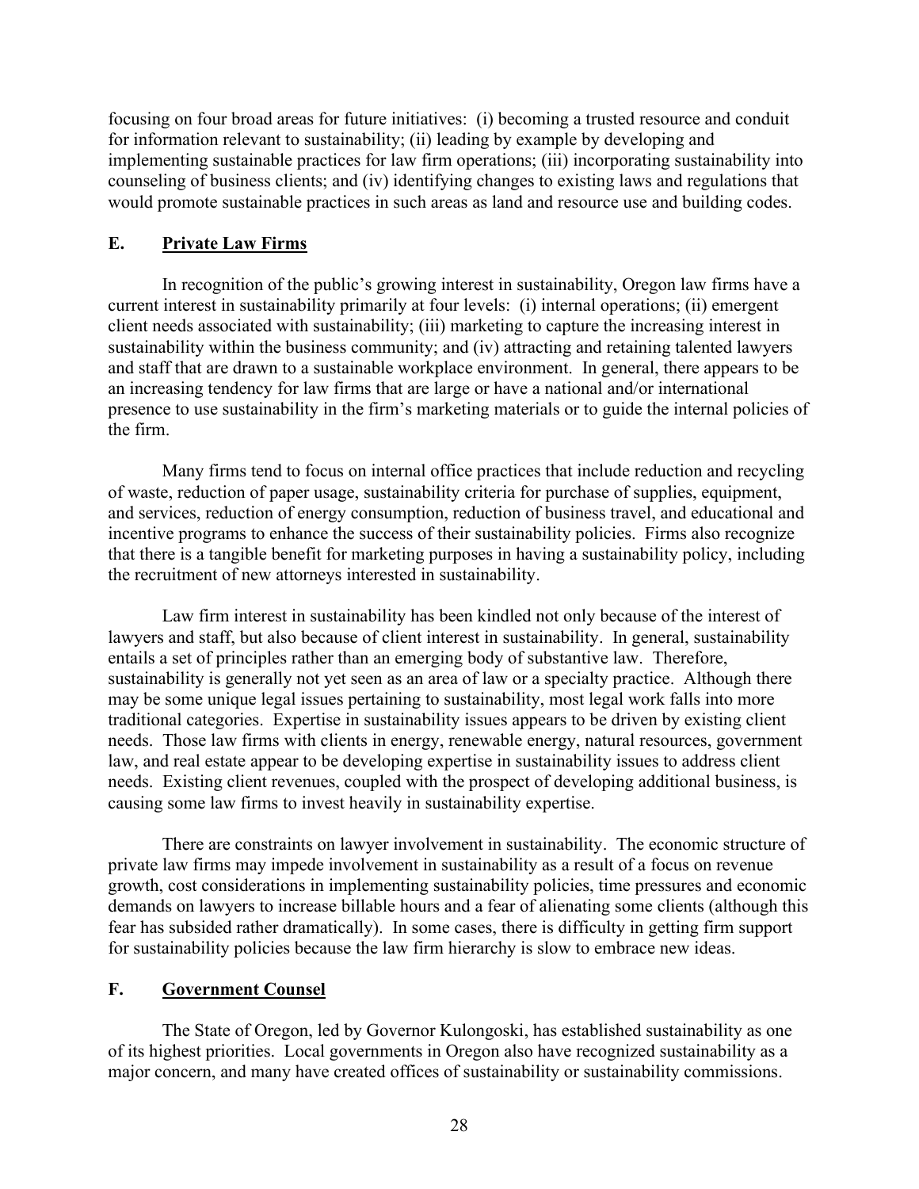focusing on four broad areas for future initiatives: (i) becoming a trusted resource and conduit for information relevant to sustainability; (ii) leading by example by developing and implementing sustainable practices for law firm operations; (iii) incorporating sustainability into counseling of business clients; and (iv) identifying changes to existing laws and regulations that would promote sustainable practices in such areas as land and resource use and building codes.

## E. Private Law Firms

In recognition of the public's growing interest in sustainability, Oregon law firms have a current interest in sustainability primarily at four levels: (i) internal operations; (ii) emergent client needs associated with sustainability; (iii) marketing to capture the increasing interest in sustainability within the business community; and (iv) attracting and retaining talented lawyers and staff that are drawn to a sustainable workplace environment. In general, there appears to be an increasing tendency for law firms that are large or have a national and/or international presence to use sustainability in the firm's marketing materials or to guide the internal policies of the firm.

Many firms tend to focus on internal office practices that include reduction and recycling of waste, reduction of paper usage, sustainability criteria for purchase of supplies, equipment, and services, reduction of energy consumption, reduction of business travel, and educational and incentive programs to enhance the success of their sustainability policies. Firms also recognize that there is a tangible benefit for marketing purposes in having a sustainability policy, including the recruitment of new attorneys interested in sustainability.

Law firm interest in sustainability has been kindled not only because of the interest of lawyers and staff, but also because of client interest in sustainability. In general, sustainability entails a set of principles rather than an emerging body of substantive law. Therefore, sustainability is generally not yet seen as an area of law or a specialty practice. Although there may be some unique legal issues pertaining to sustainability, most legal work falls into more traditional categories. Expertise in sustainability issues appears to be driven by existing client needs. Those law firms with clients in energy, renewable energy, natural resources, government law, and real estate appear to be developing expertise in sustainability issues to address client needs. Existing client revenues, coupled with the prospect of developing additional business, is causing some law firms to invest heavily in sustainability expertise.

There are constraints on lawyer involvement in sustainability. The economic structure of private law firms may impede involvement in sustainability as a result of a focus on revenue growth, cost considerations in implementing sustainability policies, time pressures and economic demands on lawyers to increase billable hours and a fear of alienating some clients (although this fear has subsided rather dramatically). In some cases, there is difficulty in getting firm support for sustainability policies because the law firm hierarchy is slow to embrace new ideas.

## F. Government Counsel

The State of Oregon, led by Governor Kulongoski, has established sustainability as one of its highest priorities. Local governments in Oregon also have recognized sustainability as a major concern, and many have created offices of sustainability or sustainability commissions.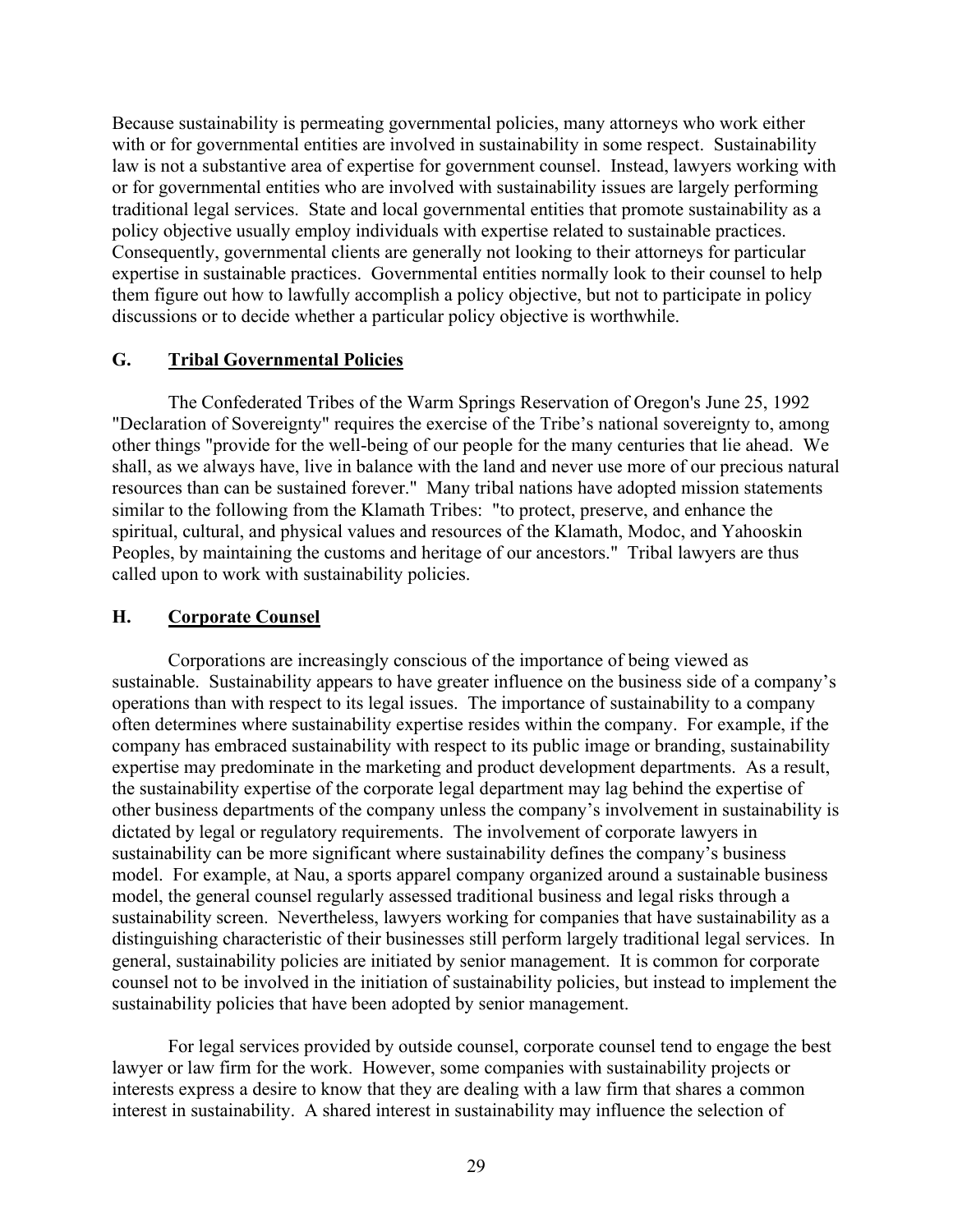Because sustainability is permeating governmental policies, many attorneys who work either with or for governmental entities are involved in sustainability in some respect. Sustainability law is not a substantive area of expertise for government counsel. Instead, lawyers working with or for governmental entities who are involved with sustainability issues are largely performing traditional legal services. State and local governmental entities that promote sustainability as a policy objective usually employ individuals with expertise related to sustainable practices. Consequently, governmental clients are generally not looking to their attorneys for particular expertise in sustainable practices. Governmental entities normally look to their counsel to help them figure out how to lawfully accomplish a policy objective, but not to participate in policy discussions or to decide whether a particular policy objective is worthwhile.

## G. Tribal Governmental Policies

The Confederated Tribes of the Warm Springs Reservation of Oregon's June 25, 1992 "Declaration of Sovereignty" requires the exercise of the Tribe's national sovereignty to, among other things "provide for the well-being of our people for the many centuries that lie ahead. We shall, as we always have, live in balance with the land and never use more of our precious natural resources than can be sustained forever." Many tribal nations have adopted mission statements similar to the following from the Klamath Tribes: "to protect, preserve, and enhance the spiritual, cultural, and physical values and resources of the Klamath, Modoc, and Yahooskin Peoples, by maintaining the customs and heritage of our ancestors." Tribal lawyers are thus called upon to work with sustainability policies.

## H. Corporate Counsel

Corporations are increasingly conscious of the importance of being viewed as sustainable. Sustainability appears to have greater influence on the business side of a company's operations than with respect to its legal issues. The importance of sustainability to a company often determines where sustainability expertise resides within the company. For example, if the company has embraced sustainability with respect to its public image or branding, sustainability expertise may predominate in the marketing and product development departments. As a result, the sustainability expertise of the corporate legal department may lag behind the expertise of other business departments of the company unless the company's involvement in sustainability is dictated by legal or regulatory requirements. The involvement of corporate lawyers in sustainability can be more significant where sustainability defines the company's business model. For example, at Nau, a sports apparel company organized around a sustainable business model, the general counsel regularly assessed traditional business and legal risks through a sustainability screen. Nevertheless, lawyers working for companies that have sustainability as a distinguishing characteristic of their businesses still perform largely traditional legal services. In general, sustainability policies are initiated by senior management. It is common for corporate counsel not to be involved in the initiation of sustainability policies, but instead to implement the sustainability policies that have been adopted by senior management.

For legal services provided by outside counsel, corporate counsel tend to engage the best lawyer or law firm for the work. However, some companies with sustainability projects or interests express a desire to know that they are dealing with a law firm that shares a common interest in sustainability. A shared interest in sustainability may influence the selection of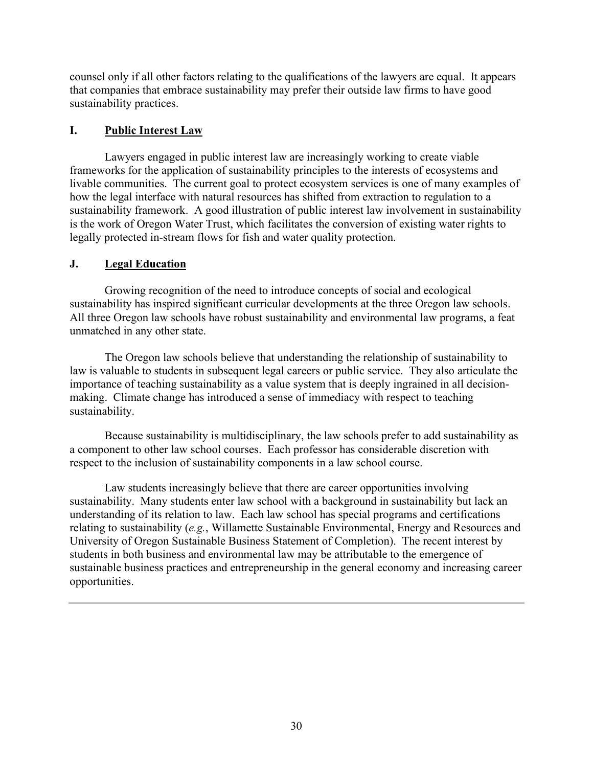counsel only if all other factors relating to the qualifications of the lawyers are equal. It appears that companies that embrace sustainability may prefer their outside law firms to have good sustainability practices.

## I. <u>Public Interest Law</u>

Lawyers engaged in public interest law are increasingly working to create viable frameworks for the application of sustainability principles to the interests of ecosystems and livable communities. The current goal to protect ecosystem services is one of many examples of how the legal interface with natural resources has shifted from extraction to regulation to a sustainability framework. A good illustration of public interest law involvement in sustainability is the work of Oregon Water Trust, which facilitates the conversion of existing water rights to legally protected in-stream flows for fish and water quality protection.

## J. <u>Legal Education</u>

Growing recognition of the need to introduce concepts of social and ecological sustainability has inspired significant curricular developments at the three Oregon law schools. All three Oregon law schools have robust sustainability and environmental law programs, a feat unmatched in any other state.

The Oregon law schools believe that understanding the relationship of sustainability to law is valuable to students in subsequent legal careers or public service. They also articulate the importance of teaching sustainability as a value system that is deeply ingrained in all decision-making. Climate change has introduced a sense of immediacy with respect to teaching sustainability.

Because sustainability is multidisciplinary, the law schools prefer to add sustainability as a component to other law school courses. Each professor has considerable discretion with respect to the inclusion of sustainability components in a law school course.

Law students increasingly believe that there are career opportunities involving sustainability. Many students enter law school with a background in sustainability but lack an understanding of its relation to law. Each law school has special programs and certifications relating to sustainability (*e.g.*, Willamette Sustainable Environmental, Energy and Resources and University of Oregon Sustainable Business Statement of Completion). The recent interest by students in both business and environmental law may be attributable to the emergence of sustainable business practices and entrepreneurship in the general economy and increasing career opportunities.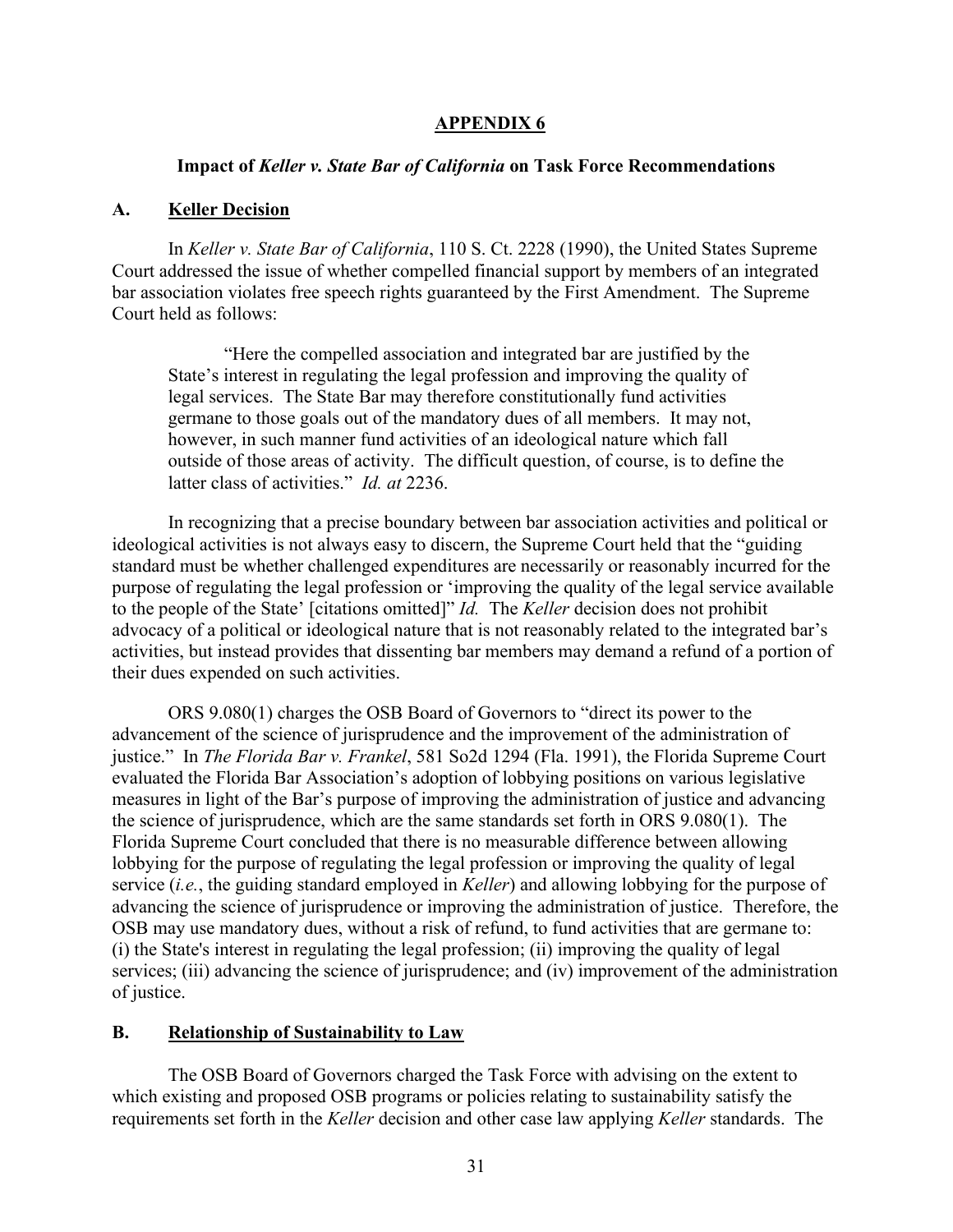## APPENDIX 6

### Impact of *Keller v. State Bar of California* on Task Force Recommendations

### A. Keller Decision

In *Keller v. State Bar of California*, 110 S. Ct. 2228 (1990), the United States Supreme Court addressed the issue of whether compelled financial support by members of an integrated bar association violates free speech rights guaranteed by the First Amendment. The Supreme Court held as follows:

> "Here the compelled association and integrated bar are justified by the State's interest in regulating the legal profession and improving the quality of legal services. The State Bar may therefore constitutionally fund activities germane to those goals out of the mandatory dues of all members. It may not, however, in such manner fund activities of an ideological nature which fall outside of those areas of activity. The difficult question, of course, is to define the latter class of activities." *Id. at* 2236.

In recognizing that a precise boundary between bar association activities and political or ideological activities is not always easy to discern, the Supreme Court held that the "guiding standard must be whether challenged expenditures are necessarily or reasonably incurred for the purpose of regulating the legal profession or 'improving the quality of the legal service available to the people of the State' [citations omitted]" *Id.* The *Keller* decision does not prohibit advocacy of a political or ideological nature that is not reasonably related to the integrated bar's activities, but instead provides that dissenting bar members may demand a refund of a portion of their dues expended on such activities.

ORS 9.080(1) charges the OSB Board of Governors to "direct its power to the advancement of the science of jurisprudence and the improvement of the administration of justice." In *The Florida Bar v. Frankel*, 581 So2d 1294 (Fla. 1991), the Florida Supreme Court evaluated the Florida Bar Association's adoption of lobbying positions on various legislative measures in light of the Bar's purpose of improving the administration of justice and advancing the science of jurisprudence, which are the same standards set forth in ORS 9.080(1). The Florida Supreme Court concluded that there is no measurable difference between allowing lobbying for the purpose of regulating the legal profession or improving the quality of legal service (*i.e.*, the guiding standard employed in *Keller*) and allowing lobbying for the purpose of advancing the science of jurisprudence or improving the administration of justice. Therefore, the OSB may use mandatory dues, without a risk of refund, to fund activities that are germane to: (i) the State's interest in regulating the legal profession; (ii) improving the quality of legal services; (iii) advancing the science of jurisprudence; and (iv) improvement of the administration of justice.

### B. Relationship of Sustainability to Law

The OSB Board of Governors charged the Task Force with advising on the extent to which existing and proposed OSB programs or policies relating to sustainability satisfy the requirements set forth in the *Keller* decision and other case law applying *Keller* standards. The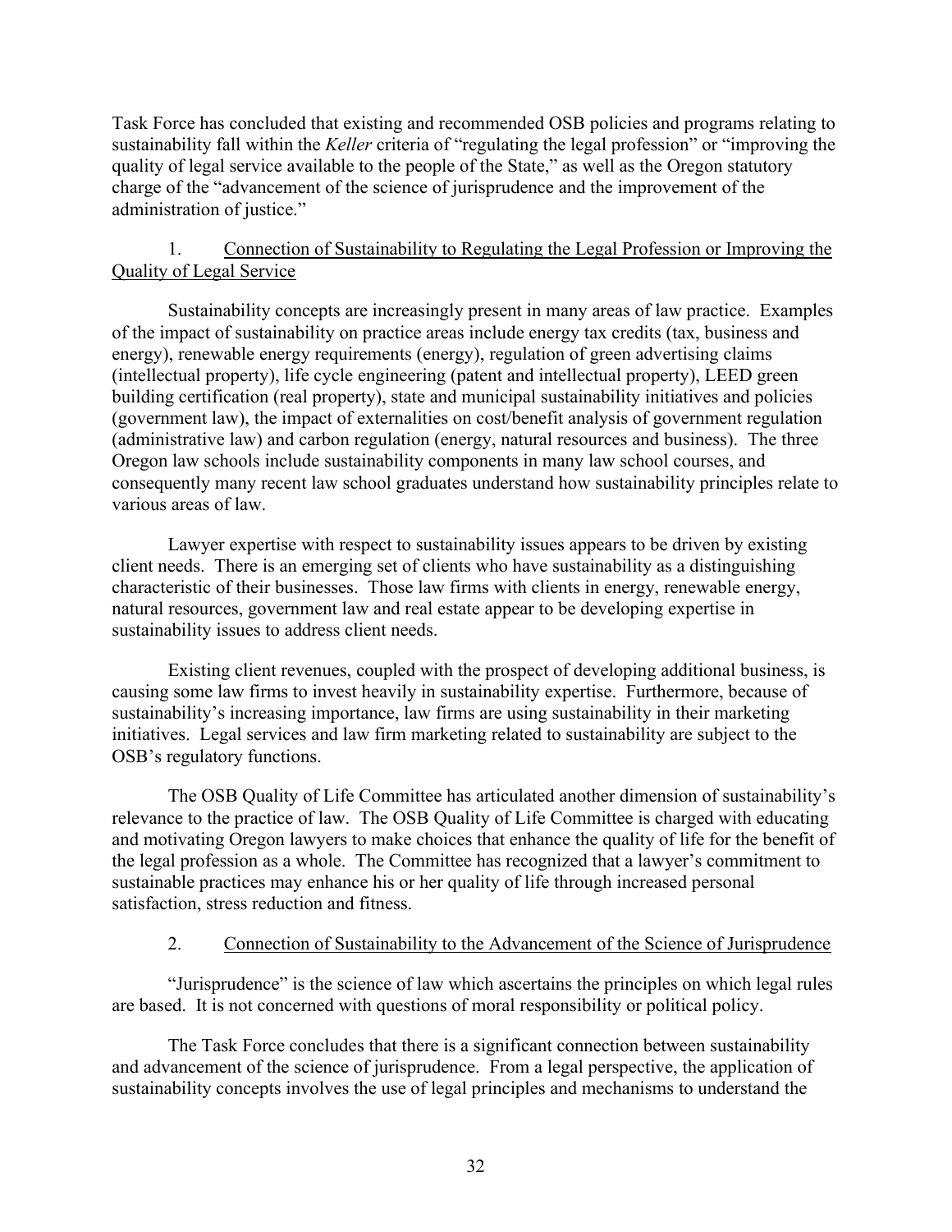Task Force has concluded that existing and recommended OSB policies and programs relating to sustainability fall within the *Keller* criteria of "regulating the legal profession" or "improving the quality of legal service available to the people of the State," as well as the Oregon statutory charge of the "advancement of the science of jurisprudence and the improvement of the administration of justice."

### 1. Connection of Sustainability to Regulating the Legal Profession or Improving the Quality of Legal Service

Sustainability concepts are increasingly present in many areas of law practice. Examples of the impact of sustainability on practice areas include energy tax credits (tax, business and energy), renewable energy requirements (energy), regulation of green advertising claims (intellectual property), life cycle engineering (patent and intellectual property), LEED green building certification (real property), state and municipal sustainability initiatives and policies (government law), the impact of externalities on cost/benefit analysis of government regulation (administrative law) and carbon regulation (energy, natural resources and business). The three Oregon law schools include sustainability components in many law school courses, and consequently many recent law school graduates understand how sustainability principles relate to various areas of law.

Lawyer expertise with respect to sustainability issues appears to be driven by existing client needs. There is an emerging set of clients who have sustainability as a distinguishing characteristic of their businesses. Those law firms with clients in energy, renewable energy, natural resources, government law and real estate appear to be developing expertise in sustainability issues to address client needs.

Existing client revenues, coupled with the prospect of developing additional business, is causing some law firms to invest heavily in sustainability expertise. Furthermore, because of sustainability's increasing importance, law firms are using sustainability in their marketing initiatives. Legal services and law firm marketing related to sustainability are subject to the OSB's regulatory functions.

The OSB Quality of Life Committee has articulated another dimension of sustainability's relevance to the practice of law. The OSB Quality of Life Committee is charged with educating and motivating Oregon lawyers to make choices that enhance the quality of life for the benefit of the legal profession as a whole. The Committee has recognized that a lawyer's commitment to sustainable practices may enhance his or her quality of life through increased personal satisfaction, stress reduction and fitness.

### 2. Connection of Sustainability to the Advancement of the Science of Jurisprudence

"Jurisprudence" is the science of law which ascertains the principles on which legal rules are based. It is not concerned with questions of moral responsibility or political policy.

The Task Force concludes that there is a significant connection between sustainability and advancement of the science of jurisprudence. From a legal perspective, the application of sustainability concepts involves the use of legal principles and mechanisms to understand the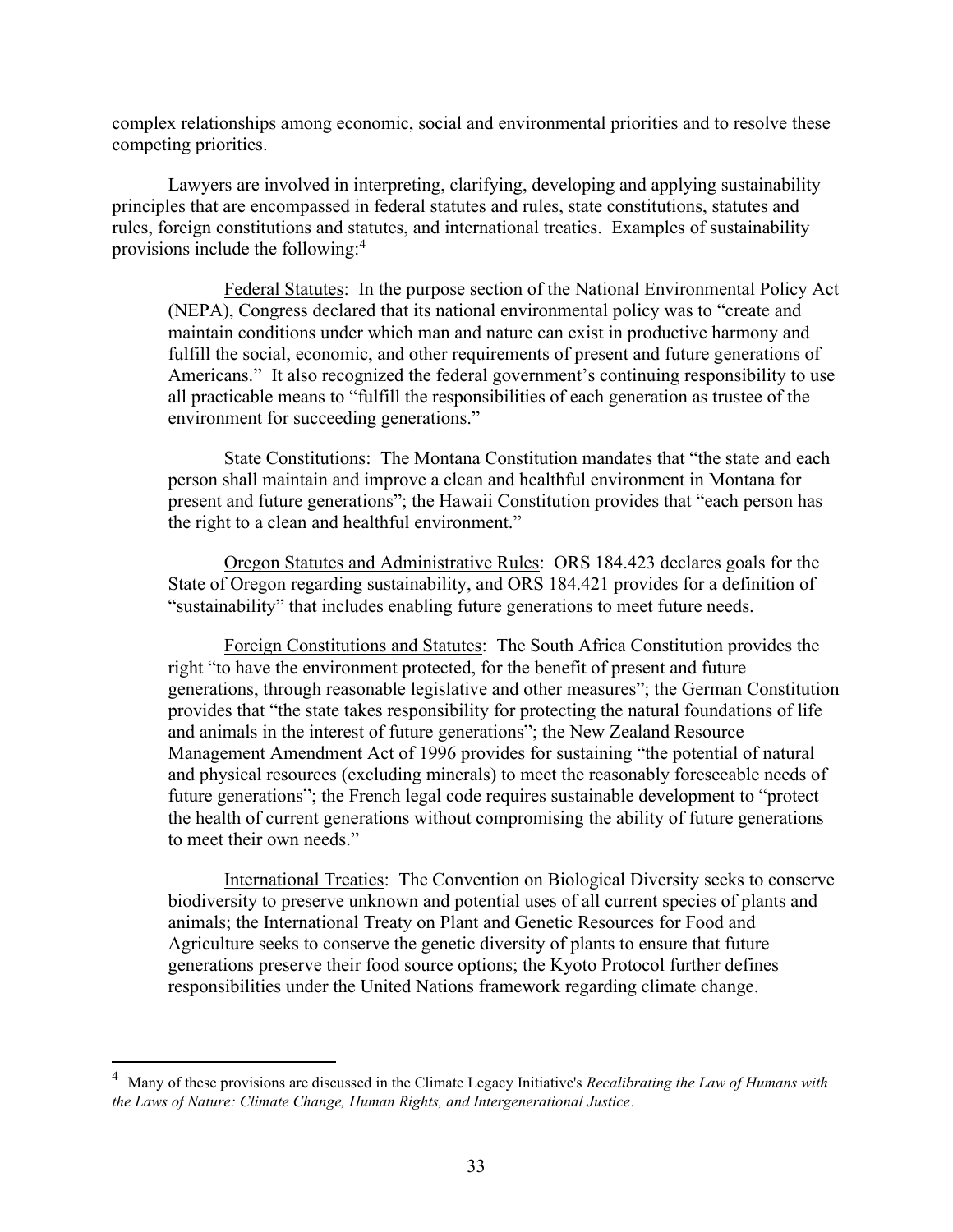complex relationships among economic, social and environmental priorities and to resolve these competing priorities.

Lawyers are involved in interpreting, clarifying, developing and applying sustainability principles that are encompassed in federal statutes and rules, state constitutions, statutes and rules, foreign constitutions and statutes, and international treaties. Examples of sustainability provisions include the following:[4]

> Federal Statutes: In the purpose section of the National Environmental Policy Act (NEPA), Congress declared that its national environmental policy was to "create and maintain conditions under which man and nature can exist in productive harmony and fulfill the social, economic, and other requirements of present and future generations of Americans." It also recognized the federal government's continuing responsibility to use all practicable means to "fulfill the responsibilities of each generation as trustee of the environment for succeeding generations."
>
> State Constitutions: The Montana Constitution mandates that "the state and each person shall maintain and improve a clean and healthful environment in Montana for present and future generations"; the Hawaii Constitution provides that "each person has the right to a clean and healthful environment."
>
> Oregon Statutes and Administrative Rules: ORS 184.423 declares goals for the State of Oregon regarding sustainability, and ORS 184.421 provides for a definition of "sustainability" that includes enabling future generations to meet future needs.
>
> Foreign Constitutions and Statutes: The South Africa Constitution provides the right "to have the environment protected, for the benefit of present and future generations, through reasonable legislative and other measures"; the German Constitution provides that "the state takes responsibility for protecting the natural foundations of life and animals in the interest of future generations"; the New Zealand Resource Management Amendment Act of 1996 provides for sustaining "the potential of natural and physical resources (excluding minerals) to meet the reasonably foreseeable needs of future generations"; the French legal code requires sustainable development to "protect the health of current generations without compromising the ability of future generations to meet their own needs."
>
> International Treaties: The Convention on Biological Diversity seeks to conserve biodiversity to preserve unknown and potential uses of all current species of plants and animals; the International Treaty on Plant and Genetic Resources for Food and Agriculture seeks to conserve the genetic diversity of plants to ensure that future generations preserve their food source options; the Kyoto Protocol further defines responsibilities under the United Nations framework regarding climate change.

---

[4] Many of these provisions are discussed in the Climate Legacy Initiative's *Recalibrating the Law of Humans with the Laws of Nature: Climate Change, Human Rights, and Intergenerational Justice*.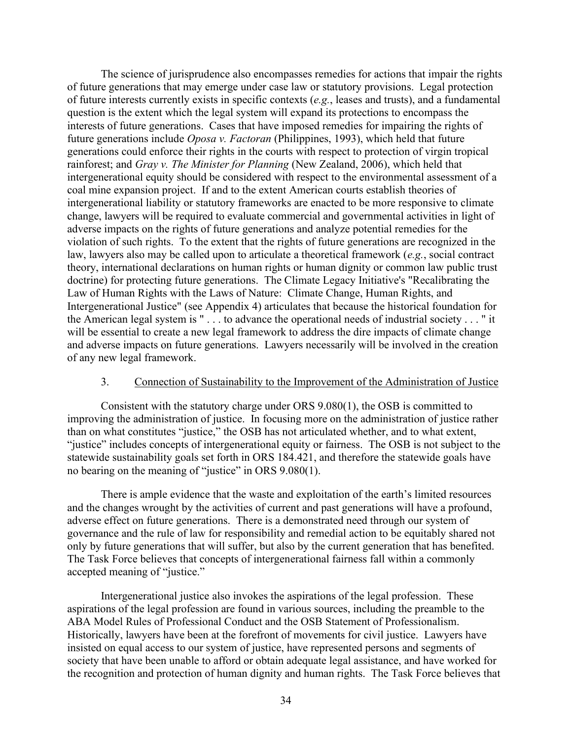The science of jurisprudence also encompasses remedies for actions that impair the rights of future generations that may emerge under case law or statutory provisions. Legal protection of future interests currently exists in specific contexts (*e.g.*, leases and trusts), and a fundamental question is the extent which the legal system will expand its protections to encompass the interests of future generations. Cases that have imposed remedies for impairing the rights of future generations include *Oposa v. Factoran* (Philippines, 1993), which held that future generations could enforce their rights in the courts with respect to protection of virgin tropical rainforest; and *Gray v. The Minister for Planning* (New Zealand, 2006), which held that intergenerational equity should be considered with respect to the environmental assessment of a coal mine expansion project. If and to the extent American courts establish theories of intergenerational liability or statutory frameworks are enacted to be more responsive to climate change, lawyers will be required to evaluate commercial and governmental activities in light of adverse impacts on the rights of future generations and analyze potential remedies for the violation of such rights. To the extent that the rights of future generations are recognized in the law, lawyers also may be called upon to articulate a theoretical framework (*e.g.*, social contract theory, international declarations on human rights or human dignity or common law public trust doctrine) for protecting future generations. The Climate Legacy Initiative's "Recalibrating the Law of Human Rights with the Laws of Nature: Climate Change, Human Rights, and Intergenerational Justice" (see Appendix 4) articulates that because the historical foundation for the American legal system is " . . . to advance the operational needs of industrial society . . . " it will be essential to create a new legal framework to address the dire impacts of climate change and adverse impacts on future generations. Lawyers necessarily will be involved in the creation of any new legal framework.

3. <u>Connection of Sustainability to the Improvement of the Administration of Justice</u>

Consistent with the statutory charge under ORS 9.080(1), the OSB is committed to improving the administration of justice. In focusing more on the administration of justice rather than on what constitutes "justice," the OSB has not articulated whether, and to what extent, "justice" includes concepts of intergenerational equity or fairness. The OSB is not subject to the statewide sustainability goals set forth in ORS 184.421, and therefore the statewide goals have no bearing on the meaning of "justice" in ORS 9.080(1).

There is ample evidence that the waste and exploitation of the earth's limited resources and the changes wrought by the activities of current and past generations will have a profound, adverse effect on future generations. There is a demonstrated need through our system of governance and the rule of law for responsibility and remedial action to be equitably shared not only by future generations that will suffer, but also by the current generation that has benefited. The Task Force believes that concepts of intergenerational fairness fall within a commonly accepted meaning of "justice."

Intergenerational justice also invokes the aspirations of the legal profession. These aspirations of the legal profession are found in various sources, including the preamble to the ABA Model Rules of Professional Conduct and the OSB Statement of Professionalism. Historically, lawyers have been at the forefront of movements for civil justice. Lawyers have insisted on equal access to our system of justice, have represented persons and segments of society that have been unable to afford or obtain adequate legal assistance, and have worked for the recognition and protection of human dignity and human rights. The Task Force believes that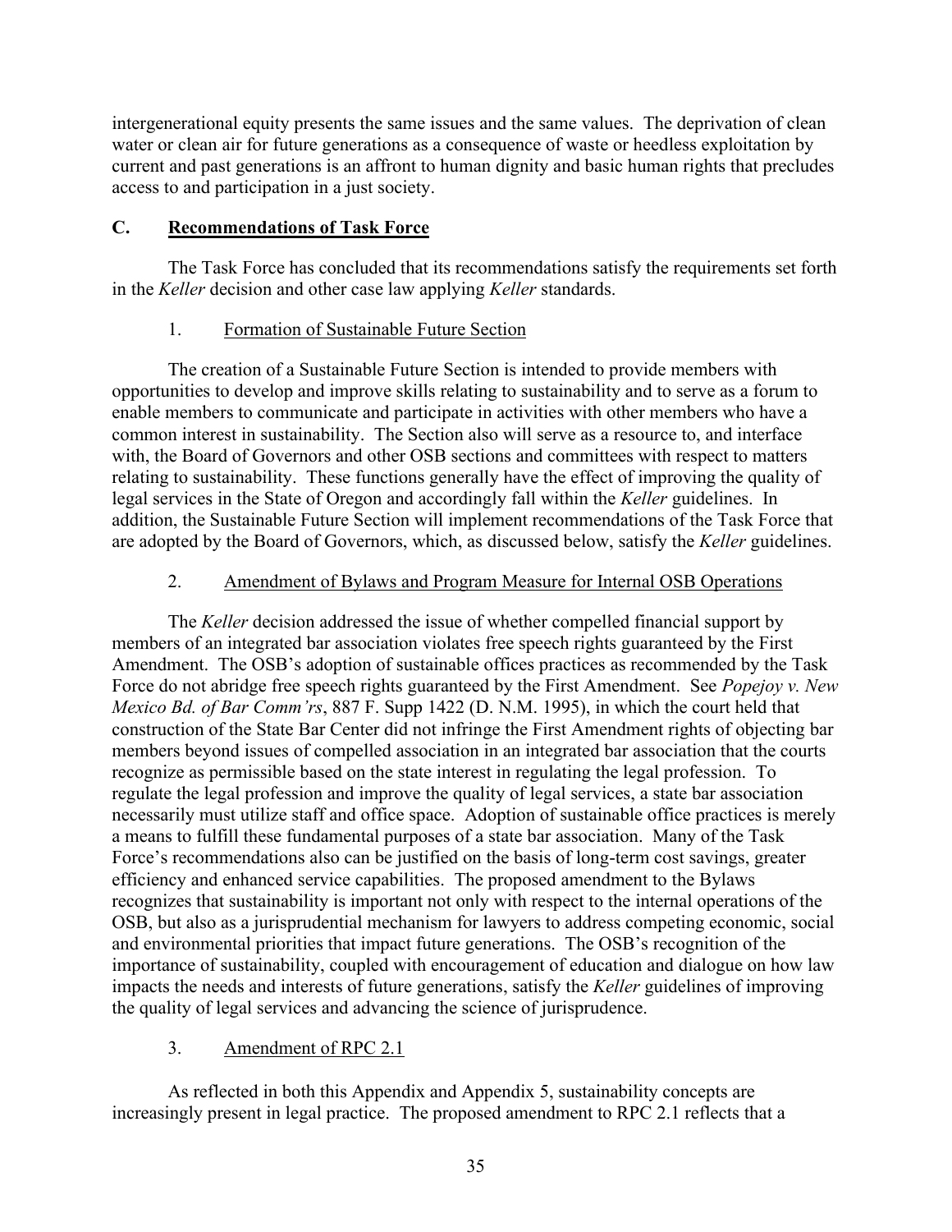intergenerational equity presents the same issues and the same values. The deprivation of clean water or clean air for future generations as a consequence of waste or heedless exploitation by current and past generations is an affront to human dignity and basic human rights that precludes access to and participation in a just society.

## C. Recommendations of Task Force

The Task Force has concluded that its recommendations satisfy the requirements set forth in the *Keller* decision and other case law applying *Keller* standards.

### 1. Formation of Sustainable Future Section

The creation of a Sustainable Future Section is intended to provide members with opportunities to develop and improve skills relating to sustainability and to serve as a forum to enable members to communicate and participate in activities with other members who have a common interest in sustainability. The Section also will serve as a resource to, and interface with, the Board of Governors and other OSB sections and committees with respect to matters relating to sustainability. These functions generally have the effect of improving the quality of legal services in the State of Oregon and accordingly fall within the *Keller* guidelines. In addition, the Sustainable Future Section will implement recommendations of the Task Force that are adopted by the Board of Governors, which, as discussed below, satisfy the *Keller* guidelines.

### 2. Amendment of Bylaws and Program Measure for Internal OSB Operations

The *Keller* decision addressed the issue of whether compelled financial support by members of an integrated bar association violates free speech rights guaranteed by the First Amendment. The OSB's adoption of sustainable offices practices as recommended by the Task Force do not abridge free speech rights guaranteed by the First Amendment. See *Popejoy v. New Mexico Bd. of Bar Comm'rs*, 887 F. Supp 1422 (D. N.M. 1995), in which the court held that construction of the State Bar Center did not infringe the First Amendment rights of objecting bar members beyond issues of compelled association in an integrated bar association that the courts recognize as permissible based on the state interest in regulating the legal profession. To regulate the legal profession and improve the quality of legal services, a state bar association necessarily must utilize staff and office space. Adoption of sustainable office practices is merely a means to fulfill these fundamental purposes of a state bar association. Many of the Task Force's recommendations also can be justified on the basis of long-term cost savings, greater efficiency and enhanced service capabilities. The proposed amendment to the Bylaws recognizes that sustainability is important not only with respect to the internal operations of the OSB, but also as a jurisprudential mechanism for lawyers to address competing economic, social and environmental priorities that impact future generations. The OSB's recognition of the importance of sustainability, coupled with encouragement of education and dialogue on how law impacts the needs and interests of future generations, satisfy the *Keller* guidelines of improving the quality of legal services and advancing the science of jurisprudence.

### 3. Amendment of RPC 2.1

As reflected in both this Appendix and Appendix 5, sustainability concepts are increasingly present in legal practice. The proposed amendment to RPC 2.1 reflects that a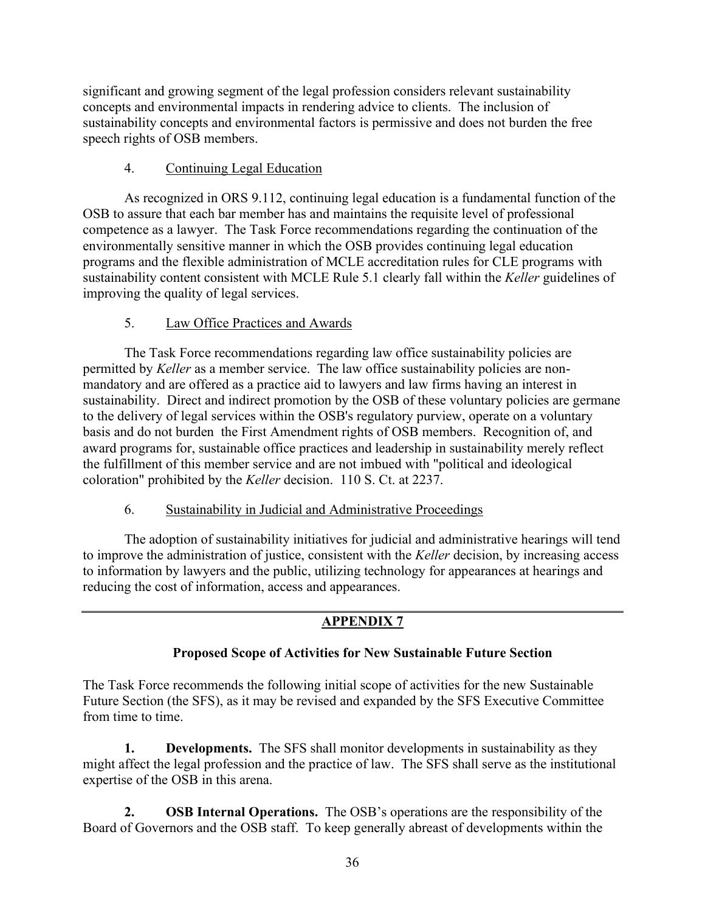significant and growing segment of the legal profession considers relevant sustainability concepts and environmental impacts in rendering advice to clients. The inclusion of sustainability concepts and environmental factors is permissive and does not burden the free speech rights of OSB members.

4. Continuing Legal Education

As recognized in ORS 9.112, continuing legal education is a fundamental function of the OSB to assure that each bar member has and maintains the requisite level of professional competence as a lawyer. The Task Force recommendations regarding the continuation of the environmentally sensitive manner in which the OSB provides continuing legal education programs and the flexible administration of MCLE accreditation rules for CLE programs with sustainability content consistent with MCLE Rule 5.1 clearly fall within the *Keller* guidelines of improving the quality of legal services.

5. Law Office Practices and Awards

The Task Force recommendations regarding law office sustainability policies are permitted by *Keller* as a member service. The law office sustainability policies are non-mandatory and are offered as a practice aid to lawyers and law firms having an interest in sustainability. Direct and indirect promotion by the OSB of these voluntary policies are germane to the delivery of legal services within the OSB's regulatory purview, operate on a voluntary basis and do not burden the First Amendment rights of OSB members. Recognition of, and award programs for, sustainable office practices and leadership in sustainability merely reflect the fulfillment of this member service and are not imbued with "political and ideological coloration" prohibited by the *Keller* decision. 110 S. Ct. at 2237.

6. Sustainability in Judicial and Administrative Proceedings

The adoption of sustainability initiatives for judicial and administrative hearings will tend to improve the administration of justice, consistent with the *Keller* decision, by increasing access to information by lawyers and the public, utilizing technology for appearances at hearings and reducing the cost of information, access and appearances.

---

## APPENDIX 7

### Proposed Scope of Activities for New Sustainable Future Section

The Task Force recommends the following initial scope of activities for the new Sustainable Future Section (the SFS), as it may be revised and expanded by the SFS Executive Committee from time to time.

**1. Developments.** The SFS shall monitor developments in sustainability as they might affect the legal profession and the practice of law. The SFS shall serve as the institutional expertise of the OSB in this arena.

**2. OSB Internal Operations.** The OSB's operations are the responsibility of the Board of Governors and the OSB staff. To keep generally abreast of developments within the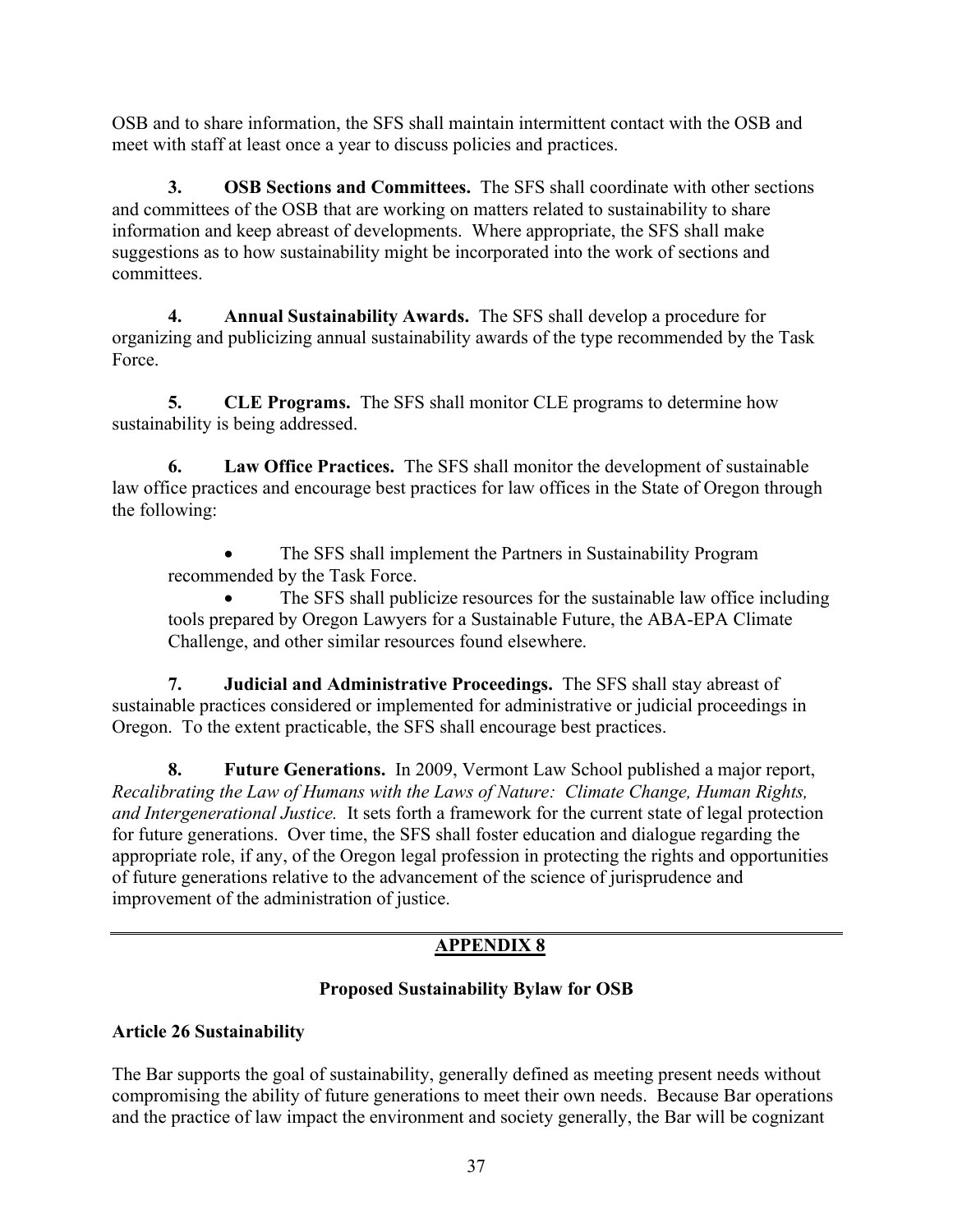OSB and to share information, the SFS shall maintain intermittent contact with the OSB and meet with staff at least once a year to discuss policies and practices.

**3. OSB Sections and Committees.** The SFS shall coordinate with other sections and committees of the OSB that are working on matters related to sustainability to share information and keep abreast of developments. Where appropriate, the SFS shall make suggestions as to how sustainability might be incorporated into the work of sections and committees.

**4. Annual Sustainability Awards.** The SFS shall develop a procedure for organizing and publicizing annual sustainability awards of the type recommended by the Task Force.

**5. CLE Programs.** The SFS shall monitor CLE programs to determine how sustainability is being addressed.

**6. Law Office Practices.** The SFS shall monitor the development of sustainable law office practices and encourage best practices for law offices in the State of Oregon through the following:

- The SFS shall implement the Partners in Sustainability Program recommended by the Task Force.
- The SFS shall publicize resources for the sustainable law office including tools prepared by Oregon Lawyers for a Sustainable Future, the ABA-EPA Climate Challenge, and other similar resources found elsewhere.

**7. Judicial and Administrative Proceedings.** The SFS shall stay abreast of sustainable practices considered or implemented for administrative or judicial proceedings in Oregon. To the extent practicable, the SFS shall encourage best practices.

**8. Future Generations.** In 2009, Vermont Law School published a major report, *Recalibrating the Law of Humans with the Laws of Nature: Climate Change, Human Rights, and Intergenerational Justice.* It sets forth a framework for the current state of legal protection for future generations. Over time, the SFS shall foster education and dialogue regarding the appropriate role, if any, of the Oregon legal profession in protecting the rights and opportunities of future generations relative to the advancement of the science of jurisprudence and improvement of the administration of justice.

---

## APPENDIX 8

### Proposed Sustainability Bylaw for OSB

**Article 26 Sustainability**

The Bar supports the goal of sustainability, generally defined as meeting present needs without compromising the ability of future generations to meet their own needs. Because Bar operations and the practice of law impact the environment and society generally, the Bar will be cognizant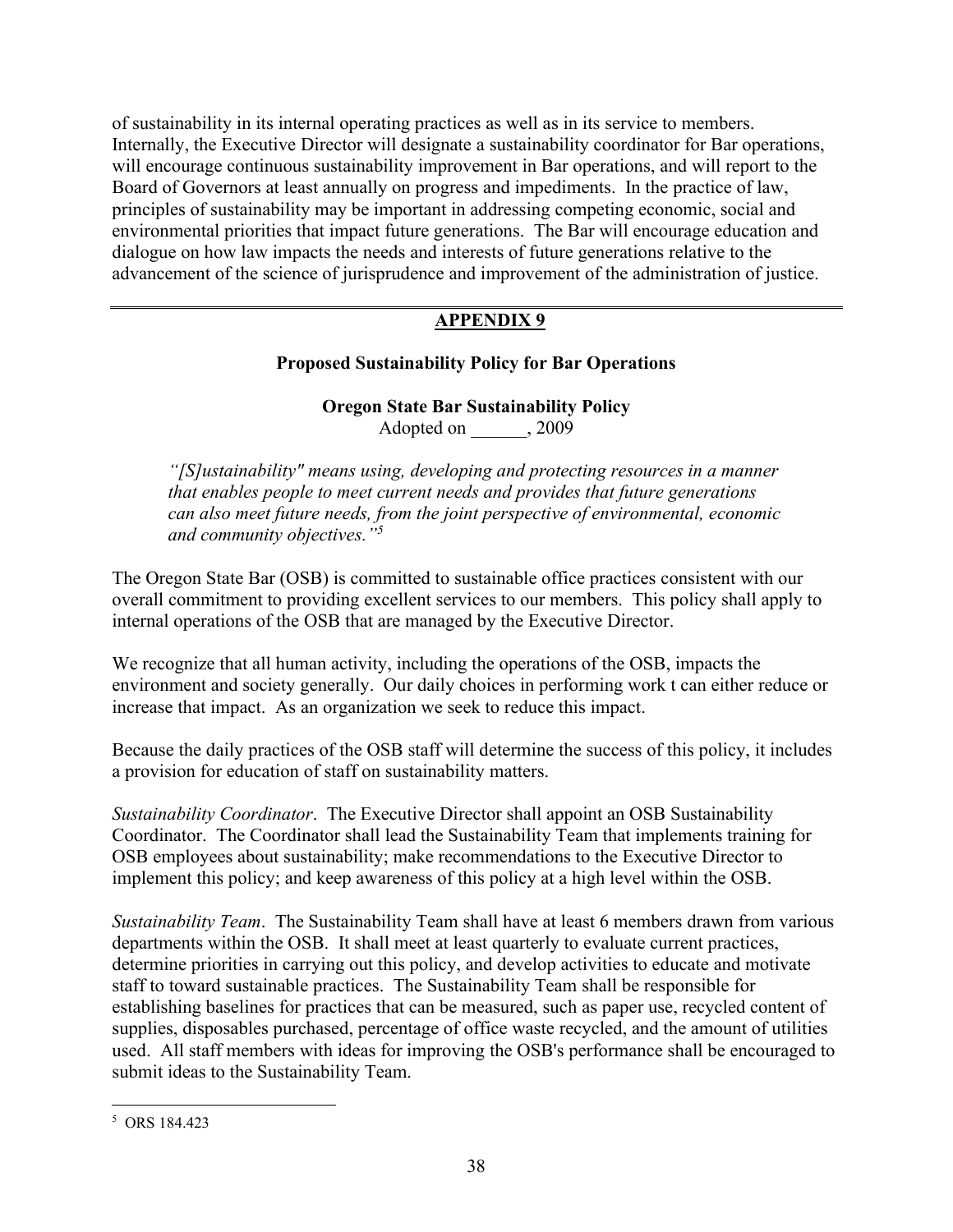of sustainability in its internal operating practices as well as in its service to members. Internally, the Executive Director will designate a sustainability coordinator for Bar operations, will encourage continuous sustainability improvement in Bar operations, and will report to the Board of Governors at least annually on progress and impediments. In the practice of law, principles of sustainability may be important in addressing competing economic, social and environmental priorities that impact future generations. The Bar will encourage education and dialogue on how law impacts the needs and interests of future generations relative to the advancement of the science of jurisprudence and improvement of the administration of justice.

---

## APPENDIX 9

### Proposed Sustainability Policy for Bar Operations

**Oregon State Bar Sustainability Policy**
Adopted on ______, 2009

> *"[S]ustainability" means using, developing and protecting resources in a manner that enables people to meet current needs and provides that future generations can also meet future needs, from the joint perspective of environmental, economic and community objectives."*[5]

The Oregon State Bar (OSB) is committed to sustainable office practices consistent with our overall commitment to providing excellent services to our members. This policy shall apply to internal operations of the OSB that are managed by the Executive Director.

We recognize that all human activity, including the operations of the OSB, impacts the environment and society generally. Our daily choices in performing work t can either reduce or increase that impact. As an organization we seek to reduce this impact.

Because the daily practices of the OSB staff will determine the success of this policy, it includes a provision for education of staff on sustainability matters.

*Sustainability Coordinator*. The Executive Director shall appoint an OSB Sustainability Coordinator. The Coordinator shall lead the Sustainability Team that implements training for OSB employees about sustainability; make recommendations to the Executive Director to implement this policy; and keep awareness of this policy at a high level within the OSB.

*Sustainability Team*. The Sustainability Team shall have at least 6 members drawn from various departments within the OSB. It shall meet at least quarterly to evaluate current practices, determine priorities in carrying out this policy, and develop activities to educate and motivate staff to toward sustainable practices. The Sustainability Team shall be responsible for establishing baselines for practices that can be measured, such as paper use, recycled content of supplies, disposables purchased, percentage of office waste recycled, and the amount of utilities used. All staff members with ideas for improving the OSB's performance shall be encouraged to submit ideas to the Sustainability Team.

---

[5] ORS 184.423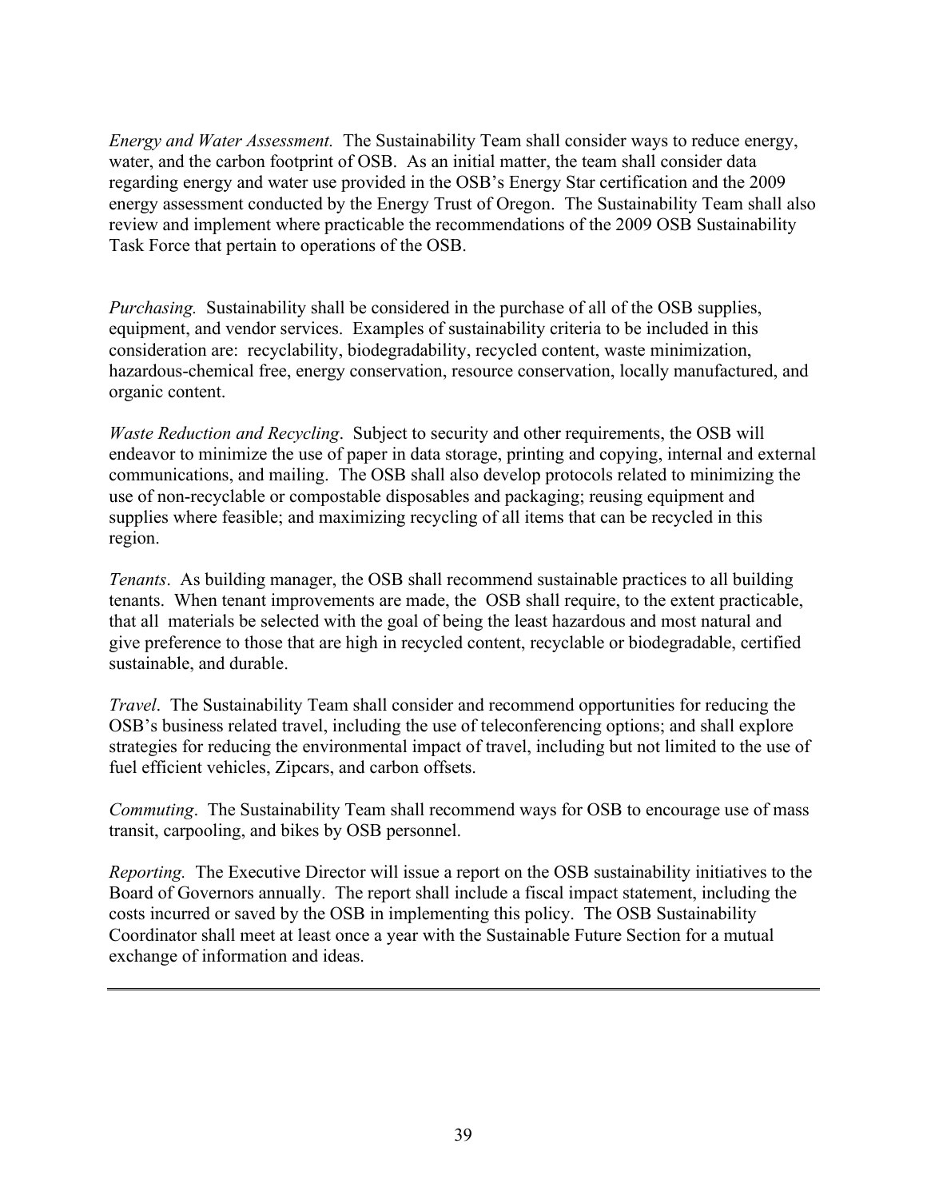*Energy and Water Assessment.* The Sustainability Team shall consider ways to reduce energy, water, and the carbon footprint of OSB. As an initial matter, the team shall consider data regarding energy and water use provided in the OSB's Energy Star certification and the 2009 energy assessment conducted by the Energy Trust of Oregon. The Sustainability Team shall also review and implement where practicable the recommendations of the 2009 OSB Sustainability Task Force that pertain to operations of the OSB.

*Purchasing.* Sustainability shall be considered in the purchase of all of the OSB supplies, equipment, and vendor services. Examples of sustainability criteria to be included in this consideration are: recyclability, biodegradability, recycled content, waste minimization, hazardous-chemical free, energy conservation, resource conservation, locally manufactured, and organic content.

*Waste Reduction and Recycling*. Subject to security and other requirements, the OSB will endeavor to minimize the use of paper in data storage, printing and copying, internal and external communications, and mailing. The OSB shall also develop protocols related to minimizing the use of non-recyclable or compostable disposables and packaging; reusing equipment and supplies where feasible; and maximizing recycling of all items that can be recycled in this region.

*Tenants*. As building manager, the OSB shall recommend sustainable practices to all building tenants. When tenant improvements are made, the OSB shall require, to the extent practicable, that all materials be selected with the goal of being the least hazardous and most natural and give preference to those that are high in recycled content, recyclable or biodegradable, certified sustainable, and durable.

*Travel*. The Sustainability Team shall consider and recommend opportunities for reducing the OSB's business related travel, including the use of teleconferencing options; and shall explore strategies for reducing the environmental impact of travel, including but not limited to the use of fuel efficient vehicles, Zipcars, and carbon offsets.

*Commuting*. The Sustainability Team shall recommend ways for OSB to encourage use of mass transit, carpooling, and bikes by OSB personnel.

*Reporting.* The Executive Director will issue a report on the OSB sustainability initiatives to the Board of Governors annually. The report shall include a fiscal impact statement, including the costs incurred or saved by the OSB in implementing this policy. The OSB Sustainability Coordinator shall meet at least once a year with the Sustainable Future Section for a mutual exchange of information and ideas.

---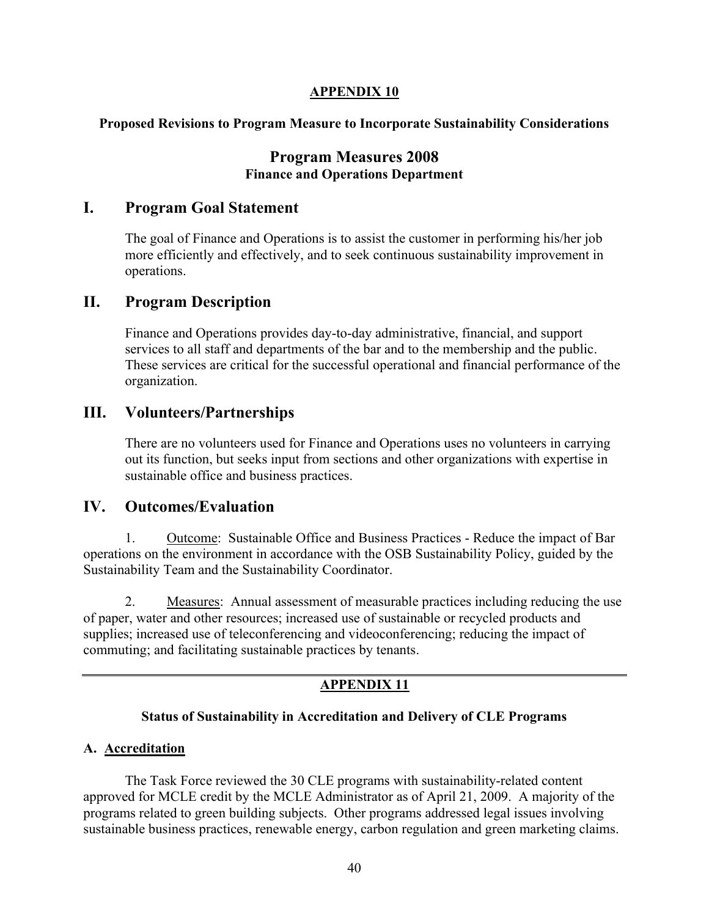**APPENDIX 10**

**Proposed Revisions to Program Measure to Incorporate Sustainability Considerations**

## Program Measures 2008

**Finance and Operations Department**

## I. Program Goal Statement

The goal of Finance and Operations is to assist the customer in performing his/her job more efficiently and effectively, and to seek continuous sustainability improvement in operations.

## II. Program Description

Finance and Operations provides day-to-day administrative, financial, and support services to all staff and departments of the bar and to the membership and the public. These services are critical for the successful operational and financial performance of the organization.

## III. Volunteers/Partnerships

There are no volunteers used for Finance and Operations uses no volunteers in carrying out its function, but seeks input from sections and other organizations with expertise in sustainable office and business practices.

## IV. Outcomes/Evaluation

1. Outcome: Sustainable Office and Business Practices - Reduce the impact of Bar operations on the environment in accordance with the OSB Sustainability Policy, guided by the Sustainability Team and the Sustainability Coordinator.

2. Measures: Annual assessment of measurable practices including reducing the use of paper, water and other resources; increased use of sustainable or recycled products and supplies; increased use of teleconferencing and videoconferencing; reducing the impact of commuting; and facilitating sustainable practices by tenants.

---

**APPENDIX 11**

**Status of Sustainability in Accreditation and Delivery of CLE Programs**

**A. Accreditation**

The Task Force reviewed the 30 CLE programs with sustainability-related content approved for MCLE credit by the MCLE Administrator as of April 21, 2009. A majority of the programs related to green building subjects. Other programs addressed legal issues involving sustainable business practices, renewable energy, carbon regulation and green marketing claims.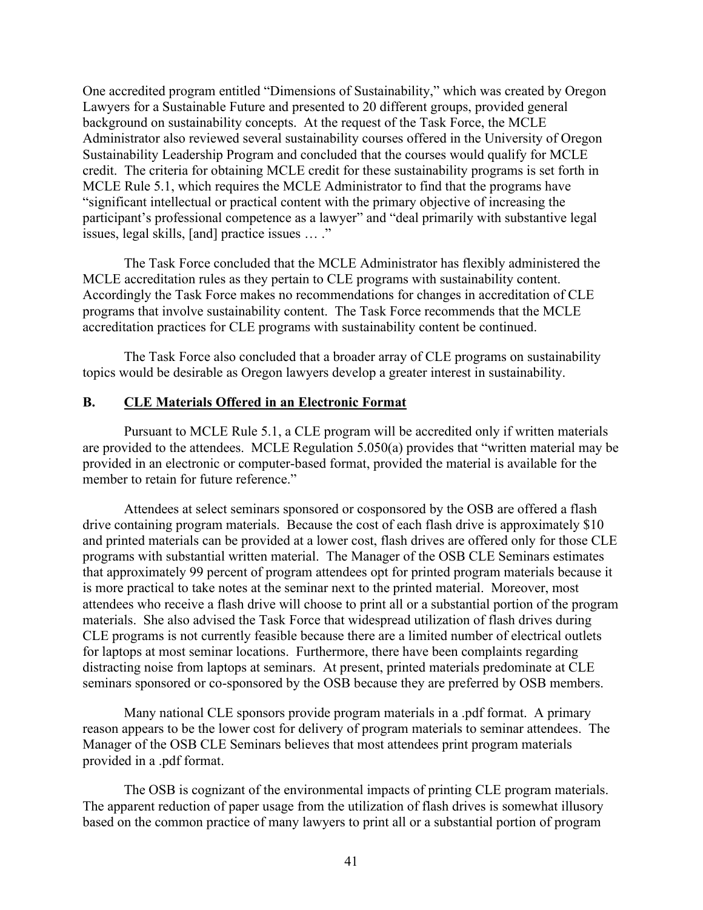One accredited program entitled "Dimensions of Sustainability," which was created by Oregon Lawyers for a Sustainable Future and presented to 20 different groups, provided general background on sustainability concepts. At the request of the Task Force, the MCLE Administrator also reviewed several sustainability courses offered in the University of Oregon Sustainability Leadership Program and concluded that the courses would qualify for MCLE credit. The criteria for obtaining MCLE credit for these sustainability programs is set forth in MCLE Rule 5.1, which requires the MCLE Administrator to find that the programs have "significant intellectual or practical content with the primary objective of increasing the participant's professional competence as a lawyer" and "deal primarily with substantive legal issues, legal skills, [and] practice issues … ."

The Task Force concluded that the MCLE Administrator has flexibly administered the MCLE accreditation rules as they pertain to CLE programs with sustainability content. Accordingly the Task Force makes no recommendations for changes in accreditation of CLE programs that involve sustainability content. The Task Force recommends that the MCLE accreditation practices for CLE programs with sustainability content be continued.

The Task Force also concluded that a broader array of CLE programs on sustainability topics would be desirable as Oregon lawyers develop a greater interest in sustainability.

## B. CLE Materials Offered in an Electronic Format

Pursuant to MCLE Rule 5.1, a CLE program will be accredited only if written materials are provided to the attendees. MCLE Regulation 5.050(a) provides that "written material may be provided in an electronic or computer-based format, provided the material is available for the member to retain for future reference."

Attendees at select seminars sponsored or cosponsored by the OSB are offered a flash drive containing program materials. Because the cost of each flash drive is approximately $10 and printed materials can be provided at a lower cost, flash drives are offered only for those CLE programs with substantial written material. The Manager of the OSB CLE Seminars estimates that approximately 99 percent of program attendees opt for printed program materials because it is more practical to take notes at the seminar next to the printed material. Moreover, most attendees who receive a flash drive will choose to print all or a substantial portion of the program materials. She also advised the Task Force that widespread utilization of flash drives during CLE programs is not currently feasible because there are a limited number of electrical outlets for laptops at most seminar locations. Furthermore, there have been complaints regarding distracting noise from laptops at seminars. At present, printed materials predominate at CLE seminars sponsored or co-sponsored by the OSB because they are preferred by OSB members.

Many national CLE sponsors provide program materials in a .pdf format. A primary reason appears to be the lower cost for delivery of program materials to seminar attendees. The Manager of the OSB CLE Seminars believes that most attendees print program materials provided in a .pdf format.

The OSB is cognizant of the environmental impacts of printing CLE program materials. The apparent reduction of paper usage from the utilization of flash drives is somewhat illusory based on the common practice of many lawyers to print all or a substantial portion of program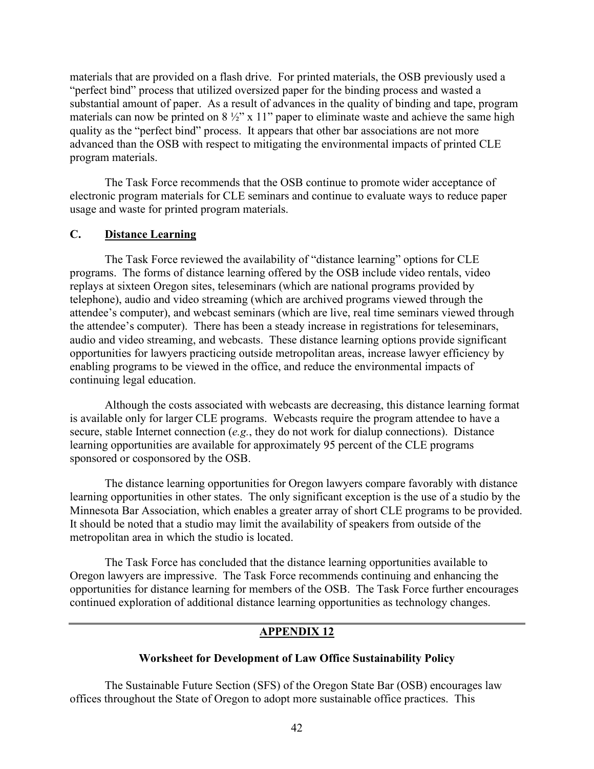materials that are provided on a flash drive. For printed materials, the OSB previously used a "perfect bind" process that utilized oversized paper for the binding process and wasted a substantial amount of paper. As a result of advances in the quality of binding and tape, program materials can now be printed on 8 ½" x 11" paper to eliminate waste and achieve the same high quality as the "perfect bind" process. It appears that other bar associations are not more advanced than the OSB with respect to mitigating the environmental impacts of printed CLE program materials.

The Task Force recommends that the OSB continue to promote wider acceptance of electronic program materials for CLE seminars and continue to evaluate ways to reduce paper usage and waste for printed program materials.

### C. <u>Distance Learning</u>

The Task Force reviewed the availability of "distance learning" options for CLE programs. The forms of distance learning offered by the OSB include video rentals, video replays at sixteen Oregon sites, teleseminars (which are national programs provided by telephone), audio and video streaming (which are archived programs viewed through the attendee's computer), and webcast seminars (which are live, real time seminars viewed through the attendee's computer). There has been a steady increase in registrations for teleseminars, audio and video streaming, and webcasts. These distance learning options provide significant opportunities for lawyers practicing outside metropolitan areas, increase lawyer efficiency by enabling programs to be viewed in the office, and reduce the environmental impacts of continuing legal education.

Although the costs associated with webcasts are decreasing, this distance learning format is available only for larger CLE programs. Webcasts require the program attendee to have a secure, stable Internet connection (*e.g.*, they do not work for dialup connections). Distance learning opportunities are available for approximately 95 percent of the CLE programs sponsored or cosponsored by the OSB.

The distance learning opportunities for Oregon lawyers compare favorably with distance learning opportunities in other states. The only significant exception is the use of a studio by the Minnesota Bar Association, which enables a greater array of short CLE programs to be provided. It should be noted that a studio may limit the availability of speakers from outside of the metropolitan area in which the studio is located.

The Task Force has concluded that the distance learning opportunities available to Oregon lawyers are impressive. The Task Force recommends continuing and enhancing the opportunities for distance learning for members of the OSB. The Task Force further encourages continued exploration of additional distance learning opportunities as technology changes.

---

## <u>APPENDIX 12</u>

### Worksheet for Development of Law Office Sustainability Policy

The Sustainable Future Section (SFS) of the Oregon State Bar (OSB) encourages law offices throughout the State of Oregon to adopt more sustainable office practices. This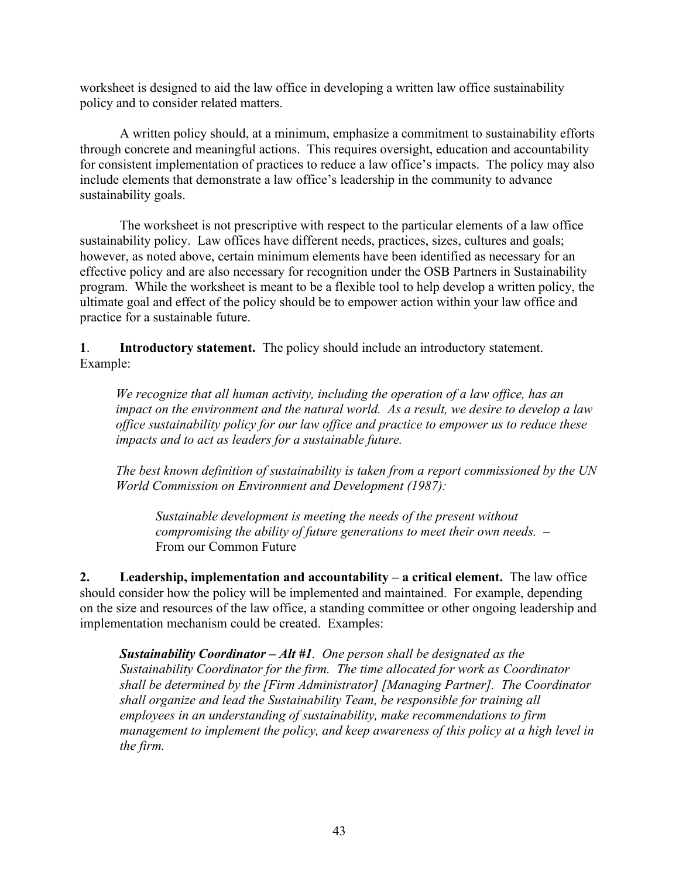worksheet is designed to aid the law office in developing a written law office sustainability policy and to consider related matters.

A written policy should, at a minimum, emphasize a commitment to sustainability efforts through concrete and meaningful actions. This requires oversight, education and accountability for consistent implementation of practices to reduce a law office's impacts. The policy may also include elements that demonstrate a law office's leadership in the community to advance sustainability goals.

The worksheet is not prescriptive with respect to the particular elements of a law office sustainability policy. Law offices have different needs, practices, sizes, cultures and goals; however, as noted above, certain minimum elements have been identified as necessary for an effective policy and are also necessary for recognition under the OSB Partners in Sustainability program. While the worksheet is meant to be a flexible tool to help develop a written policy, the ultimate goal and effect of the policy should be to empower action within your law office and practice for a sustainable future.

**1**. **Introductory statement.** The policy should include an introductory statement. Example:

> *We recognize that all human activity, including the operation of a law office, has an impact on the environment and the natural world. As a result, we desire to develop a law office sustainability policy for our law office and practice to empower us to reduce these impacts and to act as leaders for a sustainable future.*
>
> *The best known definition of sustainability is taken from a report commissioned by the UN World Commission on Environment and Development (1987):*
>
> > *Sustainable development is meeting the needs of the present without compromising the ability of future generations to meet their own needs. –* From our Common Future

**2. Leadership, implementation and accountability – a critical element.** The law office should consider how the policy will be implemented and maintained. For example, depending on the size and resources of the law office, a standing committee or other ongoing leadership and implementation mechanism could be created. Examples:

> ***Sustainability Coordinator – Alt #1****. One person shall be designated as the Sustainability Coordinator for the firm. The time allocated for work as Coordinator shall be determined by the [Firm Administrator] [Managing Partner]. The Coordinator shall organize and lead the Sustainability Team, be responsible for training all employees in an understanding of sustainability, make recommendations to firm management to implement the policy, and keep awareness of this policy at a high level in the firm.*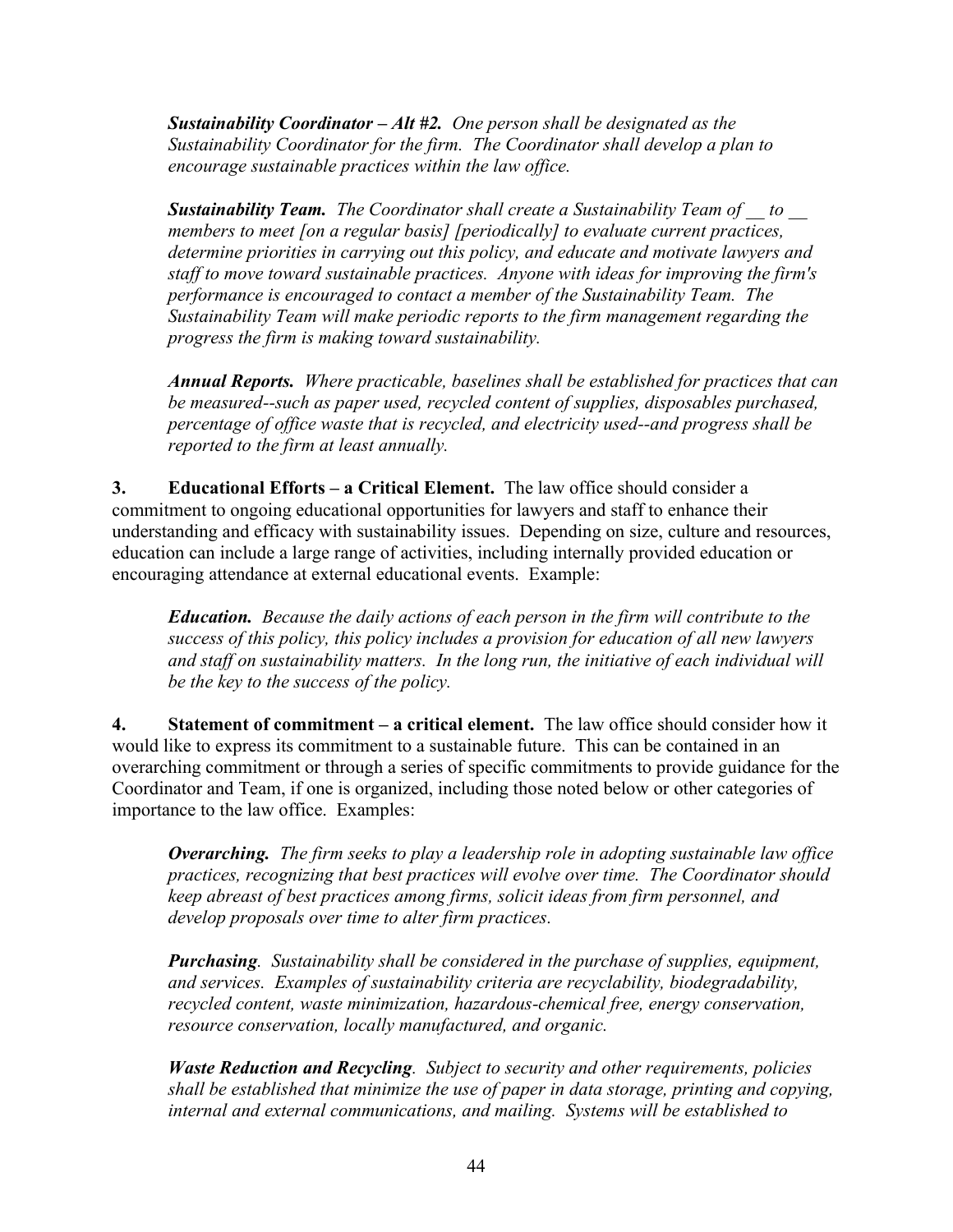***Sustainability Coordinator – Alt #2.*** *One person shall be designated as the Sustainability Coordinator for the firm. The Coordinator shall develop a plan to encourage sustainable practices within the law office.*

***Sustainability Team.*** *The Coordinator shall create a Sustainability Team of __ to __ members to meet [on a regular basis] [periodically] to evaluate current practices, determine priorities in carrying out this policy, and educate and motivate lawyers and staff to move toward sustainable practices. Anyone with ideas for improving the firm's performance is encouraged to contact a member of the Sustainability Team. The Sustainability Team will make periodic reports to the firm management regarding the progress the firm is making toward sustainability.*

***Annual Reports.*** *Where practicable, baselines shall be established for practices that can be measured--such as paper used, recycled content of supplies, disposables purchased, percentage of office waste that is recycled, and electricity used--and progress shall be reported to the firm at least annually.*

**3. Educational Efforts – a Critical Element.** The law office should consider a commitment to ongoing educational opportunities for lawyers and staff to enhance their understanding and efficacy with sustainability issues. Depending on size, culture and resources, education can include a large range of activities, including internally provided education or encouraging attendance at external educational events. Example:

***Education.*** *Because the daily actions of each person in the firm will contribute to the success of this policy, this policy includes a provision for education of all new lawyers and staff on sustainability matters. In the long run, the initiative of each individual will be the key to the success of the policy.*

**4. Statement of commitment – a critical element.** The law office should consider how it would like to express its commitment to a sustainable future. This can be contained in an overarching commitment or through a series of specific commitments to provide guidance for the Coordinator and Team, if one is organized, including those noted below or other categories of importance to the law office. Examples:

***Overarching.*** *The firm seeks to play a leadership role in adopting sustainable law office practices, recognizing that best practices will evolve over time. The Coordinator should keep abreast of best practices among firms, solicit ideas from firm personnel, and develop proposals over time to alter firm practices.*

***Purchasing.*** *Sustainability shall be considered in the purchase of supplies, equipment, and services. Examples of sustainability criteria are recyclability, biodegradability, recycled content, waste minimization, hazardous-chemical free, energy conservation, resource conservation, locally manufactured, and organic.*

***Waste Reduction and Recycling.*** *Subject to security and other requirements, policies shall be established that minimize the use of paper in data storage, printing and copying, internal and external communications, and mailing. Systems will be established to*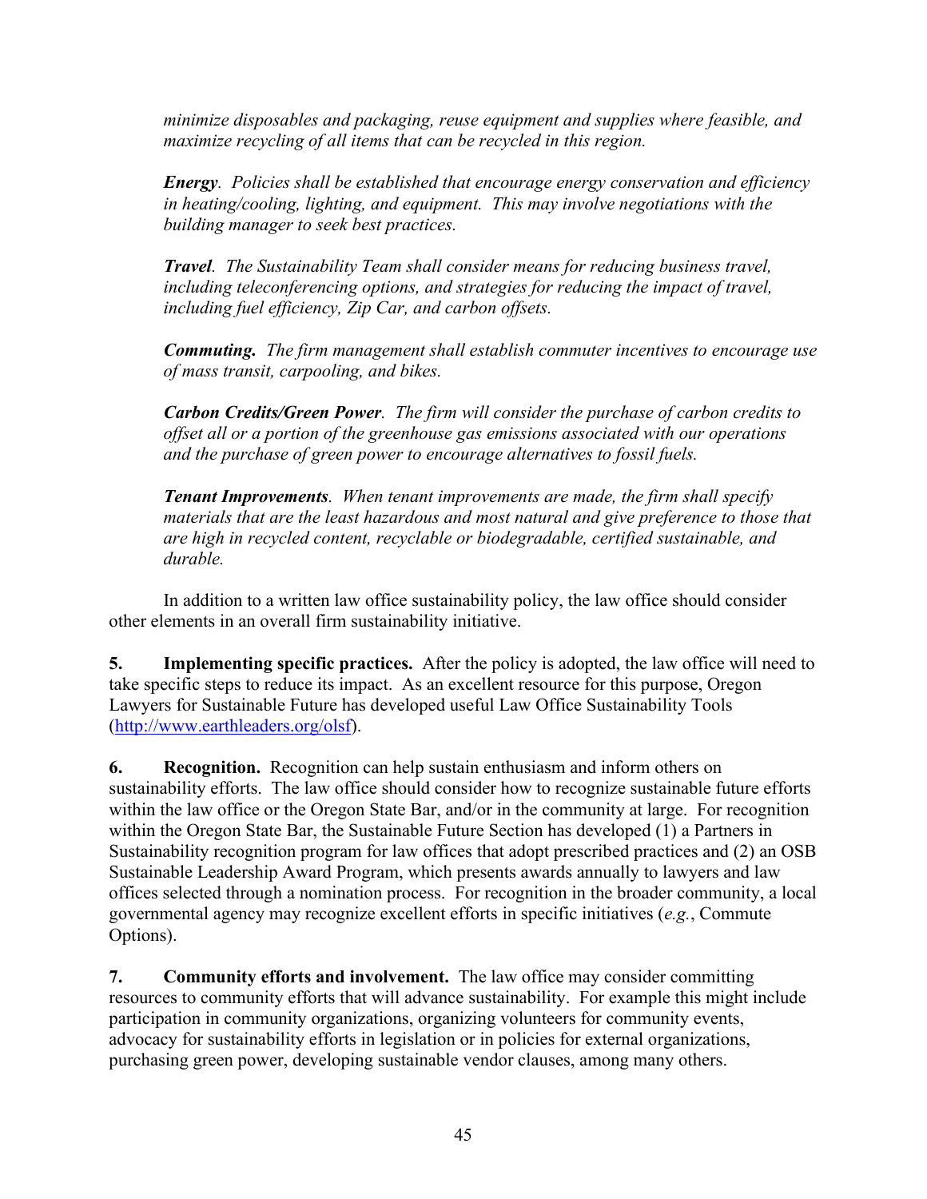*minimize disposables and packaging, reuse equipment and supplies where feasible, and maximize recycling of all items that can be recycled in this region.*

***Energy**. Policies shall be established that encourage energy conservation and efficiency in heating/cooling, lighting, and equipment. This may involve negotiations with the building manager to seek best practices.*

***Travel**. The Sustainability Team shall consider means for reducing business travel, including teleconferencing options, and strategies for reducing the impact of travel, including fuel efficiency, Zip Car, and carbon offsets.*

***Commuting.** The firm management shall establish commuter incentives to encourage use of mass transit, carpooling, and bikes.*

***Carbon Credits/Green Power**. The firm will consider the purchase of carbon credits to offset all or a portion of the greenhouse gas emissions associated with our operations and the purchase of green power to encourage alternatives to fossil fuels.*

***Tenant Improvements**. When tenant improvements are made, the firm shall specify materials that are the least hazardous and most natural and give preference to those that are high in recycled content, recyclable or biodegradable, certified sustainable, and durable.*

In addition to a written law office sustainability policy, the law office should consider other elements in an overall firm sustainability initiative.

**5. Implementing specific practices.** After the policy is adopted, the law office will need to take specific steps to reduce its impact. As an excellent resource for this purpose, Oregon Lawyers for Sustainable Future has developed useful Law Office Sustainability Tools (http://www.earthleaders.org/olsf).

**6. Recognition.** Recognition can help sustain enthusiasm and inform others on sustainability efforts. The law office should consider how to recognize sustainable future efforts within the law office or the Oregon State Bar, and/or in the community at large. For recognition within the Oregon State Bar, the Sustainable Future Section has developed (1) a Partners in Sustainability recognition program for law offices that adopt prescribed practices and (2) an OSB Sustainable Leadership Award Program, which presents awards annually to lawyers and law offices selected through a nomination process. For recognition in the broader community, a local governmental agency may recognize excellent efforts in specific initiatives (*e.g.*, Commute Options).

**7. Community efforts and involvement.** The law office may consider committing resources to community efforts that will advance sustainability. For example this might include participation in community organizations, organizing volunteers for community events, advocacy for sustainability efforts in legislation or in policies for external organizations, purchasing green power, developing sustainable vendor clauses, among many others.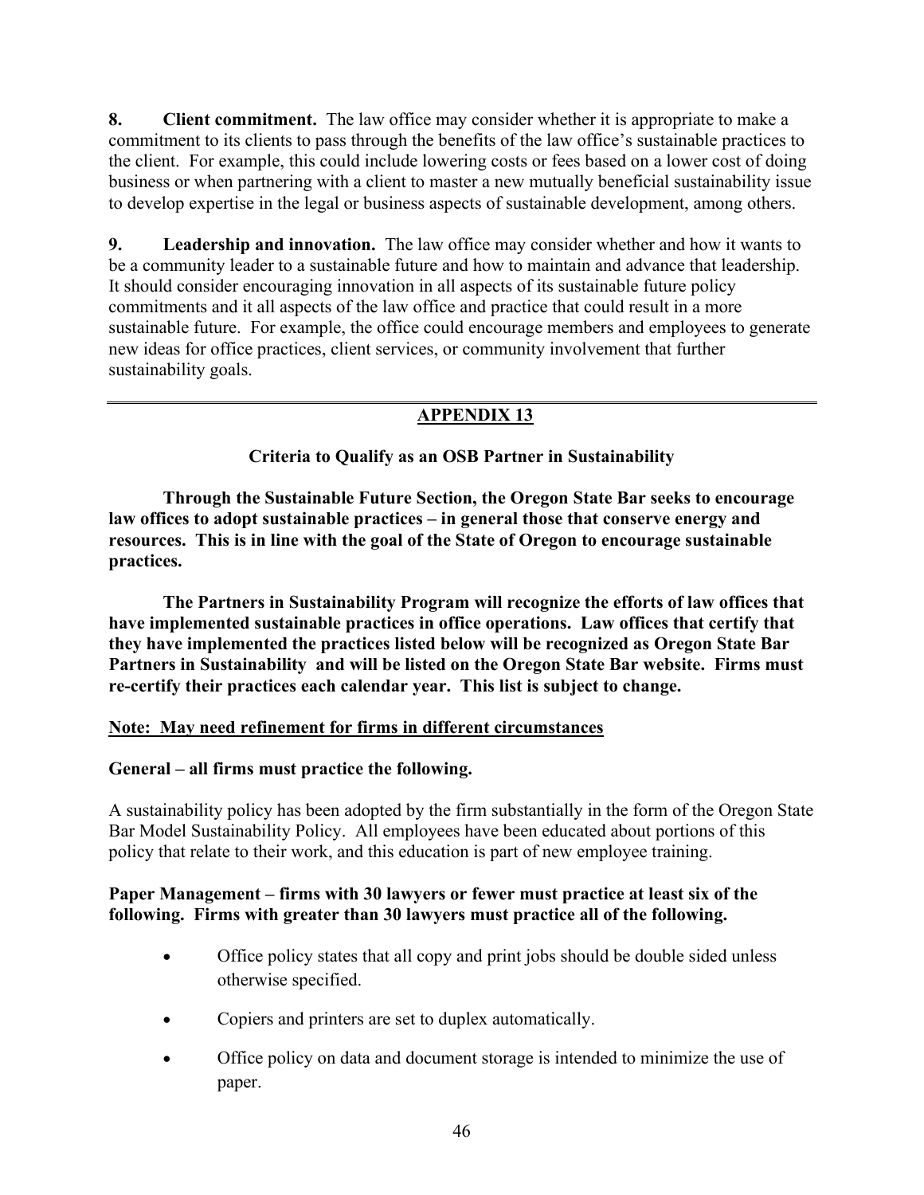**8. Client commitment.** The law office may consider whether it is appropriate to make a commitment to its clients to pass through the benefits of the law office's sustainable practices to the client. For example, this could include lowering costs or fees based on a lower cost of doing business or when partnering with a client to master a new mutually beneficial sustainability issue to develop expertise in the legal or business aspects of sustainable development, among others.

**9. Leadership and innovation.** The law office may consider whether and how it wants to be a community leader to a sustainable future and how to maintain and advance that leadership. It should consider encouraging innovation in all aspects of its sustainable future policy commitments and it all aspects of the law office and practice that could result in a more sustainable future. For example, the office could encourage members and employees to generate new ideas for office practices, client services, or community involvement that further sustainability goals.

---

## APPENDIX 13

### Criteria to Qualify as an OSB Partner in Sustainability

**Through the Sustainable Future Section, the Oregon State Bar seeks to encourage law offices to adopt sustainable practices – in general those that conserve energy and resources. This is in line with the goal of the State of Oregon to encourage sustainable practices.**

**The Partners in Sustainability Program will recognize the efforts of law offices that have implemented sustainable practices in office operations. Law offices that certify that they have implemented the practices listed below will be recognized as Oregon State Bar Partners in Sustainability and will be listed on the Oregon State Bar website. Firms must re-certify their practices each calendar year. This list is subject to change.**

**Note: May need refinement for firms in different circumstances**

**General – all firms must practice the following.**

A sustainability policy has been adopted by the firm substantially in the form of the Oregon State Bar Model Sustainability Policy. All employees have been educated about portions of this policy that relate to their work, and this education is part of new employee training.

**Paper Management – firms with 30 lawyers or fewer must practice at least six of the following. Firms with greater than 30 lawyers must practice all of the following.**

- Office policy states that all copy and print jobs should be double sided unless otherwise specified.
- Copiers and printers are set to duplex automatically.
- Office policy on data and document storage is intended to minimize the use of paper.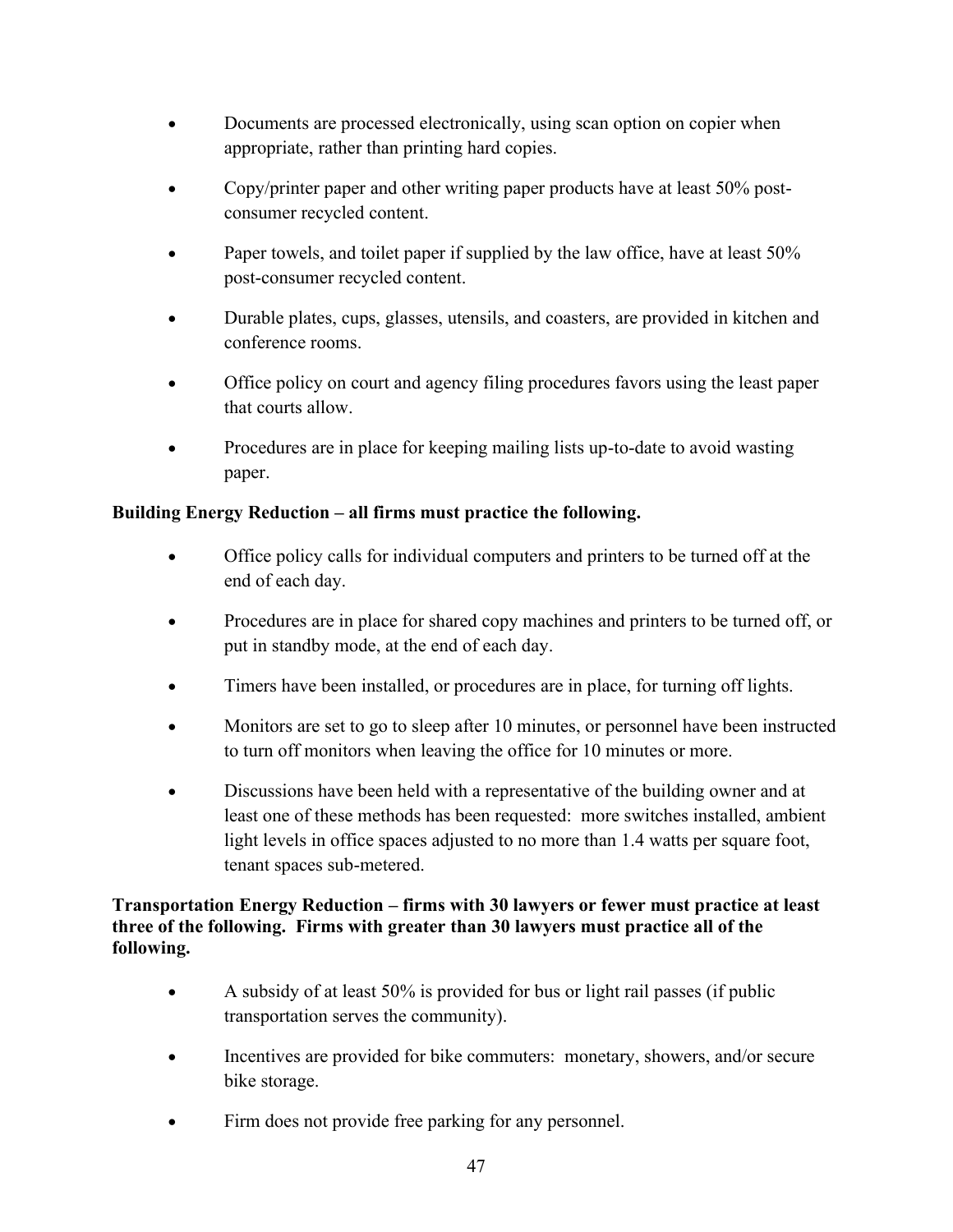- Documents are processed electronically, using scan option on copier when appropriate, rather than printing hard copies.
- Copy/printer paper and other writing paper products have at least 50% post-consumer recycled content.
- Paper towels, and toilet paper if supplied by the law office, have at least 50% post-consumer recycled content.
- Durable plates, cups, glasses, utensils, and coasters, are provided in kitchen and conference rooms.
- Office policy on court and agency filing procedures favors using the least paper that courts allow.
- Procedures are in place for keeping mailing lists up-to-date to avoid wasting paper.

**Building Energy Reduction – all firms must practice the following.**

- Office policy calls for individual computers and printers to be turned off at the end of each day.
- Procedures are in place for shared copy machines and printers to be turned off, or put in standby mode, at the end of each day.
- Timers have been installed, or procedures are in place, for turning off lights.
- Monitors are set to go to sleep after 10 minutes, or personnel have been instructed to turn off monitors when leaving the office for 10 minutes or more.
- Discussions have been held with a representative of the building owner and at least one of these methods has been requested: more switches installed, ambient light levels in office spaces adjusted to no more than 1.4 watts per square foot, tenant spaces sub-metered.

**Transportation Energy Reduction – firms with 30 lawyers or fewer must practice at least three of the following. Firms with greater than 30 lawyers must practice all of the following.**

- A subsidy of at least 50% is provided for bus or light rail passes (if public transportation serves the community).
- Incentives are provided for bike commuters: monetary, showers, and/or secure bike storage.
- Firm does not provide free parking for any personnel.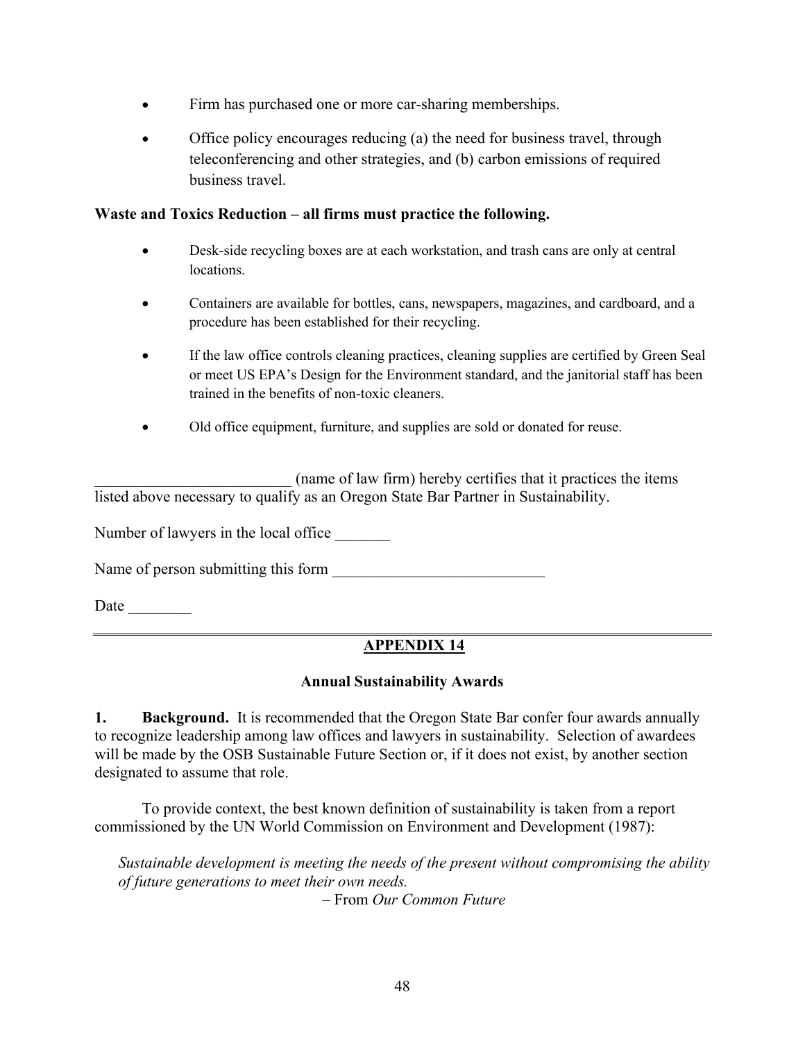- Firm has purchased one or more car-sharing memberships.
- Office policy encourages reducing (a) the need for business travel, through teleconferencing and other strategies, and (b) carbon emissions of required business travel.

**Waste and Toxics Reduction – all firms must practice the following.**

- Desk-side recycling boxes are at each workstation, and trash cans are only at central locations.
- Containers are available for bottles, cans, newspapers, magazines, and cardboard, and a procedure has been established for their recycling.
- If the law office controls cleaning practices, cleaning supplies are certified by Green Seal or meet US EPA's Design for the Environment standard, and the janitorial staff has been trained in the benefits of non-toxic cleaners.
- Old office equipment, furniture, and supplies are sold or donated for reuse.

_________________________ (name of law firm) hereby certifies that it practices the items listed above necessary to qualify as an Oregon State Bar Partner in Sustainability.

Number of lawyers in the local office _______

Name of person submitting this form ___________________________

Date ________

---

## APPENDIX 14

### Annual Sustainability Awards

**1. Background.** It is recommended that the Oregon State Bar confer four awards annually to recognize leadership among law offices and lawyers in sustainability. Selection of awardees will be made by the OSB Sustainable Future Section or, if it does not exist, by another section designated to assume that role.

To provide context, the best known definition of sustainability is taken from a report commissioned by the UN World Commission on Environment and Development (1987):

> *Sustainable development is meeting the needs of the present without compromising the ability of future generations to meet their own needs.*
>
> – From *Our Common Future*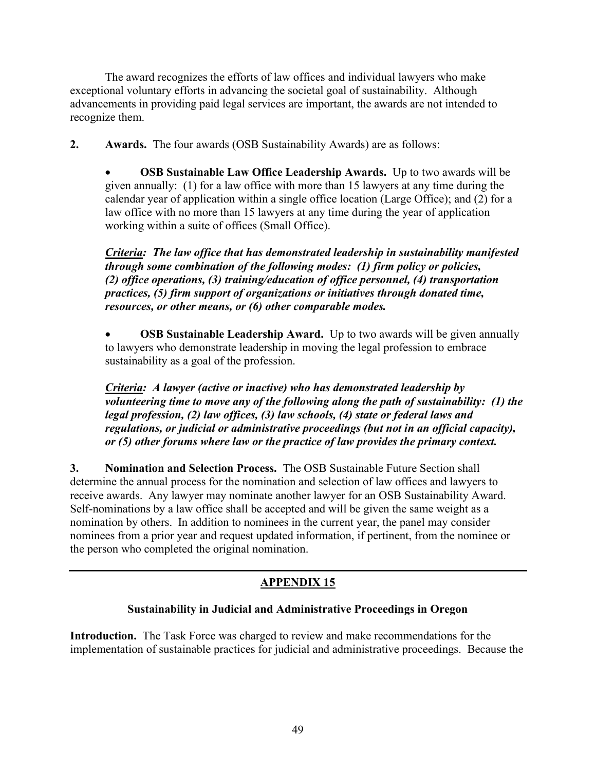The award recognizes the efforts of law offices and individual lawyers who make exceptional voluntary efforts in advancing the societal goal of sustainability. Although advancements in providing paid legal services are important, the awards are not intended to recognize them.

**2. Awards.** The four awards (OSB Sustainability Awards) are as follows:

- **OSB Sustainable Law Office Leadership Awards.** Up to two awards will be given annually: (1) for a law office with more than 15 lawyers at any time during the calendar year of application within a single office location (Large Office); and (2) for a law office with no more than 15 lawyers at any time during the year of application working within a suite of offices (Small Office).

  ***Criteria:** **The law office that has demonstrated leadership in sustainability manifested through some combination of the following modes: (1) firm policy or policies, (2) office operations, (3) training/education of office personnel, (4) transportation practices, (5) firm support of organizations or initiatives through donated time, resources, or other means, or (6) other comparable modes.***

- **OSB Sustainable Leadership Award.** Up to two awards will be given annually to lawyers who demonstrate leadership in moving the legal profession to embrace sustainability as a goal of the profession.

  ***Criteria:** **A lawyer (active or inactive) who has demonstrated leadership by volunteering time to move any of the following along the path of sustainability: (1) the legal profession, (2) law offices, (3) law schools, (4) state or federal laws and regulations, or judicial or administrative proceedings (but not in an official capacity), or (5) other forums where law or the practice of law provides the primary context.***

**3. Nomination and Selection Process.** The OSB Sustainable Future Section shall determine the annual process for the nomination and selection of law offices and lawyers to receive awards. Any lawyer may nominate another lawyer for an OSB Sustainability Award. Self-nominations by a law office shall be accepted and will be given the same weight as a nomination by others. In addition to nominees in the current year, the panel may consider nominees from a prior year and request updated information, if pertinent, from the nominee or the person who completed the original nomination.

---

## APPENDIX 15

### Sustainability in Judicial and Administrative Proceedings in Oregon

**Introduction.** The Task Force was charged to review and make recommendations for the implementation of sustainable practices for judicial and administrative proceedings. Because the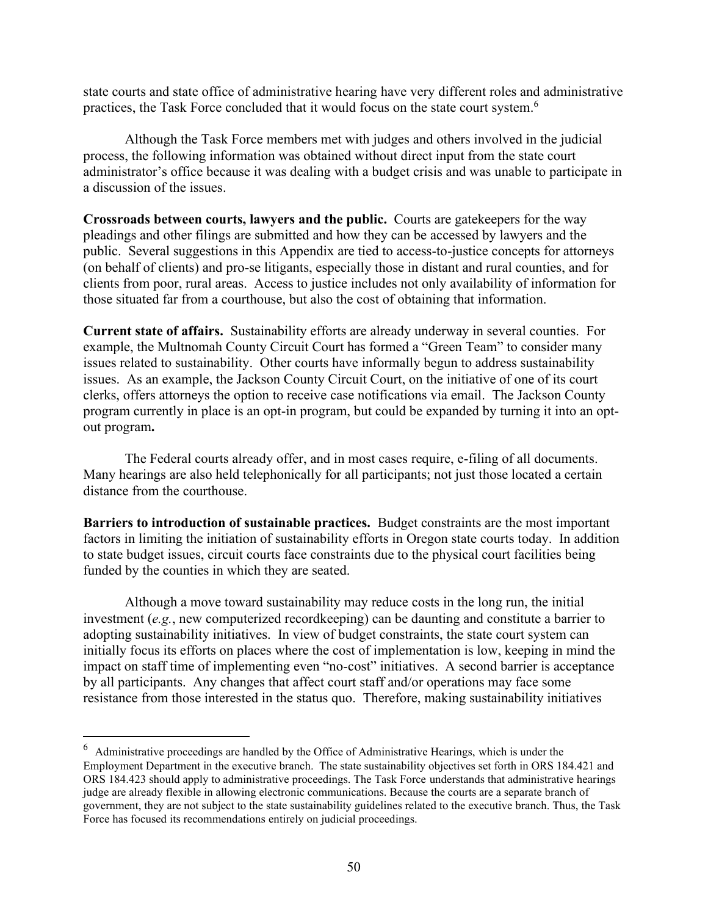state courts and state office of administrative hearing have very different roles and administrative practices, the Task Force concluded that it would focus on the state court system.[6]

Although the Task Force members met with judges and others involved in the judicial process, the following information was obtained without direct input from the state court administrator's office because it was dealing with a budget crisis and was unable to participate in a discussion of the issues.

**Crossroads between courts, lawyers and the public.** Courts are gatekeepers for the way pleadings and other filings are submitted and how they can be accessed by lawyers and the public. Several suggestions in this Appendix are tied to access-to-justice concepts for attorneys (on behalf of clients) and pro-se litigants, especially those in distant and rural counties, and for clients from poor, rural areas. Access to justice includes not only availability of information for those situated far from a courthouse, but also the cost of obtaining that information.

**Current state of affairs.** Sustainability efforts are already underway in several counties. For example, the Multnomah County Circuit Court has formed a "Green Team" to consider many issues related to sustainability. Other courts have informally begun to address sustainability issues. As an example, the Jackson County Circuit Court, on the initiative of one of its court clerks, offers attorneys the option to receive case notifications via email. The Jackson County program currently in place is an opt-in program, but could be expanded by turning it into an opt-out program**.**

The Federal courts already offer, and in most cases require, e-filing of all documents. Many hearings are also held telephonically for all participants; not just those located a certain distance from the courthouse.

**Barriers to introduction of sustainable practices.** Budget constraints are the most important factors in limiting the initiation of sustainability efforts in Oregon state courts today. In addition to state budget issues, circuit courts face constraints due to the physical court facilities being funded by the counties in which they are seated.

Although a move toward sustainability may reduce costs in the long run, the initial investment (*e.g.*, new computerized recordkeeping) can be daunting and constitute a barrier to adopting sustainability initiatives. In view of budget constraints, the state court system can initially focus its efforts on places where the cost of implementation is low, keeping in mind the impact on staff time of implementing even "no-cost" initiatives. A second barrier is acceptance by all participants. Any changes that affect court staff and/or operations may face some resistance from those interested in the status quo. Therefore, making sustainability initiatives

---

[6] Administrative proceedings are handled by the Office of Administrative Hearings, which is under the Employment Department in the executive branch. The state sustainability objectives set forth in ORS 184.421 and ORS 184.423 should apply to administrative proceedings. The Task Force understands that administrative hearings judge are already flexible in allowing electronic communications. Because the courts are a separate branch of government, they are not subject to the state sustainability guidelines related to the executive branch. Thus, the Task Force has focused its recommendations entirely on judicial proceedings.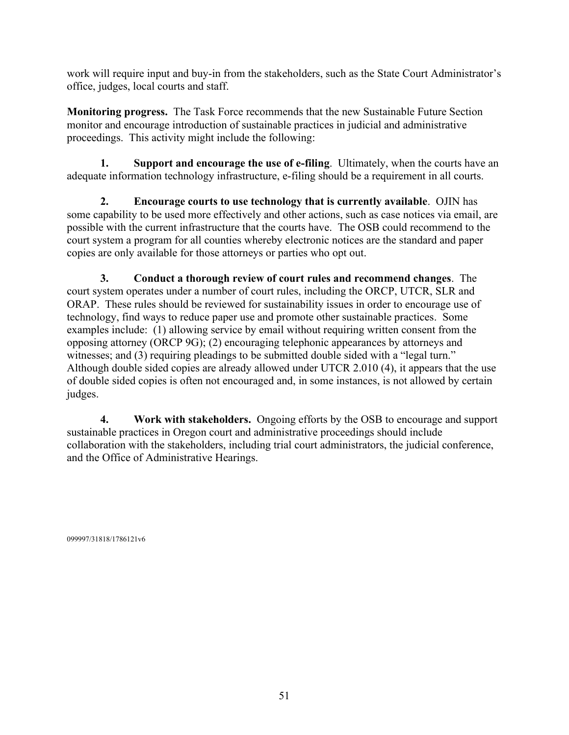work will require input and buy-in from the stakeholders, such as the State Court Administrator's office, judges, local courts and staff.

**Monitoring progress.** The Task Force recommends that the new Sustainable Future Section monitor and encourage introduction of sustainable practices in judicial and administrative proceedings. This activity might include the following:

**1. Support and encourage the use of e-filing**. Ultimately, when the courts have an adequate information technology infrastructure, e-filing should be a requirement in all courts.

**2. Encourage courts to use technology that is currently available**. OJIN has some capability to be used more effectively and other actions, such as case notices via email, are possible with the current infrastructure that the courts have. The OSB could recommend to the court system a program for all counties whereby electronic notices are the standard and paper copies are only available for those attorneys or parties who opt out.

**3. Conduct a thorough review of court rules and recommend changes**. The court system operates under a number of court rules, including the ORCP, UTCR, SLR and ORAP. These rules should be reviewed for sustainability issues in order to encourage use of technology, find ways to reduce paper use and promote other sustainable practices. Some examples include: (1) allowing service by email without requiring written consent from the opposing attorney (ORCP 9G); (2) encouraging telephonic appearances by attorneys and witnesses; and (3) requiring pleadings to be submitted double sided with a "legal turn." Although double sided copies are already allowed under UTCR 2.010 (4), it appears that the use of double sided copies is often not encouraged and, in some instances, is not allowed by certain judges.

**4. Work with stakeholders.** Ongoing efforts by the OSB to encourage and support sustainable practices in Oregon court and administrative proceedings should include collaboration with the stakeholders, including trial court administrators, the judicial conference, and the Office of Administrative Hearings.

099997/31818/1786121v6